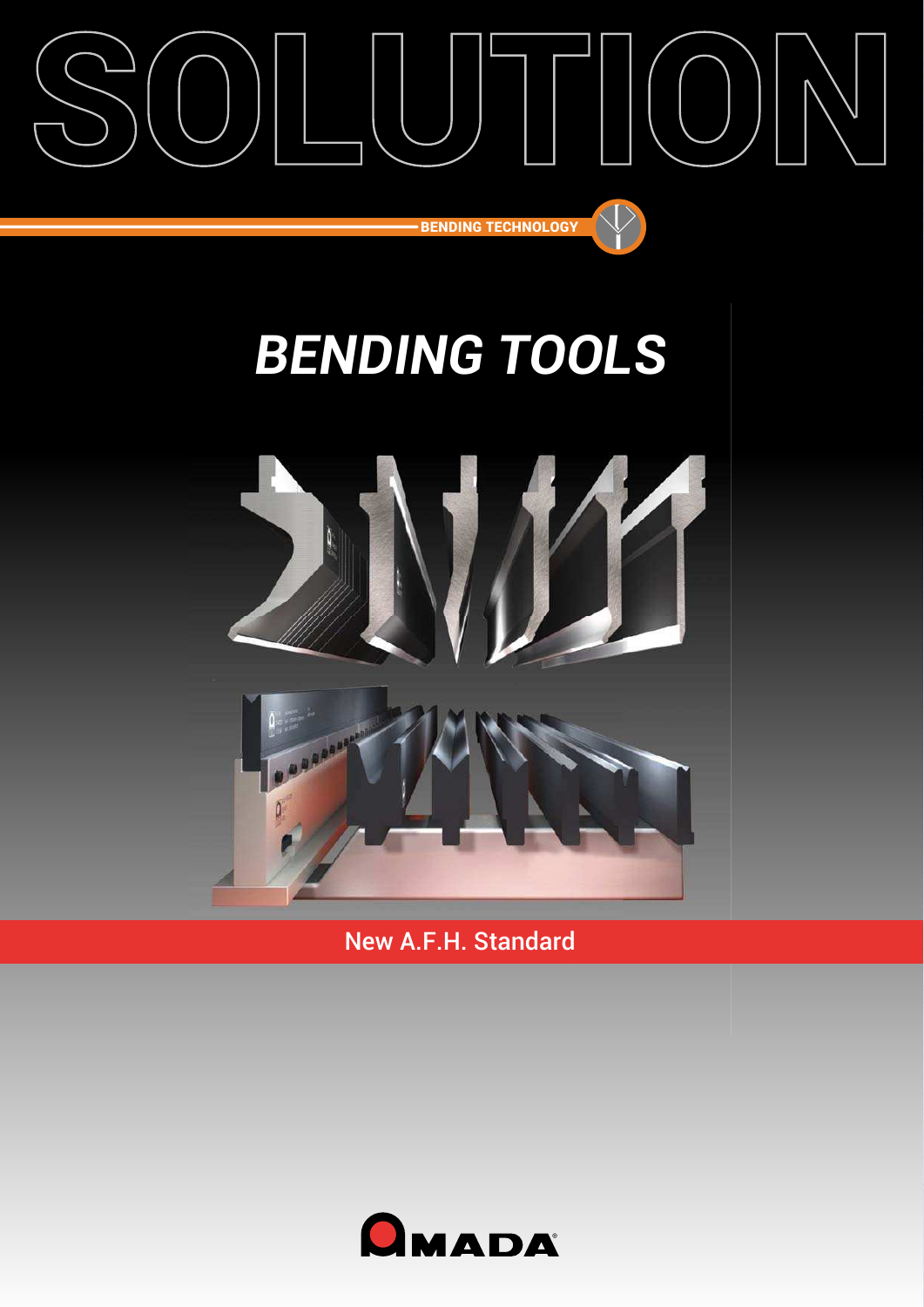# SOLUTION

BENDING TECHNOLOGY

## *BENDING TOOLS*

New A.F.H. Standard

AMADA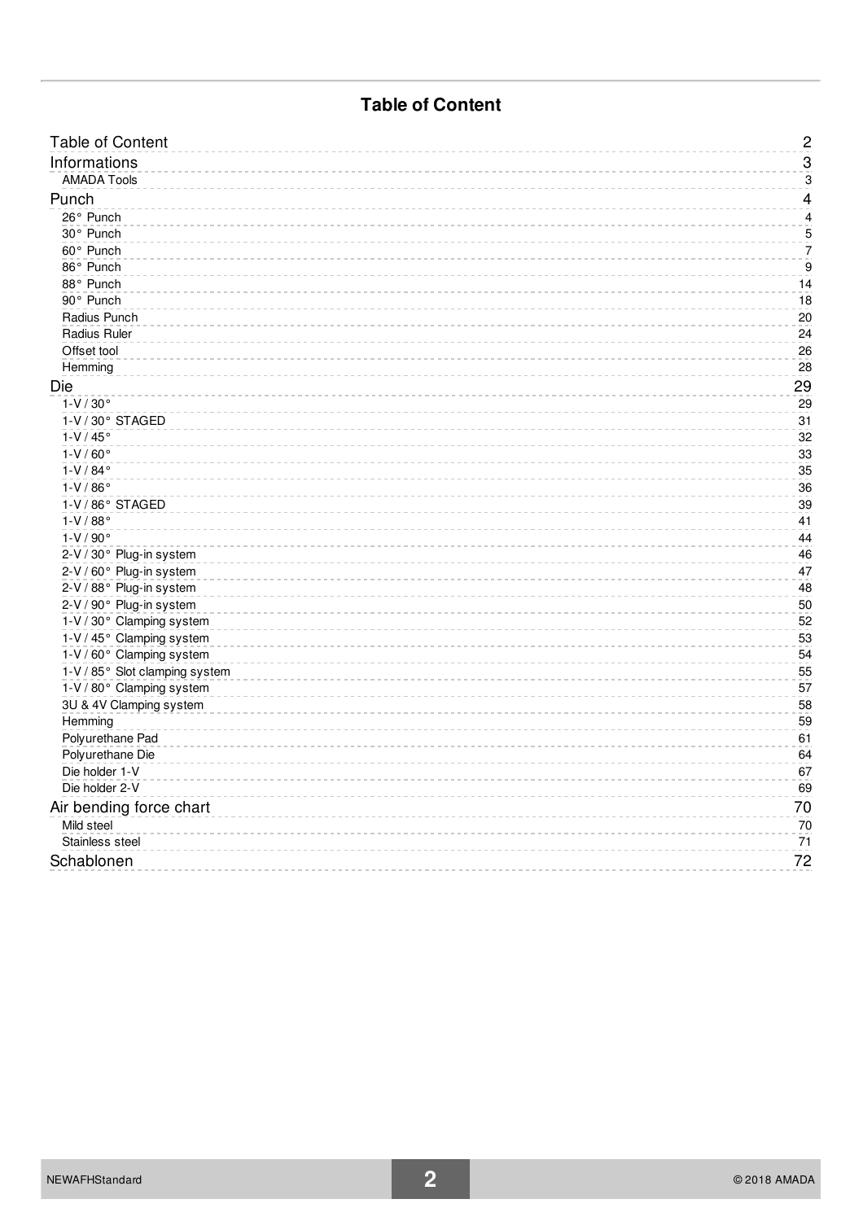# Table of Content

- Table of Content ........ 2
- Informations ........ 3
  - AMADA Tools ........ 3
- Punch ........ 4
  - 26° Punch ........ 4
  - 30° Punch ........ 5
  - 60° Punch ........ 7
  - 86° Punch ........ 9
  - 88° Punch ........ 14
  - 90° Punch ........ 18
  - Radius Punch ........ 20
  - Radius Ruler ........ 24
  - Offset tool ........ 26
  - Hemming ........ 28
- Die ........ 29
  - 1-V / 30° ........ 29
  - 1-V / 30° STAGED ........ 31
  - 1-V / 45° ........ 32
  - 1-V / 60° ........ 33
  - 1-V / 84° ........ 35
  - 1-V / 86° ........ 36
  - 1-V / 86° STAGED ........ 39
  - 1-V / 88° ........ 41
  - 1-V / 90° ........ 44
  - 2-V / 30° Plug-in system ........ 46
  - 2-V / 60° Plug-in system ........ 47
  - 2-V / 88° Plug-in system ........ 48
  - 2-V / 90° Plug-in system ........ 50
  - 1-V / 30° Clamping system ........ 52
  - 1-V / 45° Clamping system ........ 53
  - 1-V / 60° Clamping system ........ 54
  - 1-V / 85° Slot clamping system ........ 55
  - 1-V / 80° Clamping system ........ 57
  - 3U & 4V Clamping system ........ 58
  - Hemming ........ 59
  - Polyurethane Pad ........ 61
  - Polyurethane Die ........ 64
  - Die holder 1-V ........ 67
  - Die holder 2-V ........ 69
- Air bending force chart ........ 70
  - Mild steel ........ 70
  - Stainless steel ........ 71
- Schablonen ........ 72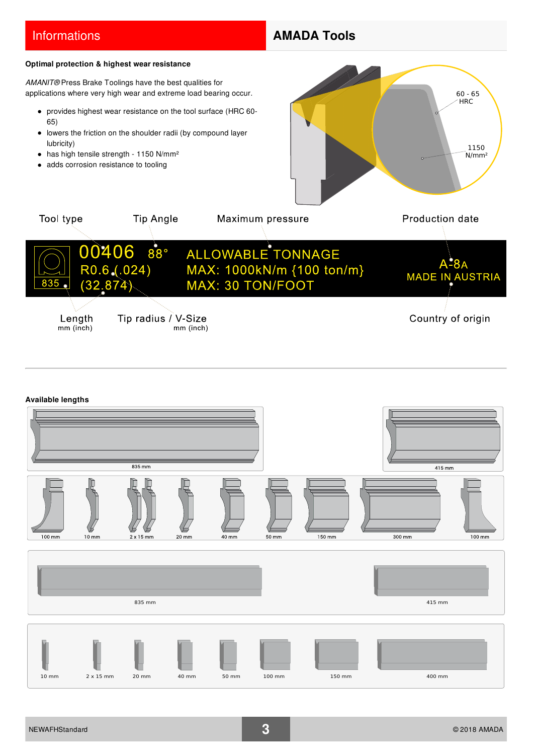## Informations

## AMADA Tools

**Optimal protection & highest wear resistance**

*AMANIT®* Press Brake Toolings have the best qualities for applications where very high wear and extreme load bearing occur.

- provides highest wear resistance on the tool surface (HRC 60-65)
- lowers the friction on the shoulder radii (by compound layer lubricity)
- has high tensile strength - 1150 N/mm²
- adds corrosion resistance to tooling

60 - 65 HRC

1150 N/mm²

Tool type — Tip Angle — Maximum pressure — Production date

00406 88°
R0.6 (.024)
(32.874)
835

ALLOWABLE TONNAGE
MAX: 1000kN/m {100 ton/m}
MAX: 30 TON/FOOT

A-8A
MADE IN AUSTRIA

Length mm (inch) — Tip radius / V-Size mm (inch) — Country of origin

**Available lengths**

835 mm, 415 mm

100 mm, 10 mm, 2 x 15 mm, 20 mm, 40 mm, 50 mm, 150 mm, 300 mm, 100 mm

835 mm, 415 mm

10 mm, 2 x 15 mm, 20 mm, 40 mm, 50 mm, 100 mm, 150 mm, 400 mm

NEWAFHStandard

© 2018 AMADA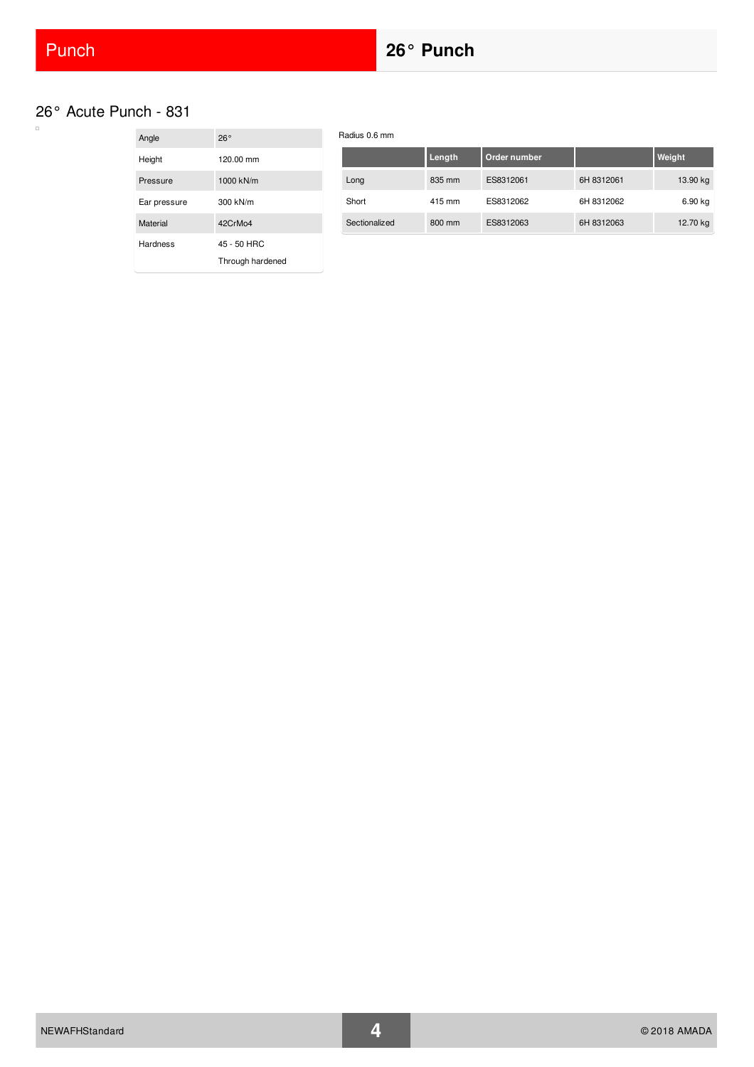# 26° Acute Punch - 831

| Angle | 26° |
|---|---|
| Height | 120.00 mm |
| Pressure | 1000 kN/m |
| Ear pressure | 300 kN/m |
| Material | 42CrMo4 |
| Hardness | 45 - 50 HRC<br>Through hardened |

Radius 0.6 mm

| | Length | Order number | | Weight |
|---|---|---|---|---|
| Long | 835 mm | ES8312061 | 6H 8312061 | 13.90 kg |
| Short | 415 mm | ES8312062 | 6H 8312062 | 6.90 kg |
| Sectionalized | 800 mm | ES8312063 | 6H 8312063 | 12.70 kg |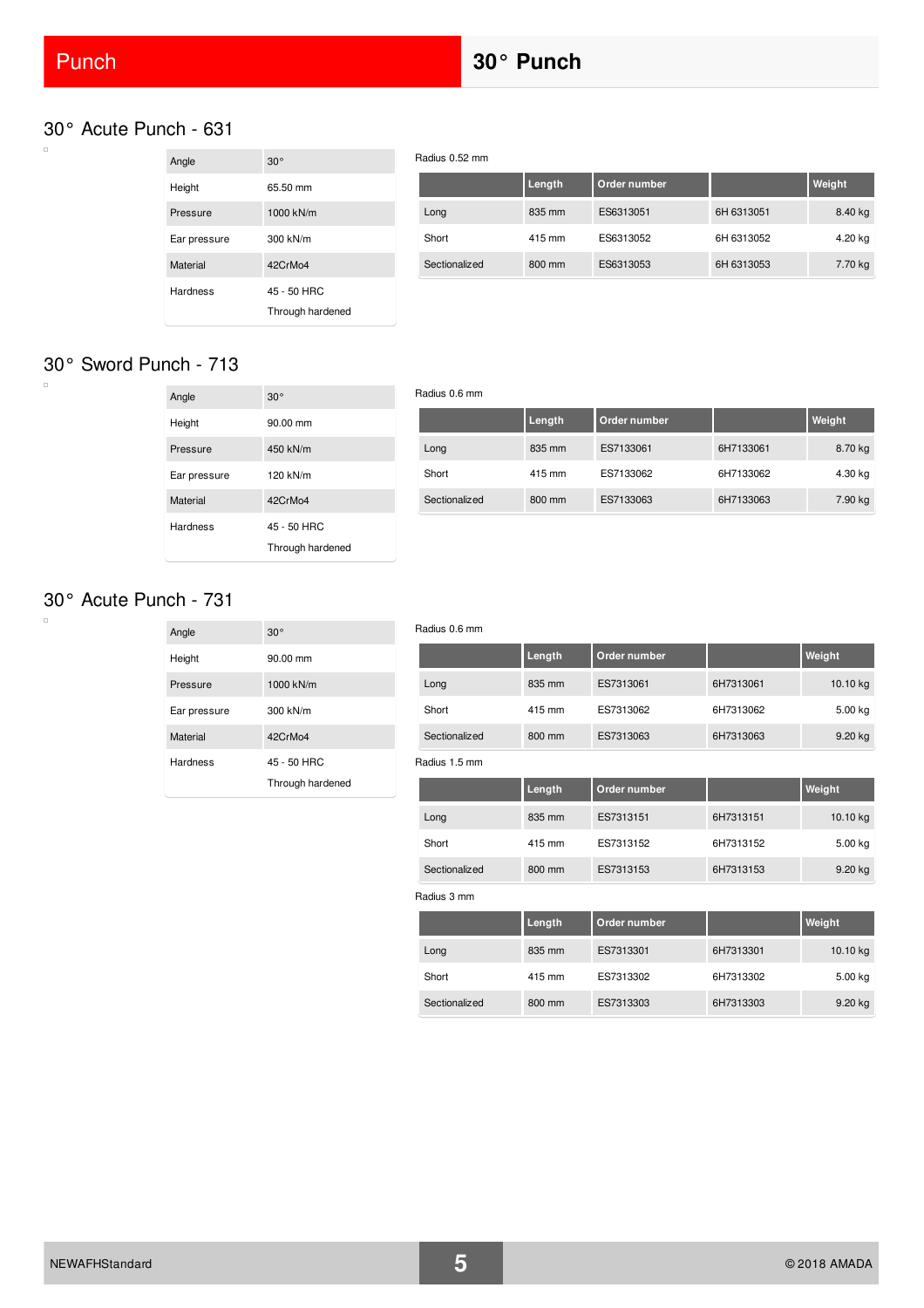# 30° Punch

## 30° Acute Punch - 631

| Angle | 30° |
|---|---|
| Height | 65.50 mm |
| Pressure | 1000 kN/m |
| Ear pressure | 300 kN/m |
| Material | 42CrMo4 |
| Hardness | 45 - 50 HRC<br>Through hardened |

Radius 0.52 mm

| | Length | Order number | | Weight |
|---|---|---|---|---|
| Long | 835 mm | ES6313051 | 6H 6313051 | 8.40 kg |
| Short | 415 mm | ES6313052 | 6H 6313052 | 4.20 kg |
| Sectionalized | 800 mm | ES6313053 | 6H 6313053 | 7.70 kg |

## 30° Sword Punch - 713

| Angle | 30° |
|---|---|
| Height | 90.00 mm |
| Pressure | 450 kN/m |
| Ear pressure | 120 kN/m |
| Material | 42CrMo4 |
| Hardness | 45 - 50 HRC<br>Through hardened |

Radius 0.6 mm

| | Length | Order number | | Weight |
|---|---|---|---|---|
| Long | 835 mm | ES7133061 | 6H7133061 | 8.70 kg |
| Short | 415 mm | ES7133062 | 6H7133062 | 4.30 kg |
| Sectionalized | 800 mm | ES7133063 | 6H7133063 | 7.90 kg |

## 30° Acute Punch - 731

| Angle | 30° |
|---|---|
| Height | 90.00 mm |
| Pressure | 1000 kN/m |
| Ear pressure | 300 kN/m |
| Material | 42CrMo4 |
| Hardness | 45 - 50 HRC<br>Through hardened |

Radius 0.6 mm

| | Length | Order number | | Weight |
|---|---|---|---|---|
| Long | 835 mm | ES7313061 | 6H7313061 | 10.10 kg |
| Short | 415 mm | ES7313062 | 6H7313062 | 5.00 kg |
| Sectionalized | 800 mm | ES7313063 | 6H7313063 | 9.20 kg |

Radius 1.5 mm

| | Length | Order number | | Weight |
|---|---|---|---|---|
| Long | 835 mm | ES7313151 | 6H7313151 | 10.10 kg |
| Short | 415 mm | ES7313152 | 6H7313152 | 5.00 kg |
| Sectionalized | 800 mm | ES7313153 | 6H7313153 | 9.20 kg |

Radius 3 mm

| | Length | Order number | | Weight |
|---|---|---|---|---|
| Long | 835 mm | ES7313301 | 6H7313301 | 10.10 kg |
| Short | 415 mm | ES7313302 | 6H7313302 | 5.00 kg |
| Sectionalized | 800 mm | ES7313303 | 6H7313303 | 9.20 kg |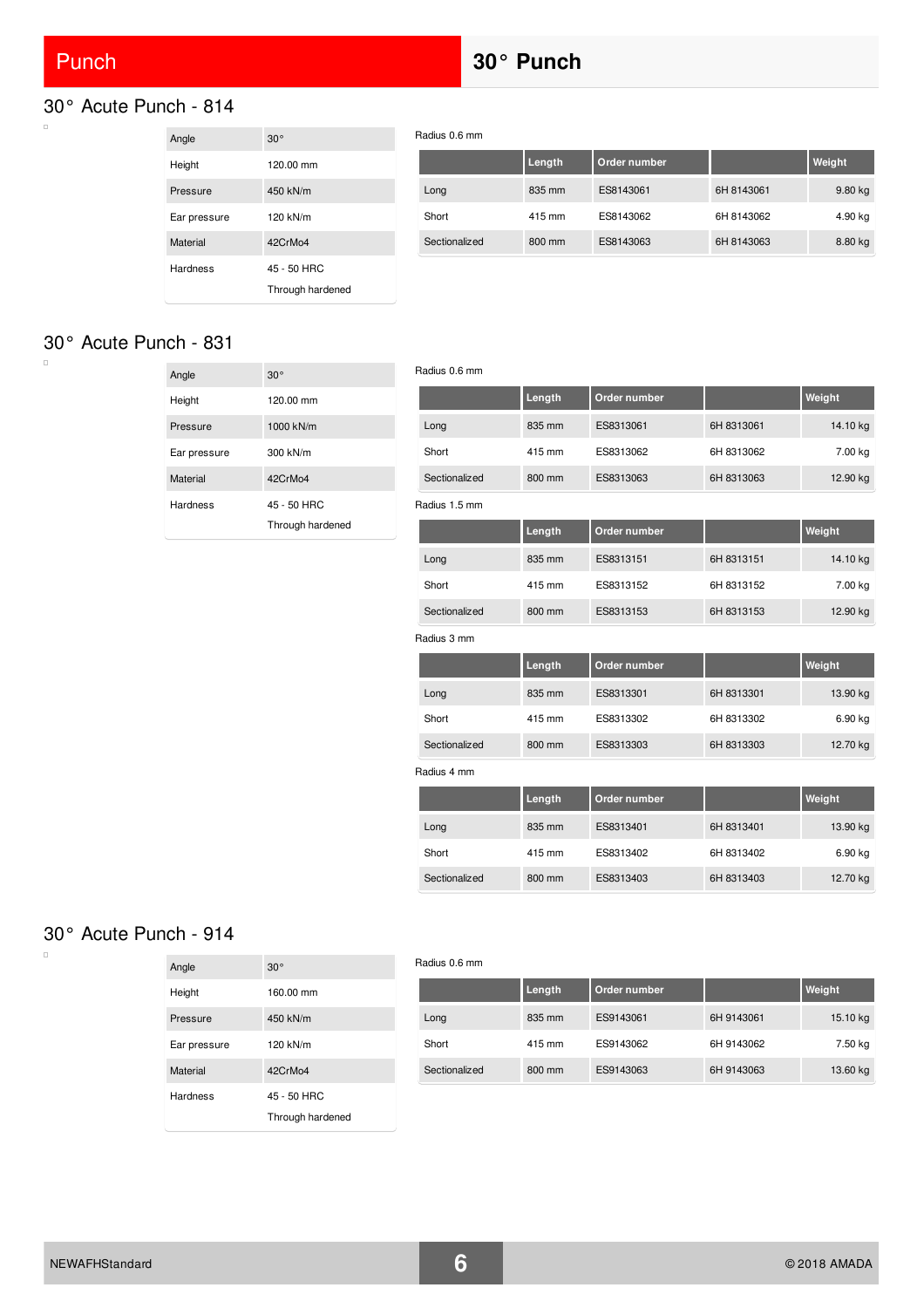# Punch

# 30° Punch

## 30° Acute Punch - 814

| Angle | 30° |
|---|---|
| Height | 120.00 mm |
| Pressure | 450 kN/m |
| Ear pressure | 120 kN/m |
| Material | 42CrMo4 |
| Hardness | 45 - 50 HRC<br>Through hardened |

Radius 0.6 mm

| | Length | Order number | | Weight |
|---|---|---|---|---|
| Long | 835 mm | ES8143061 | 6H 8143061 | 9.80 kg |
| Short | 415 mm | ES8143062 | 6H 8143062 | 4.90 kg |
| Sectionalized | 800 mm | ES8143063 | 6H 8143063 | 8.80 kg |

## 30° Acute Punch - 831

| Angle | 30° |
|---|---|
| Height | 120.00 mm |
| Pressure | 1000 kN/m |
| Ear pressure | 300 kN/m |
| Material | 42CrMo4 |
| Hardness | 45 - 50 HRC<br>Through hardened |

Radius 0.6 mm

| | Length | Order number | | Weight |
|---|---|---|---|---|
| Long | 835 mm | ES8313061 | 6H 8313061 | 14.10 kg |
| Short | 415 mm | ES8313062 | 6H 8313062 | 7.00 kg |
| Sectionalized | 800 mm | ES8313063 | 6H 8313063 | 12.90 kg |

Radius 1.5 mm

| | Length | Order number | | Weight |
|---|---|---|---|---|
| Long | 835 mm | ES8313151 | 6H 8313151 | 14.10 kg |
| Short | 415 mm | ES8313152 | 6H 8313152 | 7.00 kg |
| Sectionalized | 800 mm | ES8313153 | 6H 8313153 | 12.90 kg |

Radius 3 mm

| | Length | Order number | | Weight |
|---|---|---|---|---|
| Long | 835 mm | ES8313301 | 6H 8313301 | 13.90 kg |
| Short | 415 mm | ES8313302 | 6H 8313302 | 6.90 kg |
| Sectionalized | 800 mm | ES8313303 | 6H 8313303 | 12.70 kg |

Radius 4 mm

| | Length | Order number | | Weight |
|---|---|---|---|---|
| Long | 835 mm | ES8313401 | 6H 8313401 | 13.90 kg |
| Short | 415 mm | ES8313402 | 6H 8313402 | 6.90 kg |
| Sectionalized | 800 mm | ES8313403 | 6H 8313403 | 12.70 kg |

## 30° Acute Punch - 914

| Angle | 30° |
|---|---|
| Height | 160.00 mm |
| Pressure | 450 kN/m |
| Ear pressure | 120 kN/m |
| Material | 42CrMo4 |
| Hardness | 45 - 50 HRC<br>Through hardened |

Radius 0.6 mm

| | Length | Order number | | Weight |
|---|---|---|---|---|
| Long | 835 mm | ES9143061 | 6H 9143061 | 15.10 kg |
| Short | 415 mm | ES9143062 | 6H 9143062 | 7.50 kg |
| Sectionalized | 800 mm | ES9143063 | 6H 9143063 | 13.60 kg |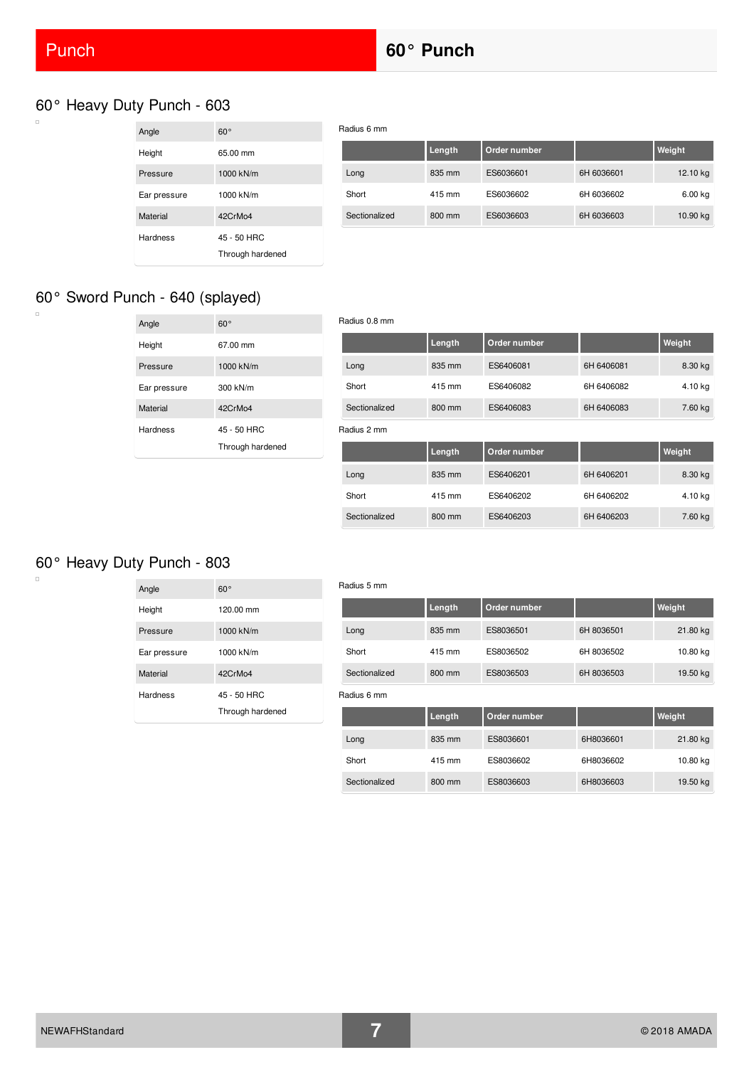# 60° Punch

## 60° Heavy Duty Punch - 603

| Angle | 60° |
|---|---|
| Height | 65.00 mm |
| Pressure | 1000 kN/m |
| Ear pressure | 1000 kN/m |
| Material | 42CrMo4 |
| Hardness | 45 - 50 HRC<br>Through hardened |

Radius 6 mm

| | Length | Order number | | Weight |
|---|---|---|---|---|
| Long | 835 mm | ES6036601 | 6H 6036601 | 12.10 kg |
| Short | 415 mm | ES6036602 | 6H 6036602 | 6.00 kg |
| Sectionalized | 800 mm | ES6036603 | 6H 6036603 | 10.90 kg |

## 60° Sword Punch - 640 (splayed)

| Angle | 60° |
|---|---|
| Height | 67.00 mm |
| Pressure | 1000 kN/m |
| Ear pressure | 300 kN/m |
| Material | 42CrMo4 |
| Hardness | 45 - 50 HRC<br>Through hardened |

Radius 0.8 mm

| | Length | Order number | | Weight |
|---|---|---|---|---|
| Long | 835 mm | ES6406081 | 6H 6406081 | 8.30 kg |
| Short | 415 mm | ES6406082 | 6H 6406082 | 4.10 kg |
| Sectionalized | 800 mm | ES6406083 | 6H 6406083 | 7.60 kg |

Radius 2 mm

| | Length | Order number | | Weight |
|---|---|---|---|---|
| Long | 835 mm | ES6406201 | 6H 6406201 | 8.30 kg |
| Short | 415 mm | ES6406202 | 6H 6406202 | 4.10 kg |
| Sectionalized | 800 mm | ES6406203 | 6H 6406203 | 7.60 kg |

## 60° Heavy Duty Punch - 803

| Angle | 60° |
|---|---|
| Height | 120.00 mm |
| Pressure | 1000 kN/m |
| Ear pressure | 1000 kN/m |
| Material | 42CrMo4 |
| Hardness | 45 - 50 HRC<br>Through hardened |

Radius 5 mm

| | Length | Order number | | Weight |
|---|---|---|---|---|
| Long | 835 mm | ES8036501 | 6H 8036501 | 21.80 kg |
| Short | 415 mm | ES8036502 | 6H 8036502 | 10.80 kg |
| Sectionalized | 800 mm | ES8036503 | 6H 8036503 | 19.50 kg |

Radius 6 mm

| | Length | Order number | | Weight |
|---|---|---|---|---|
| Long | 835 mm | ES8036601 | 6H8036601 | 21.80 kg |
| Short | 415 mm | ES8036602 | 6H8036602 | 10.80 kg |
| Sectionalized | 800 mm | ES8036603 | 6H8036603 | 19.50 kg |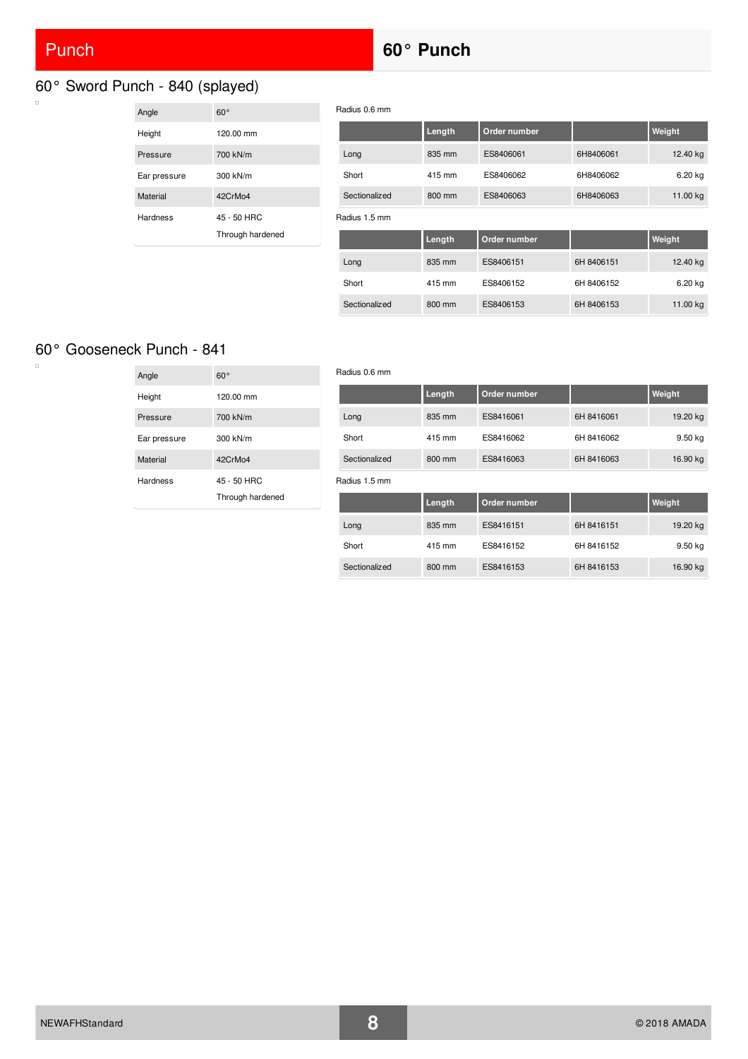# Punch

## 60° Punch

### 60° Sword Punch - 840 (splayed)

| | |
|---|---|
| Angle | 60° |
| Height | 120.00 mm |
| Pressure | 700 kN/m |
| Ear pressure | 300 kN/m |
| Material | 42CrMo4 |
| Hardness | 45 - 50 HRC<br>Through hardened |

Radius 0.6 mm

| | Length | Order number | | Weight |
|---|---|---|---|---|
| Long | 835 mm | ES8406061 | 6H8406061 | 12.40 kg |
| Short | 415 mm | ES8406062 | 6H8406062 | 6.20 kg |
| Sectionalized | 800 mm | ES8406063 | 6H8406063 | 11.00 kg |

Radius 1.5 mm

| | Length | Order number | | Weight |
|---|---|---|---|---|
| Long | 835 mm | ES8406151 | 6H 8406151 | 12.40 kg |
| Short | 415 mm | ES8406152 | 6H 8406152 | 6.20 kg |
| Sectionalized | 800 mm | ES8406153 | 6H 8406153 | 11.00 kg |

### 60° Gooseneck Punch - 841

| | |
|---|---|
| Angle | 60° |
| Height | 120.00 mm |
| Pressure | 700 kN/m |
| Ear pressure | 300 kN/m |
| Material | 42CrMo4 |
| Hardness | 45 - 50 HRC<br>Through hardened |

Radius 0.6 mm

| | Length | Order number | | Weight |
|---|---|---|---|---|
| Long | 835 mm | ES8416061 | 6H 8416061 | 19.20 kg |
| Short | 415 mm | ES8416062 | 6H 8416062 | 9.50 kg |
| Sectionalized | 800 mm | ES8416063 | 6H 8416063 | 16.90 kg |

Radius 1.5 mm

| | Length | Order number | | Weight |
|---|---|---|---|---|
| Long | 835 mm | ES8416151 | 6H 8416151 | 19.20 kg |
| Short | 415 mm | ES8416152 | 6H 8416152 | 9.50 kg |
| Sectionalized | 800 mm | ES8416153 | 6H 8416153 | 16.90 kg |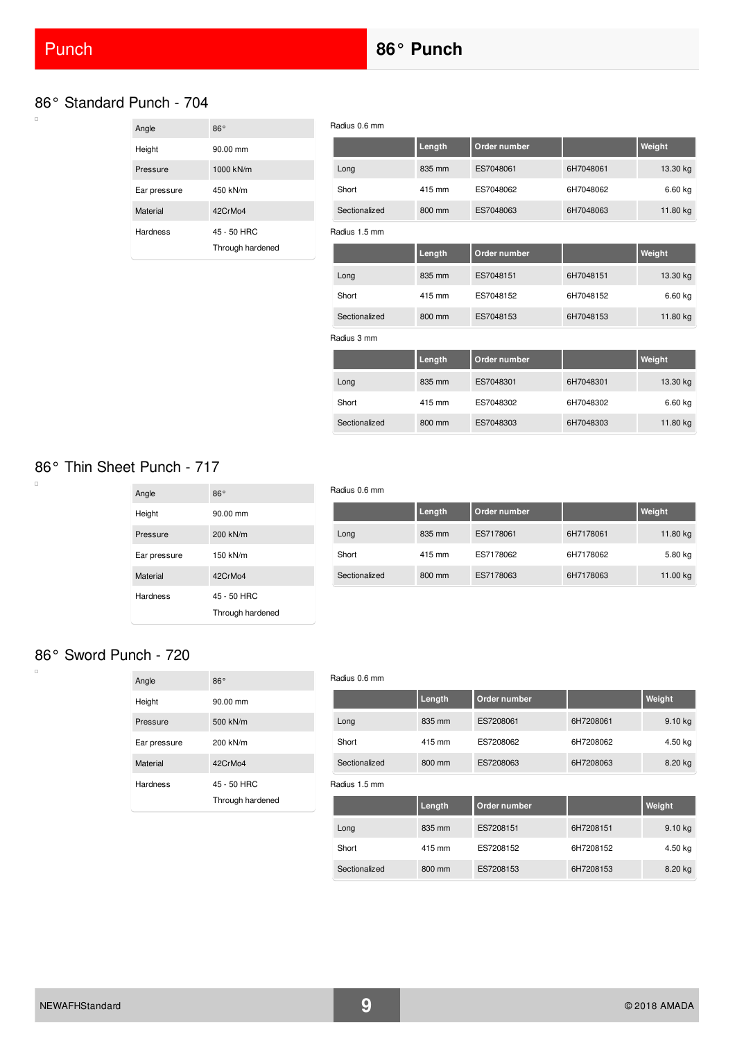# Punch

## 86° Punch

### 86° Standard Punch - 704

| Angle | 86° |
|---|---|
| Height | 90.00 mm |
| Pressure | 1000 kN/m |
| Ear pressure | 450 kN/m |
| Material | 42CrMo4 |
| Hardness | 45 - 50 HRC Through hardened |

Radius 0.6 mm

| | Length | Order number | | Weight |
|---|---|---|---|---|
| Long | 835 mm | ES7048061 | 6H7048061 | 13.30 kg |
| Short | 415 mm | ES7048062 | 6H7048062 | 6.60 kg |
| Sectionalized | 800 mm | ES7048063 | 6H7048063 | 11.80 kg |

Radius 1.5 mm

| | Length | Order number | | Weight |
|---|---|---|---|---|
| Long | 835 mm | ES7048151 | 6H7048151 | 13.30 kg |
| Short | 415 mm | ES7048152 | 6H7048152 | 6.60 kg |
| Sectionalized | 800 mm | ES7048153 | 6H7048153 | 11.80 kg |

Radius 3 mm

| | Length | Order number | | Weight |
|---|---|---|---|---|
| Long | 835 mm | ES7048301 | 6H7048301 | 13.30 kg |
| Short | 415 mm | ES7048302 | 6H7048302 | 6.60 kg |
| Sectionalized | 800 mm | ES7048303 | 6H7048303 | 11.80 kg |

### 86° Thin Sheet Punch - 717

| Angle | 86° |
|---|---|
| Height | 90.00 mm |
| Pressure | 200 kN/m |
| Ear pressure | 150 kN/m |
| Material | 42CrMo4 |
| Hardness | 45 - 50 HRC Through hardened |

Radius 0.6 mm

| | Length | Order number | | Weight |
|---|---|---|---|---|
| Long | 835 mm | ES7178061 | 6H7178061 | 11.80 kg |
| Short | 415 mm | ES7178062 | 6H7178062 | 5.80 kg |
| Sectionalized | 800 mm | ES7178063 | 6H7178063 | 11.00 kg |

### 86° Sword Punch - 720

| Angle | 86° |
|---|---|
| Height | 90.00 mm |
| Pressure | 500 kN/m |
| Ear pressure | 200 kN/m |
| Material | 42CrMo4 |
| Hardness | 45 - 50 HRC Through hardened |

Radius 0.6 mm

| | Length | Order number | | Weight |
|---|---|---|---|---|
| Long | 835 mm | ES7208061 | 6H7208061 | 9.10 kg |
| Short | 415 mm | ES7208062 | 6H7208062 | 4.50 kg |
| Sectionalized | 800 mm | ES7208063 | 6H7208063 | 8.20 kg |

Radius 1.5 mm

| | Length | Order number | | Weight |
|---|---|---|---|---|
| Long | 835 mm | ES7208151 | 6H7208151 | 9.10 kg |
| Short | 415 mm | ES7208152 | 6H7208152 | 4.50 kg |
| Sectionalized | 800 mm | ES7208153 | 6H7208153 | 8.20 kg |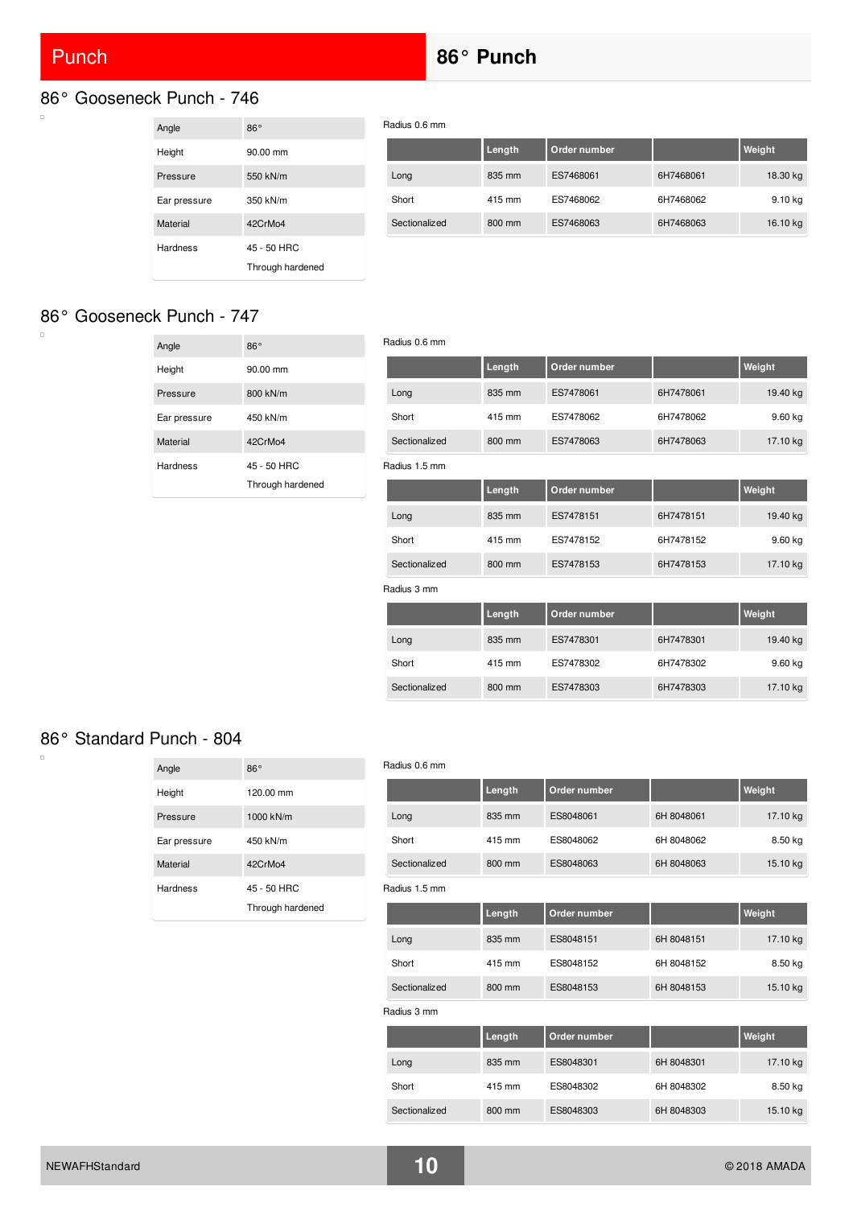# 86° Punch

## 86° Gooseneck Punch - 746

| | |
|---|---|
| Angle | 86° |
| Height | 90.00 mm |
| Pressure | 550 kN/m |
| Ear pressure | 350 kN/m |
| Material | 42CrMo4 |
| Hardness | 45 - 50 HRC<br>Through hardened |

Radius 0.6 mm

| | Length | Order number | | Weight |
|---|---|---|---|---|
| Long | 835 mm | ES7468061 | 6H7468061 | 18.30 kg |
| Short | 415 mm | ES7468062 | 6H7468062 | 9.10 kg |
| Sectionalized | 800 mm | ES7468063 | 6H7468063 | 16.10 kg |

## 86° Gooseneck Punch - 747

| | |
|---|---|
| Angle | 86° |
| Height | 90.00 mm |
| Pressure | 800 kN/m |
| Ear pressure | 450 kN/m |
| Material | 42CrMo4 |
| Hardness | 45 - 50 HRC<br>Through hardened |

Radius 0.6 mm

| | Length | Order number | | Weight |
|---|---|---|---|---|
| Long | 835 mm | ES7478061 | 6H7478061 | 19.40 kg |
| Short | 415 mm | ES7478062 | 6H7478062 | 9.60 kg |
| Sectionalized | 800 mm | ES7478063 | 6H7478063 | 17.10 kg |

Radius 1.5 mm

| | Length | Order number | | Weight |
|---|---|---|---|---|
| Long | 835 mm | ES7478151 | 6H7478151 | 19.40 kg |
| Short | 415 mm | ES7478152 | 6H7478152 | 9.60 kg |
| Sectionalized | 800 mm | ES7478153 | 6H7478153 | 17.10 kg |

Radius 3 mm

| | Length | Order number | | Weight |
|---|---|---|---|---|
| Long | 835 mm | ES7478301 | 6H7478301 | 19.40 kg |
| Short | 415 mm | ES7478302 | 6H7478302 | 9.60 kg |
| Sectionalized | 800 mm | ES7478303 | 6H7478303 | 17.10 kg |

## 86° Standard Punch - 804

| | |
|---|---|
| Angle | 86° |
| Height | 120.00 mm |
| Pressure | 1000 kN/m |
| Ear pressure | 450 kN/m |
| Material | 42CrMo4 |
| Hardness | 45 - 50 HRC<br>Through hardened |

Radius 0.6 mm

| | Length | Order number | | Weight |
|---|---|---|---|---|
| Long | 835 mm | ES8048061 | 6H 8048061 | 17.10 kg |
| Short | 415 mm | ES8048062 | 6H 8048062 | 8.50 kg |
| Sectionalized | 800 mm | ES8048063 | 6H 8048063 | 15.10 kg |

Radius 1.5 mm

| | Length | Order number | | Weight |
|---|---|---|---|---|
| Long | 835 mm | ES8048151 | 6H 8048151 | 17.10 kg |
| Short | 415 mm | ES8048152 | 6H 8048152 | 8.50 kg |
| Sectionalized | 800 mm | ES8048153 | 6H 8048153 | 15.10 kg |

Radius 3 mm

| | Length | Order number | | Weight |
|---|---|---|---|---|
| Long | 835 mm | ES8048301 | 6H 8048301 | 17.10 kg |
| Short | 415 mm | ES8048302 | 6H 8048302 | 8.50 kg |
| Sectionalized | 800 mm | ES8048303 | 6H 8048303 | 15.10 kg |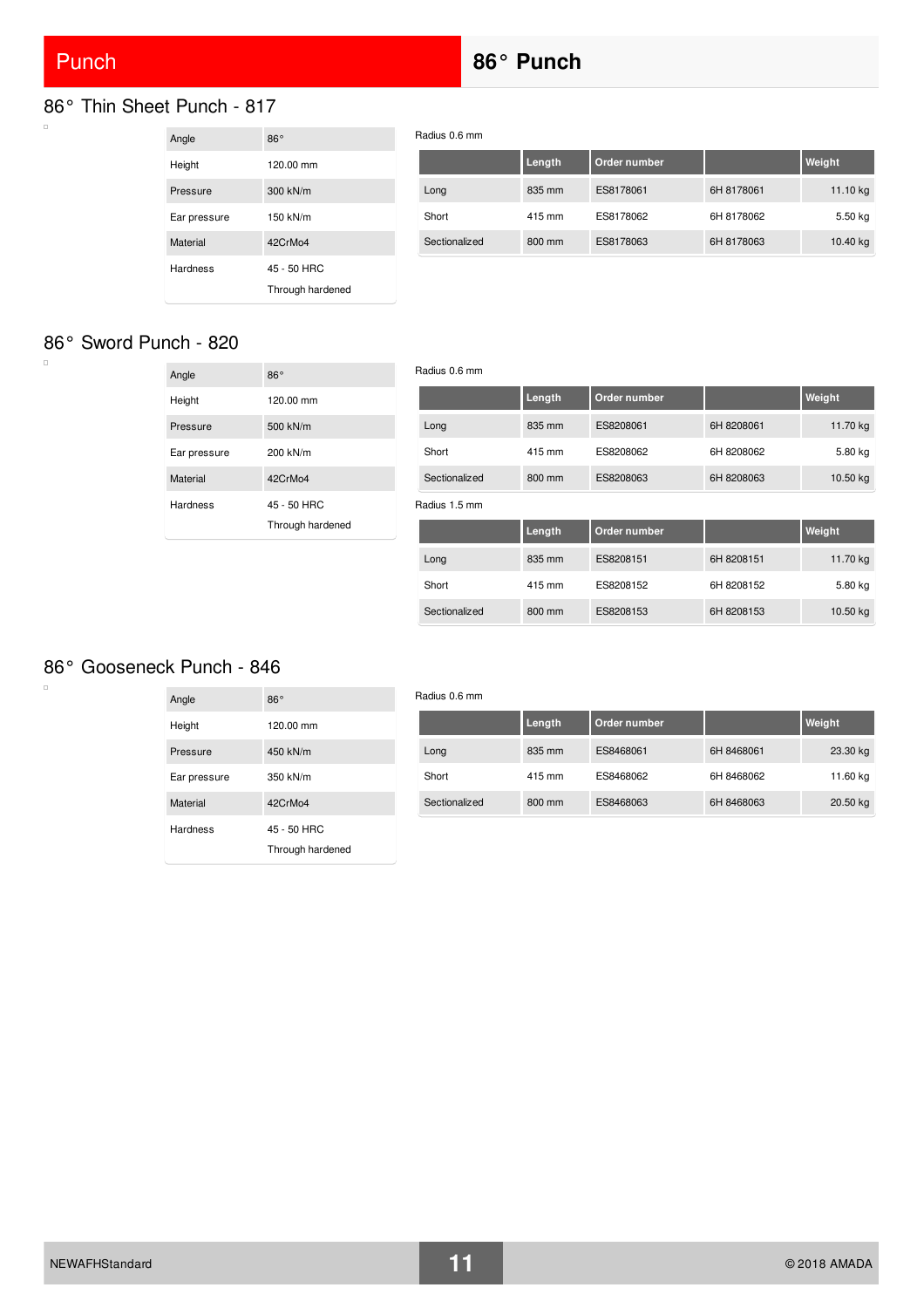# Punch

## 86° Punch

### 86° Thin Sheet Punch - 817

| | |
|---|---|
| Angle | 86° |
| Height | 120.00 mm |
| Pressure | 300 kN/m |
| Ear pressure | 150 kN/m |
| Material | 42CrMo4 |
| Hardness | 45 - 50 HRC<br>Through hardened |

Radius 0.6 mm

| | Length | Order number | | Weight |
|---|---|---|---|---|
| Long | 835 mm | ES8178061 | 6H 8178061 | 11.10 kg |
| Short | 415 mm | ES8178062 | 6H 8178062 | 5.50 kg |
| Sectionalized | 800 mm | ES8178063 | 6H 8178063 | 10.40 kg |

### 86° Sword Punch - 820

| | |
|---|---|
| Angle | 86° |
| Height | 120.00 mm |
| Pressure | 500 kN/m |
| Ear pressure | 200 kN/m |
| Material | 42CrMo4 |
| Hardness | 45 - 50 HRC<br>Through hardened |

Radius 0.6 mm

| | Length | Order number | | Weight |
|---|---|---|---|---|
| Long | 835 mm | ES8208061 | 6H 8208061 | 11.70 kg |
| Short | 415 mm | ES8208062 | 6H 8208062 | 5.80 kg |
| Sectionalized | 800 mm | ES8208063 | 6H 8208063 | 10.50 kg |

Radius 1.5 mm

| | Length | Order number | | Weight |
|---|---|---|---|---|
| Long | 835 mm | ES8208151 | 6H 8208151 | 11.70 kg |
| Short | 415 mm | ES8208152 | 6H 8208152 | 5.80 kg |
| Sectionalized | 800 mm | ES8208153 | 6H 8208153 | 10.50 kg |

### 86° Gooseneck Punch - 846

| | |
|---|---|
| Angle | 86° |
| Height | 120.00 mm |
| Pressure | 450 kN/m |
| Ear pressure | 350 kN/m |
| Material | 42CrMo4 |
| Hardness | 45 - 50 HRC<br>Through hardened |

Radius 0.6 mm

| | Length | Order number | | Weight |
|---|---|---|---|---|
| Long | 835 mm | ES8468061 | 6H 8468061 | 23.30 kg |
| Short | 415 mm | ES8468062 | 6H 8468062 | 11.60 kg |
| Sectionalized | 800 mm | ES8468063 | 6H 8468063 | 20.50 kg |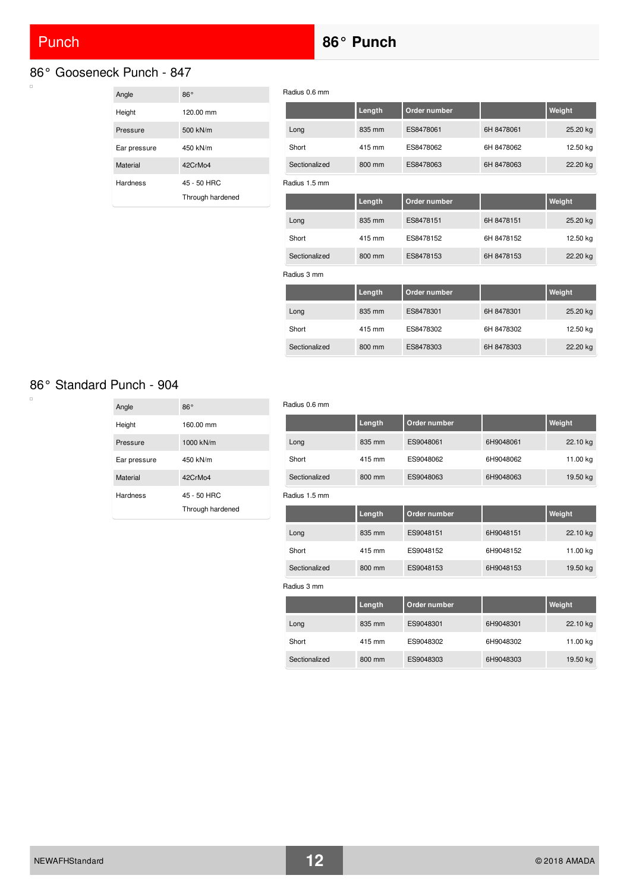# Punch

## 86° Punch

### 86° Gooseneck Punch - 847

| Angle | 86° |
|---|---|
| Height | 120.00 mm |
| Pressure | 500 kN/m |
| Ear pressure | 450 kN/m |
| Material | 42CrMo4 |
| Hardness | 45 - 50 HRC<br>Through hardened |

Radius 0.6 mm

| | Length | Order number | | Weight |
|---|---|---|---|---|
| Long | 835 mm | ES8478061 | 6H 8478061 | 25.20 kg |
| Short | 415 mm | ES8478062 | 6H 8478062 | 12.50 kg |
| Sectionalized | 800 mm | ES8478063 | 6H 8478063 | 22.20 kg |

Radius 1.5 mm

| | Length | Order number | | Weight |
|---|---|---|---|---|
| Long | 835 mm | ES8478151 | 6H 8478151 | 25.20 kg |
| Short | 415 mm | ES8478152 | 6H 8478152 | 12.50 kg |
| Sectionalized | 800 mm | ES8478153 | 6H 8478153 | 22.20 kg |

Radius 3 mm

| | Length | Order number | | Weight |
|---|---|---|---|---|
| Long | 835 mm | ES8478301 | 6H 8478301 | 25.20 kg |
| Short | 415 mm | ES8478302 | 6H 8478302 | 12.50 kg |
| Sectionalized | 800 mm | ES8478303 | 6H 8478303 | 22.20 kg |

### 86° Standard Punch - 904

| Angle | 86° |
|---|---|
| Height | 160.00 mm |
| Pressure | 1000 kN/m |
| Ear pressure | 450 kN/m |
| Material | 42CrMo4 |
| Hardness | 45 - 50 HRC<br>Through hardened |

Radius 0.6 mm

| | Length | Order number | | Weight |
|---|---|---|---|---|
| Long | 835 mm | ES9048061 | 6H9048061 | 22.10 kg |
| Short | 415 mm | ES9048062 | 6H9048062 | 11.00 kg |
| Sectionalized | 800 mm | ES9048063 | 6H9048063 | 19.50 kg |

Radius 1.5 mm

| | Length | Order number | | Weight |
|---|---|---|---|---|
| Long | 835 mm | ES9048151 | 6H9048151 | 22.10 kg |
| Short | 415 mm | ES9048152 | 6H9048152 | 11.00 kg |
| Sectionalized | 800 mm | ES9048153 | 6H9048153 | 19.50 kg |

Radius 3 mm

| | Length | Order number | | Weight |
|---|---|---|---|---|
| Long | 835 mm | ES9048301 | 6H9048301 | 22.10 kg |
| Short | 415 mm | ES9048302 | 6H9048302 | 11.00 kg |
| Sectionalized | 800 mm | ES9048303 | 6H9048303 | 19.50 kg |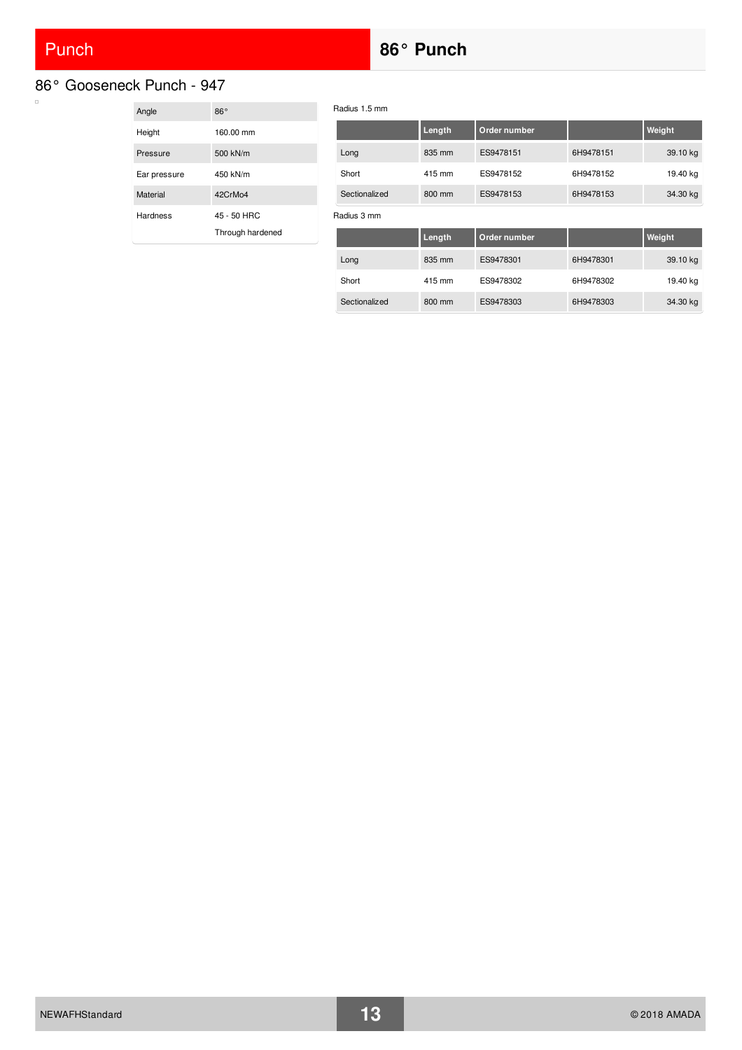# Punch

## 86° Punch

### 86° Gooseneck Punch - 947

| Angle | 86° |
|---|---|
| Height | 160.00 mm |
| Pressure | 500 kN/m |
| Ear pressure | 450 kN/m |
| Material | 42CrMo4 |
| Hardness | 45 - 50 HRC<br>Through hardened |

Radius 1.5 mm

| | Length | Order number | | Weight |
|---|---|---|---|---|
| Long | 835 mm | ES9478151 | 6H9478151 | 39.10 kg |
| Short | 415 mm | ES9478152 | 6H9478152 | 19.40 kg |
| Sectionalized | 800 mm | ES9478153 | 6H9478153 | 34.30 kg |

Radius 3 mm

| | Length | Order number | | Weight |
|---|---|---|---|---|
| Long | 835 mm | ES9478301 | 6H9478301 | 39.10 kg |
| Short | 415 mm | ES9478302 | 6H9478302 | 19.40 kg |
| Sectionalized | 800 mm | ES9478303 | 6H9478303 | 34.30 kg |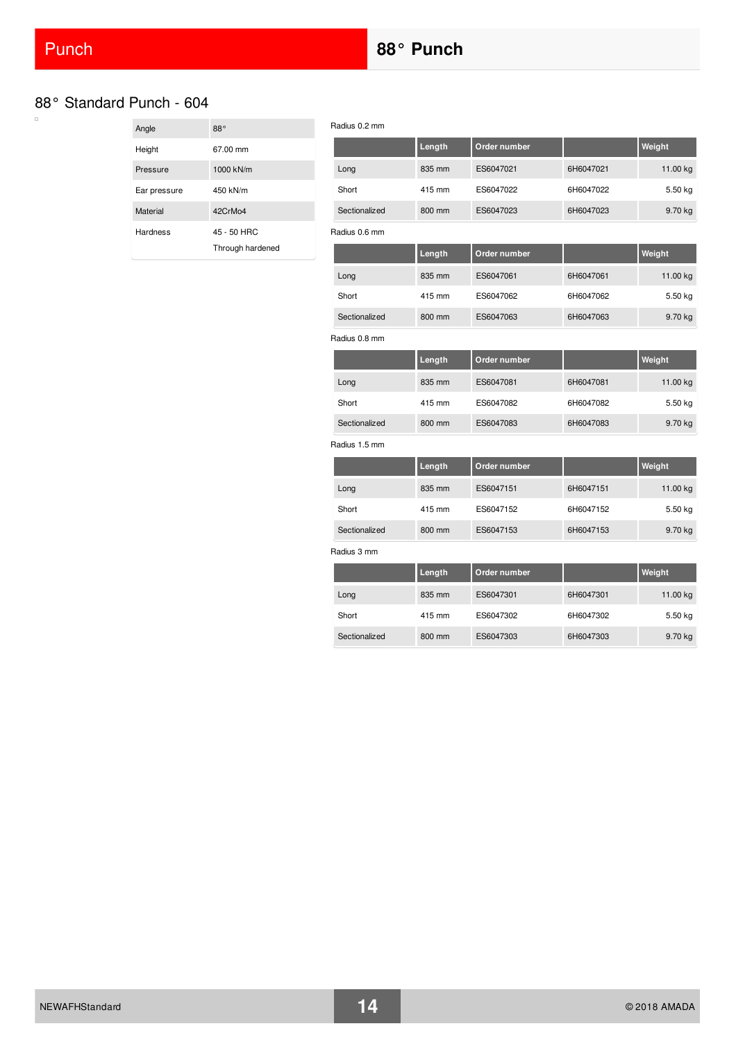# 88° Punch

## 88° Standard Punch - 604

| Angle | 88° |
|---|---|
| Height | 67.00 mm |
| Pressure | 1000 kN/m |
| Ear pressure | 450 kN/m |
| Material | 42CrMo4 |
| Hardness | 45 - 50 HRC<br>Through hardened |

Radius 0.2 mm

| | Length | Order number | | Weight |
|---|---|---|---|---|
| Long | 835 mm | ES6047021 | 6H6047021 | 11.00 kg |
| Short | 415 mm | ES6047022 | 6H6047022 | 5.50 kg |
| Sectionalized | 800 mm | ES6047023 | 6H6047023 | 9.70 kg |

Radius 0.6 mm

| | Length | Order number | | Weight |
|---|---|---|---|---|
| Long | 835 mm | ES6047061 | 6H6047061 | 11.00 kg |
| Short | 415 mm | ES6047062 | 6H6047062 | 5.50 kg |
| Sectionalized | 800 mm | ES6047063 | 6H6047063 | 9.70 kg |

Radius 0.8 mm

| | Length | Order number | | Weight |
|---|---|---|---|---|
| Long | 835 mm | ES6047081 | 6H6047081 | 11.00 kg |
| Short | 415 mm | ES6047082 | 6H6047082 | 5.50 kg |
| Sectionalized | 800 mm | ES6047083 | 6H6047083 | 9.70 kg |

Radius 1.5 mm

| | Length | Order number | | Weight |
|---|---|---|---|---|
| Long | 835 mm | ES6047151 | 6H6047151 | 11.00 kg |
| Short | 415 mm | ES6047152 | 6H6047152 | 5.50 kg |
| Sectionalized | 800 mm | ES6047153 | 6H6047153 | 9.70 kg |

Radius 3 mm

| | Length | Order number | | Weight |
|---|---|---|---|---|
| Long | 835 mm | ES6047301 | 6H6047301 | 11.00 kg |
| Short | 415 mm | ES6047302 | 6H6047302 | 5.50 kg |
| Sectionalized | 800 mm | ES6047303 | 6H6047303 | 9.70 kg |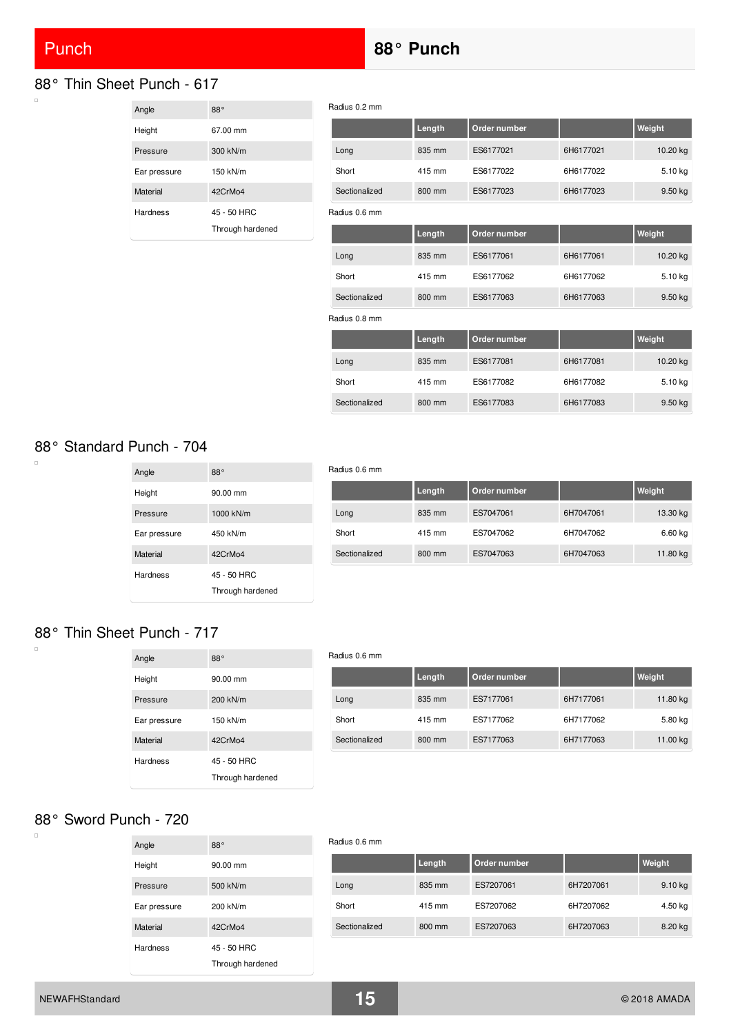# Punch

## 88° Punch

### 88° Thin Sheet Punch - 617

| Angle | 88° |
|---|---|
| Height | 67.00 mm |
| Pressure | 300 kN/m |
| Ear pressure | 150 kN/m |
| Material | 42CrMo4 |
| Hardness | 45 - 50 HRC<br>Through hardened |

Radius 0.2 mm

| | Length | Order number | | Weight |
|---|---|---|---|---|
| Long | 835 mm | ES6177021 | 6H6177021 | 10.20 kg |
| Short | 415 mm | ES6177022 | 6H6177022 | 5.10 kg |
| Sectionalized | 800 mm | ES6177023 | 6H6177023 | 9.50 kg |

Radius 0.6 mm

| | Length | Order number | | Weight |
|---|---|---|---|---|
| Long | 835 mm | ES6177061 | 6H6177061 | 10.20 kg |
| Short | 415 mm | ES6177062 | 6H6177062 | 5.10 kg |
| Sectionalized | 800 mm | ES6177063 | 6H6177063 | 9.50 kg |

Radius 0.8 mm

| | Length | Order number | | Weight |
|---|---|---|---|---|
| Long | 835 mm | ES6177081 | 6H6177081 | 10.20 kg |
| Short | 415 mm | ES6177082 | 6H6177082 | 5.10 kg |
| Sectionalized | 800 mm | ES6177083 | 6H6177083 | 9.50 kg |

### 88° Standard Punch - 704

| Angle | 88° |
|---|---|
| Height | 90.00 mm |
| Pressure | 1000 kN/m |
| Ear pressure | 450 kN/m |
| Material | 42CrMo4 |
| Hardness | 45 - 50 HRC<br>Through hardened |

Radius 0.6 mm

| | Length | Order number | | Weight |
|---|---|---|---|---|
| Long | 835 mm | ES7047061 | 6H7047061 | 13.30 kg |
| Short | 415 mm | ES7047062 | 6H7047062 | 6.60 kg |
| Sectionalized | 800 mm | ES7047063 | 6H7047063 | 11.80 kg |

### 88° Thin Sheet Punch - 717

| Angle | 88° |
|---|---|
| Height | 90.00 mm |
| Pressure | 200 kN/m |
| Ear pressure | 150 kN/m |
| Material | 42CrMo4 |
| Hardness | 45 - 50 HRC<br>Through hardened |

Radius 0.6 mm

| | Length | Order number | | Weight |
|---|---|---|---|---|
| Long | 835 mm | ES7177061 | 6H7177061 | 11.80 kg |
| Short | 415 mm | ES7177062 | 6H7177062 | 5.80 kg |
| Sectionalized | 800 mm | ES7177063 | 6H7177063 | 11.00 kg |

### 88° Sword Punch - 720

| Angle | 88° |
|---|---|
| Height | 90.00 mm |
| Pressure | 500 kN/m |
| Ear pressure | 200 kN/m |
| Material | 42CrMo4 |
| Hardness | 45 - 50 HRC<br>Through hardened |

Radius 0.6 mm

| | Length | Order number | | Weight |
|---|---|---|---|---|
| Long | 835 mm | ES7207061 | 6H7207061 | 9.10 kg |
| Short | 415 mm | ES7207062 | 6H7207062 | 4.50 kg |
| Sectionalized | 800 mm | ES7207063 | 6H7207063 | 8.20 kg |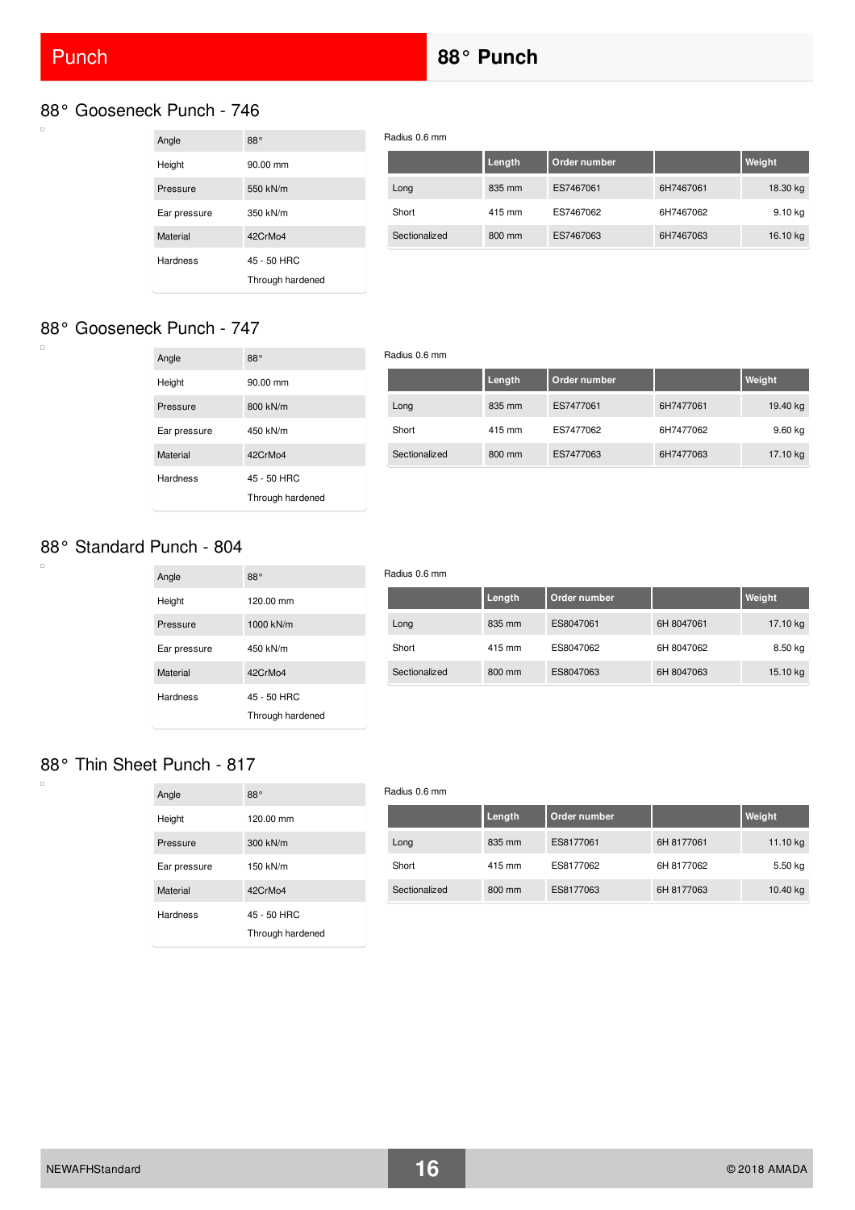# Punch

# 88° Punch

## 88° Gooseneck Punch - 746

| | |
|---|---|
| Angle | 88° |
| Height | 90.00 mm |
| Pressure | 550 kN/m |
| Ear pressure | 350 kN/m |
| Material | 42CrMo4 |
| Hardness | 45 - 50 HRC<br>Through hardened |

Radius 0.6 mm

| | Length | Order number | | Weight |
|---|---|---|---|---|
| Long | 835 mm | ES7467061 | 6H7467061 | 18.30 kg |
| Short | 415 mm | ES7467062 | 6H7467062 | 9.10 kg |
| Sectionalized | 800 mm | ES7467063 | 6H7467063 | 16.10 kg |

## 88° Gooseneck Punch - 747

| | |
|---|---|
| Angle | 88° |
| Height | 90.00 mm |
| Pressure | 800 kN/m |
| Ear pressure | 450 kN/m |
| Material | 42CrMo4 |
| Hardness | 45 - 50 HRC<br>Through hardened |

Radius 0.6 mm

| | Length | Order number | | Weight |
|---|---|---|---|---|
| Long | 835 mm | ES7477061 | 6H7477061 | 19.40 kg |
| Short | 415 mm | ES7477062 | 6H7477062 | 9.60 kg |
| Sectionalized | 800 mm | ES7477063 | 6H7477063 | 17.10 kg |

## 88° Standard Punch - 804

| | |
|---|---|
| Angle | 88° |
| Height | 120.00 mm |
| Pressure | 1000 kN/m |
| Ear pressure | 450 kN/m |
| Material | 42CrMo4 |
| Hardness | 45 - 50 HRC<br>Through hardened |

Radius 0.6 mm

| | Length | Order number | | Weight |
|---|---|---|---|---|
| Long | 835 mm | ES8047061 | 6H 8047061 | 17.10 kg |
| Short | 415 mm | ES8047062 | 6H 8047062 | 8.50 kg |
| Sectionalized | 800 mm | ES8047063 | 6H 8047063 | 15.10 kg |

## 88° Thin Sheet Punch - 817

| | |
|---|---|
| Angle | 88° |
| Height | 120.00 mm |
| Pressure | 300 kN/m |
| Ear pressure | 150 kN/m |
| Material | 42CrMo4 |
| Hardness | 45 - 50 HRC<br>Through hardened |

Radius 0.6 mm

| | Length | Order number | | Weight |
|---|---|---|---|---|
| Long | 835 mm | ES8177061 | 6H 8177061 | 11.10 kg |
| Short | 415 mm | ES8177062 | 6H 8177062 | 5.50 kg |
| Sectionalized | 800 mm | ES8177063 | 6H 8177063 | 10.40 kg |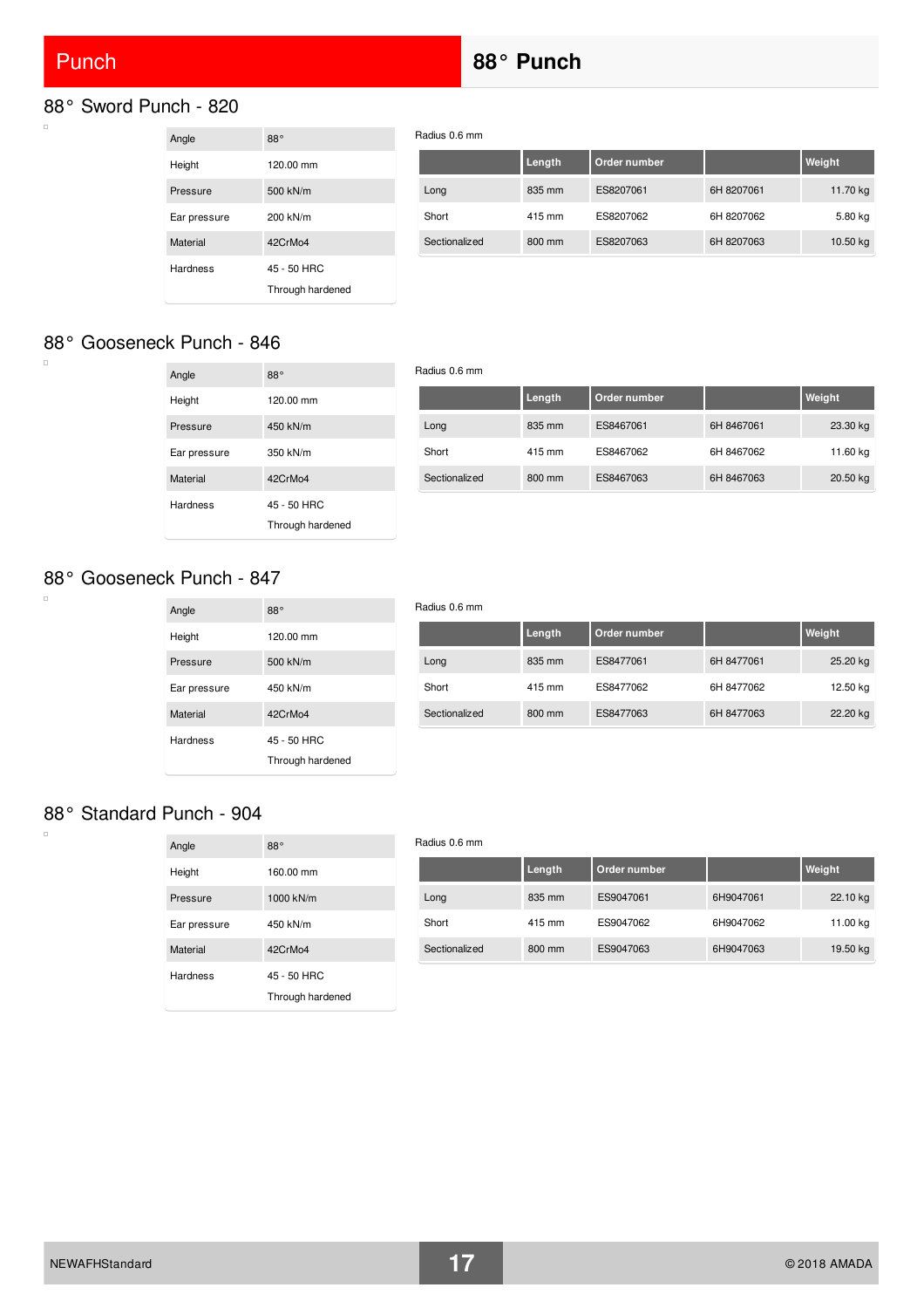# Punch

## 88° Punch

### 88° Sword Punch - 820

| | |
|---|---|
| Angle | 88° |
| Height | 120.00 mm |
| Pressure | 500 kN/m |
| Ear pressure | 200 kN/m |
| Material | 42CrMo4 |
| Hardness | 45 - 50 HRC<br>Through hardened |

Radius 0.6 mm

| | Length | Order number | | Weight |
|---|---|---|---|---|
| Long | 835 mm | ES8207061 | 6H 8207061 | 11.70 kg |
| Short | 415 mm | ES8207062 | 6H 8207062 | 5.80 kg |
| Sectionalized | 800 mm | ES8207063 | 6H 8207063 | 10.50 kg |

### 88° Gooseneck Punch - 846

| | |
|---|---|
| Angle | 88° |
| Height | 120.00 mm |
| Pressure | 450 kN/m |
| Ear pressure | 350 kN/m |
| Material | 42CrMo4 |
| Hardness | 45 - 50 HRC<br>Through hardened |

Radius 0.6 mm

| | Length | Order number | | Weight |
|---|---|---|---|---|
| Long | 835 mm | ES8467061 | 6H 8467061 | 23.30 kg |
| Short | 415 mm | ES8467062 | 6H 8467062 | 11.60 kg |
| Sectionalized | 800 mm | ES8467063 | 6H 8467063 | 20.50 kg |

### 88° Gooseneck Punch - 847

| | |
|---|---|
| Angle | 88° |
| Height | 120.00 mm |
| Pressure | 500 kN/m |
| Ear pressure | 450 kN/m |
| Material | 42CrMo4 |
| Hardness | 45 - 50 HRC<br>Through hardened |

Radius 0.6 mm

| | Length | Order number | | Weight |
|---|---|---|---|---|
| Long | 835 mm | ES8477061 | 6H 8477061 | 25.20 kg |
| Short | 415 mm | ES8477062 | 6H 8477062 | 12.50 kg |
| Sectionalized | 800 mm | ES8477063 | 6H 8477063 | 22.20 kg |

### 88° Standard Punch - 904

| | |
|---|---|
| Angle | 88° |
| Height | 160.00 mm |
| Pressure | 1000 kN/m |
| Ear pressure | 450 kN/m |
| Material | 42CrMo4 |
| Hardness | 45 - 50 HRC<br>Through hardened |

Radius 0.6 mm

| | Length | Order number | | Weight |
|---|---|---|---|---|
| Long | 835 mm | ES9047061 | 6H9047061 | 22.10 kg |
| Short | 415 mm | ES9047062 | 6H9047062 | 11.00 kg |
| Sectionalized | 800 mm | ES9047063 | 6H9047063 | 19.50 kg |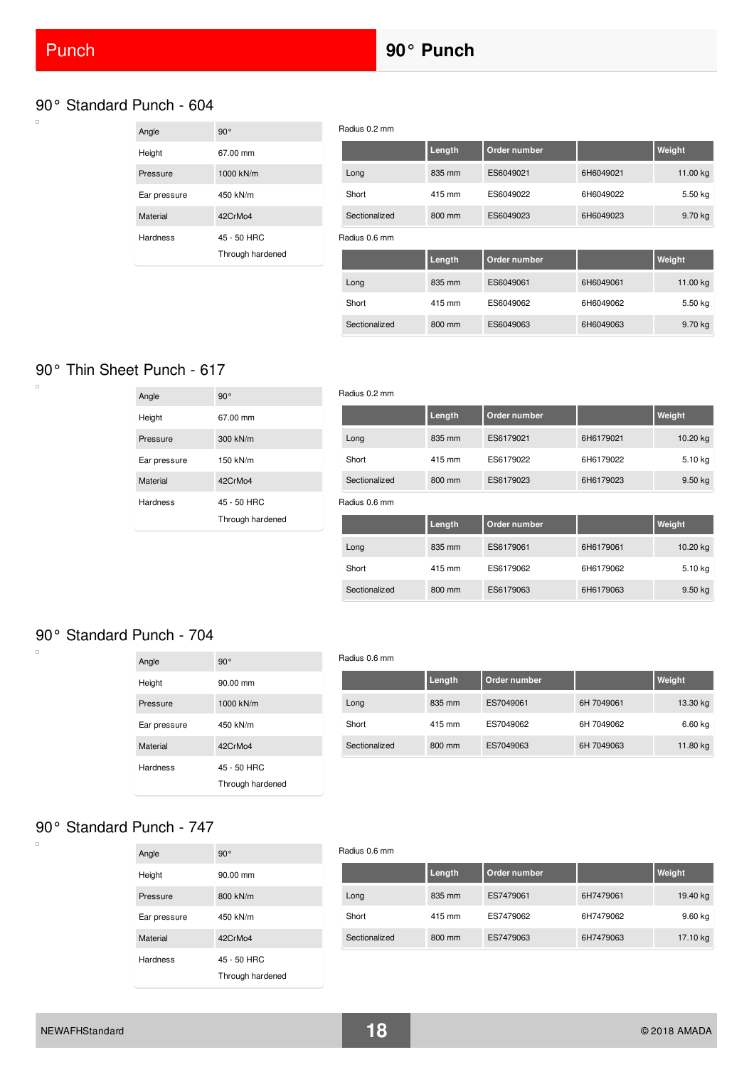# Punch

## 90° Punch

### 90° Standard Punch - 604

| | |
|---|---|
| Angle | 90° |
| Height | 67.00 mm |
| Pressure | 1000 kN/m |
| Ear pressure | 450 kN/m |
| Material | 42CrMo4 |
| Hardness | 45 - 50 HRC<br>Through hardened |

Radius 0.2 mm

| | Length | Order number | | Weight |
|---|---|---|---|---|
| Long | 835 mm | ES6049021 | 6H6049021 | 11.00 kg |
| Short | 415 mm | ES6049022 | 6H6049022 | 5.50 kg |
| Sectionalized | 800 mm | ES6049023 | 6H6049023 | 9.70 kg |

Radius 0.6 mm

| | Length | Order number | | Weight |
|---|---|---|---|---|
| Long | 835 mm | ES6049061 | 6H6049061 | 11.00 kg |
| Short | 415 mm | ES6049062 | 6H6049062 | 5.50 kg |
| Sectionalized | 800 mm | ES6049063 | 6H6049063 | 9.70 kg |

### 90° Thin Sheet Punch - 617

| | |
|---|---|
| Angle | 90° |
| Height | 67.00 mm |
| Pressure | 300 kN/m |
| Ear pressure | 150 kN/m |
| Material | 42CrMo4 |
| Hardness | 45 - 50 HRC<br>Through hardened |

Radius 0.2 mm

| | Length | Order number | | Weight |
|---|---|---|---|---|
| Long | 835 mm | ES6179021 | 6H6179021 | 10.20 kg |
| Short | 415 mm | ES6179022 | 6H6179022 | 5.10 kg |
| Sectionalized | 800 mm | ES6179023 | 6H6179023 | 9.50 kg |

Radius 0.6 mm

| | Length | Order number | | Weight |
|---|---|---|---|---|
| Long | 835 mm | ES6179061 | 6H6179061 | 10.20 kg |
| Short | 415 mm | ES6179062 | 6H6179062 | 5.10 kg |
| Sectionalized | 800 mm | ES6179063 | 6H6179063 | 9.50 kg |

### 90° Standard Punch - 704

| | |
|---|---|
| Angle | 90° |
| Height | 90.00 mm |
| Pressure | 1000 kN/m |
| Ear pressure | 450 kN/m |
| Material | 42CrMo4 |
| Hardness | 45 - 50 HRC<br>Through hardened |

Radius 0.6 mm

| | Length | Order number | | Weight |
|---|---|---|---|---|
| Long | 835 mm | ES7049061 | 6H 7049061 | 13.30 kg |
| Short | 415 mm | ES7049062 | 6H 7049062 | 6.60 kg |
| Sectionalized | 800 mm | ES7049063 | 6H 7049063 | 11.80 kg |

### 90° Standard Punch - 747

| | |
|---|---|
| Angle | 90° |
| Height | 90.00 mm |
| Pressure | 800 kN/m |
| Ear pressure | 450 kN/m |
| Material | 42CrMo4 |
| Hardness | 45 - 50 HRC<br>Through hardened |

Radius 0.6 mm

| | Length | Order number | | Weight |
|---|---|---|---|---|
| Long | 835 mm | ES7479061 | 6H7479061 | 19.40 kg |
| Short | 415 mm | ES7479062 | 6H7479062 | 9.60 kg |
| Sectionalized | 800 mm | ES7479063 | 6H7479063 | 17.10 kg |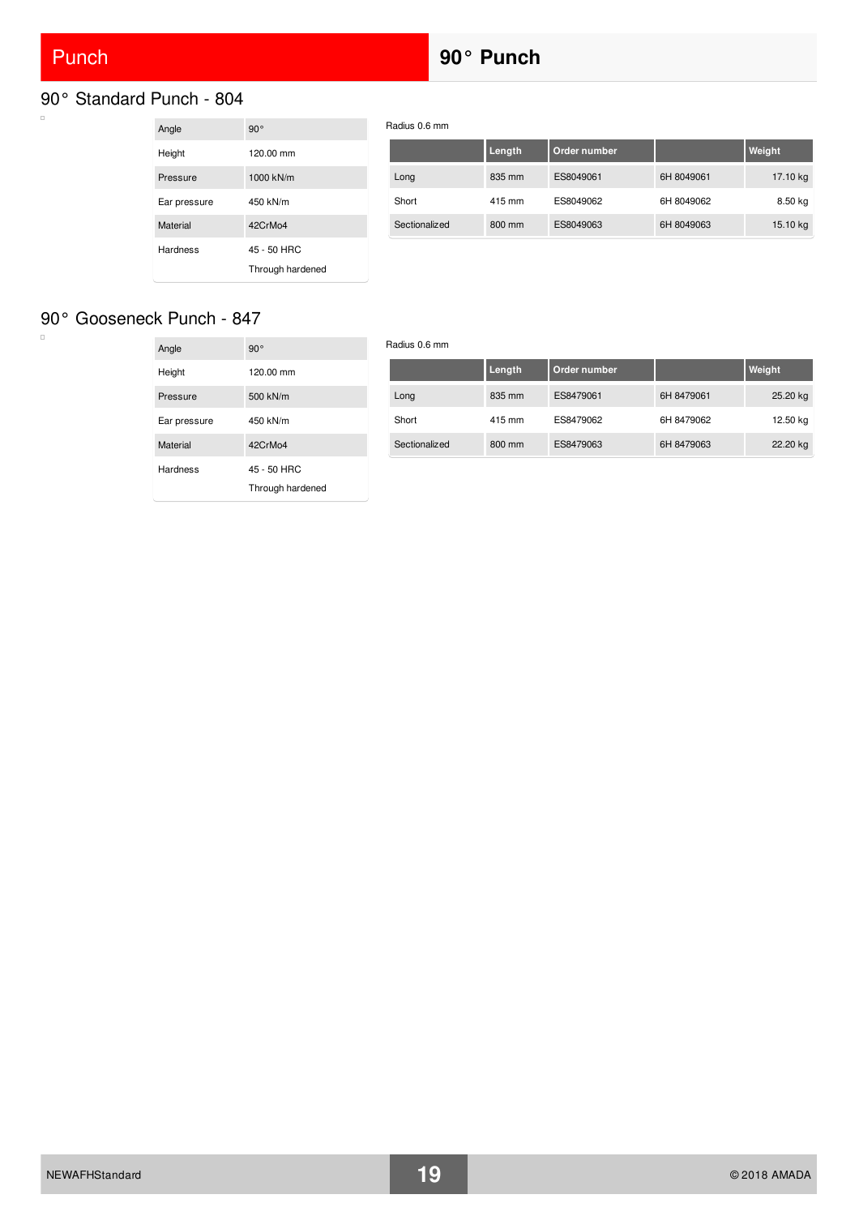## 90° Standard Punch - 804

| Angle | 90° |
|---|---|
| Height | 120.00 mm |
| Pressure | 1000 kN/m |
| Ear pressure | 450 kN/m |
| Material | 42CrMo4 |
| Hardness | 45 - 50 HRC<br>Through hardened |

Radius 0.6 mm

| | Length | Order number | | Weight |
|---|---|---|---|---|
| Long | 835 mm | ES8049061 | 6H 8049061 | 17.10 kg |
| Short | 415 mm | ES8049062 | 6H 8049062 | 8.50 kg |
| Sectionalized | 800 mm | ES8049063 | 6H 8049063 | 15.10 kg |

## 90° Gooseneck Punch - 847

| Angle | 90° |
|---|---|
| Height | 120.00 mm |
| Pressure | 500 kN/m |
| Ear pressure | 450 kN/m |
| Material | 42CrMo4 |
| Hardness | 45 - 50 HRC<br>Through hardened |

Radius 0.6 mm

| | Length | Order number | | Weight |
|---|---|---|---|---|
| Long | 835 mm | ES8479061 | 6H 8479061 | 25.20 kg |
| Short | 415 mm | ES8479062 | 6H 8479062 | 12.50 kg |
| Sectionalized | 800 mm | ES8479063 | 6H 8479063 | 22.20 kg |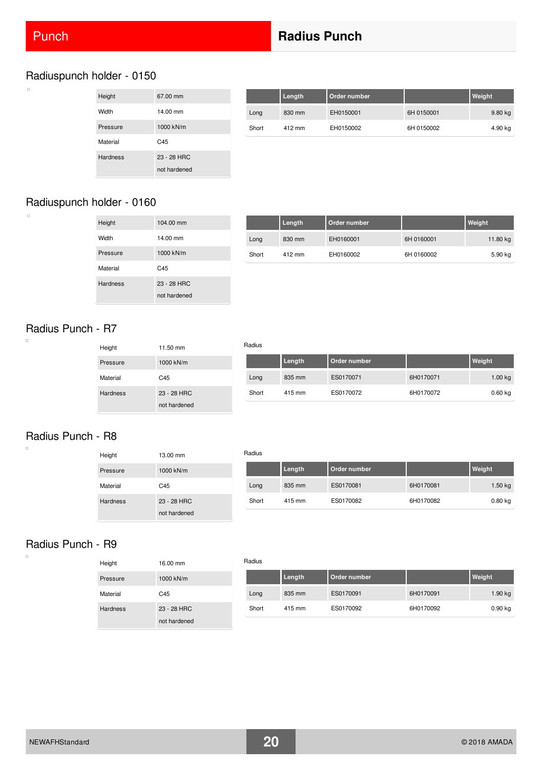# Punch

## Radius Punch

### Radiuspunch holder - 0150

| Height | 67.00 mm |
|---|---|
| Width | 14.00 mm |
| Pressure | 1000 kN/m |
| Material | C45 |
| Hardness | 23 - 28 HRC<br>not hardened |

| | Length | Order number | | Weight |
|---|---|---|---|---|
| Long | 830 mm | EH0150001 | 6H 0150001 | 9.80 kg |
| Short | 412 mm | EH0150002 | 6H 0150002 | 4.90 kg |

### Radiuspunch holder - 0160

| Height | 104.00 mm |
|---|---|
| Width | 14.00 mm |
| Pressure | 1000 kN/m |
| Material | C45 |
| Hardness | 23 - 28 HRC<br>not hardened |

| | Length | Order number | | Weight |
|---|---|---|---|---|
| Long | 830 mm | EH0160001 | 6H 0160001 | 11.80 kg |
| Short | 412 mm | EH0160002 | 6H 0160002 | 5.90 kg |

### Radius Punch - R7

| Height | 11.50 mm |
|---|---|
| Pressure | 1000 kN/m |
| Material | C45 |
| Hardness | 23 - 28 HRC<br>not hardened |

Radius

| | Length | Order number | | Weight |
|---|---|---|---|---|
| Long | 835 mm | ES0170071 | 6H0170071 | 1.00 kg |
| Short | 415 mm | ES0170072 | 6H0170072 | 0.60 kg |

### Radius Punch - R8

| Height | 13.00 mm |
|---|---|
| Pressure | 1000 kN/m |
| Material | C45 |
| Hardness | 23 - 28 HRC<br>not hardened |

Radius

| | Length | Order number | | Weight |
|---|---|---|---|---|
| Long | 835 mm | ES0170081 | 6H0170081 | 1.50 kg |
| Short | 415 mm | ES0170082 | 6H0170082 | 0.80 kg |

### Radius Punch - R9

| Height | 16.00 mm |
|---|---|
| Pressure | 1000 kN/m |
| Material | C45 |
| Hardness | 23 - 28 HRC<br>not hardened |

Radius

| | Length | Order number | | Weight |
|---|---|---|---|---|
| Long | 835 mm | ES0170091 | 6H0170091 | 1.90 kg |
| Short | 415 mm | ES0170092 | 6H0170092 | 0.90 kg |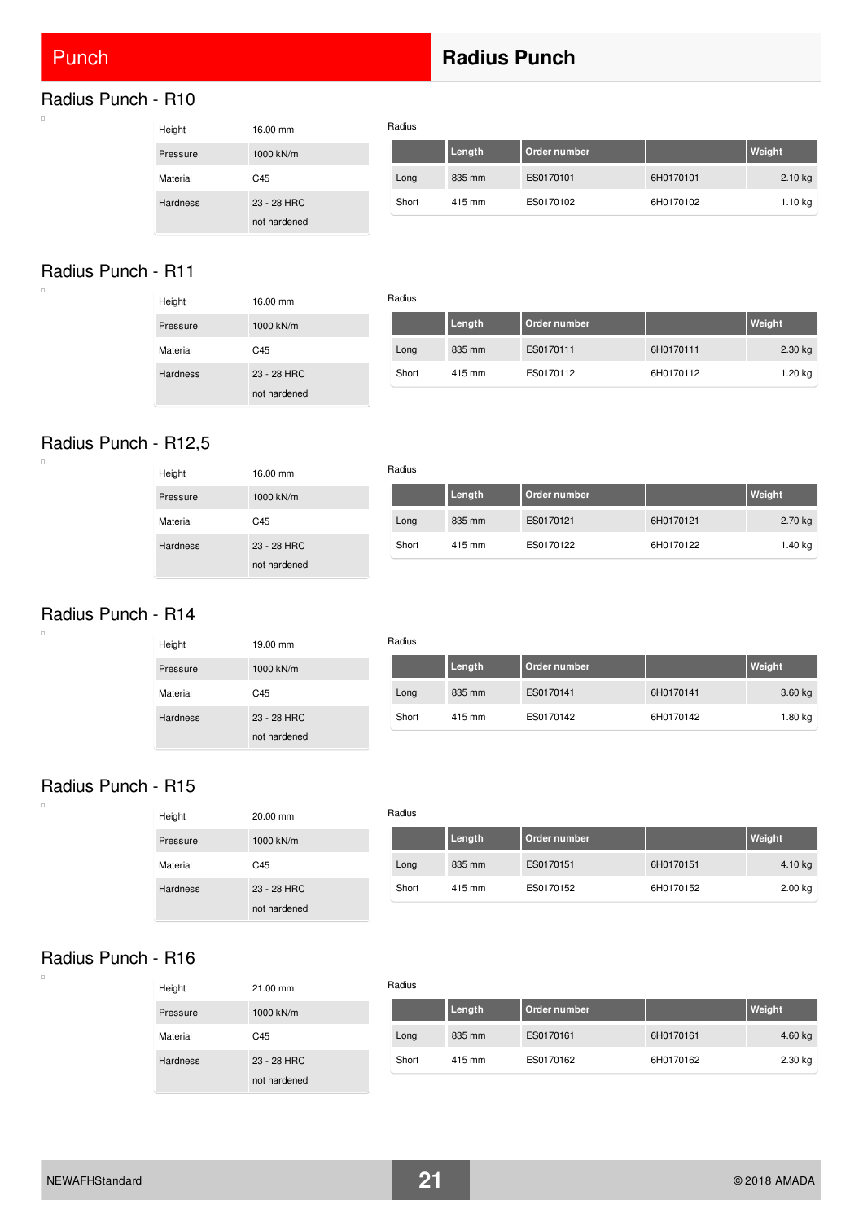# Punch — Radius Punch

## Radius Punch - R10

| | |
|---|---|
| Height | 16.00 mm |
| Pressure | 1000 kN/m |
| Material | C45 |
| Hardness | 23 - 28 HRC<br>not hardened |

Radius

| | Length | Order number | | Weight |
|---|---|---|---|---|
| Long | 835 mm | ES0170101 | 6H0170101 | 2.10 kg |
| Short | 415 mm | ES0170102 | 6H0170102 | 1.10 kg |

## Radius Punch - R11

| | |
|---|---|
| Height | 16.00 mm |
| Pressure | 1000 kN/m |
| Material | C45 |
| Hardness | 23 - 28 HRC<br>not hardened |

Radius

| | Length | Order number | | Weight |
|---|---|---|---|---|
| Long | 835 mm | ES0170111 | 6H0170111 | 2.30 kg |
| Short | 415 mm | ES0170112 | 6H0170112 | 1.20 kg |

## Radius Punch - R12,5

| | |
|---|---|
| Height | 16.00 mm |
| Pressure | 1000 kN/m |
| Material | C45 |
| Hardness | 23 - 28 HRC<br>not hardened |

Radius

| | Length | Order number | | Weight |
|---|---|---|---|---|
| Long | 835 mm | ES0170121 | 6H0170121 | 2.70 kg |
| Short | 415 mm | ES0170122 | 6H0170122 | 1.40 kg |

## Radius Punch - R14

| | |
|---|---|
| Height | 19.00 mm |
| Pressure | 1000 kN/m |
| Material | C45 |
| Hardness | 23 - 28 HRC<br>not hardened |

Radius

| | Length | Order number | | Weight |
|---|---|---|---|---|
| Long | 835 mm | ES0170141 | 6H0170141 | 3.60 kg |
| Short | 415 mm | ES0170142 | 6H0170142 | 1.80 kg |

## Radius Punch - R15

| | |
|---|---|
| Height | 20.00 mm |
| Pressure | 1000 kN/m |
| Material | C45 |
| Hardness | 23 - 28 HRC<br>not hardened |

Radius

| | Length | Order number | | Weight |
|---|---|---|---|---|
| Long | 835 mm | ES0170151 | 6H0170151 | 4.10 kg |
| Short | 415 mm | ES0170152 | 6H0170152 | 2.00 kg |

## Radius Punch - R16

| | |
|---|---|
| Height | 21.00 mm |
| Pressure | 1000 kN/m |
| Material | C45 |
| Hardness | 23 - 28 HRC<br>not hardened |

Radius

| | Length | Order number | | Weight |
|---|---|---|---|---|
| Long | 835 mm | ES0170161 | 6H0170161 | 4.60 kg |
| Short | 415 mm | ES0170162 | 6H0170162 | 2.30 kg |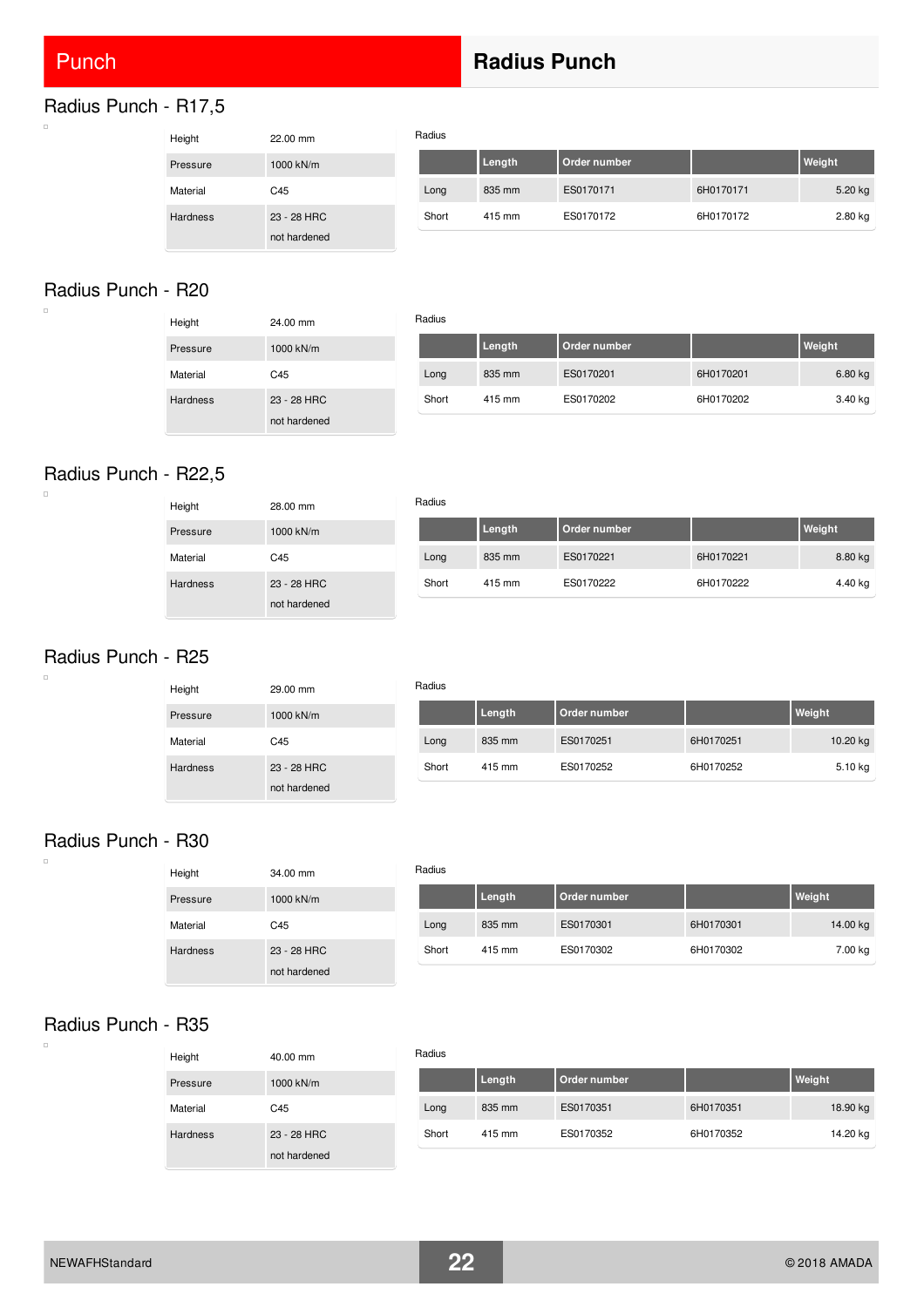# Punch

## Radius Punch

### Radius Punch - R17,5

| | |
|---|---|
| Height | 22.00 mm |
| Pressure | 1000 kN/m |
| Material | C45 |
| Hardness | 23 - 28 HRC<br>not hardened |

Radius

| | Length | Order number | | Weight |
|---|---|---|---|---|
| Long | 835 mm | ES0170171 | 6H0170171 | 5.20 kg |
| Short | 415 mm | ES0170172 | 6H0170172 | 2.80 kg |

### Radius Punch - R20

| | |
|---|---|
| Height | 24.00 mm |
| Pressure | 1000 kN/m |
| Material | C45 |
| Hardness | 23 - 28 HRC<br>not hardened |

Radius

| | Length | Order number | | Weight |
|---|---|---|---|---|
| Long | 835 mm | ES0170201 | 6H0170201 | 6.80 kg |
| Short | 415 mm | ES0170202 | 6H0170202 | 3.40 kg |

### Radius Punch - R22,5

| | |
|---|---|
| Height | 28.00 mm |
| Pressure | 1000 kN/m |
| Material | C45 |
| Hardness | 23 - 28 HRC<br>not hardened |

Radius

| | Length | Order number | | Weight |
|---|---|---|---|---|
| Long | 835 mm | ES0170221 | 6H0170221 | 8.80 kg |
| Short | 415 mm | ES0170222 | 6H0170222 | 4.40 kg |

### Radius Punch - R25

| | |
|---|---|
| Height | 29.00 mm |
| Pressure | 1000 kN/m |
| Material | C45 |
| Hardness | 23 - 28 HRC<br>not hardened |

Radius

| | Length | Order number | | Weight |
|---|---|---|---|---|
| Long | 835 mm | ES0170251 | 6H0170251 | 10.20 kg |
| Short | 415 mm | ES0170252 | 6H0170252 | 5.10 kg |

### Radius Punch - R30

| | |
|---|---|
| Height | 34.00 mm |
| Pressure | 1000 kN/m |
| Material | C45 |
| Hardness | 23 - 28 HRC<br>not hardened |

Radius

| | Length | Order number | | Weight |
|---|---|---|---|---|
| Long | 835 mm | ES0170301 | 6H0170301 | 14.00 kg |
| Short | 415 mm | ES0170302 | 6H0170302 | 7.00 kg |

### Radius Punch - R35

| | |
|---|---|
| Height | 40.00 mm |
| Pressure | 1000 kN/m |
| Material | C45 |
| Hardness | 23 - 28 HRC<br>not hardened |

Radius

| | Length | Order number | | Weight |
|---|---|---|---|---|
| Long | 835 mm | ES0170351 | 6H0170351 | 18.90 kg |
| Short | 415 mm | ES0170352 | 6H0170352 | 14.20 kg |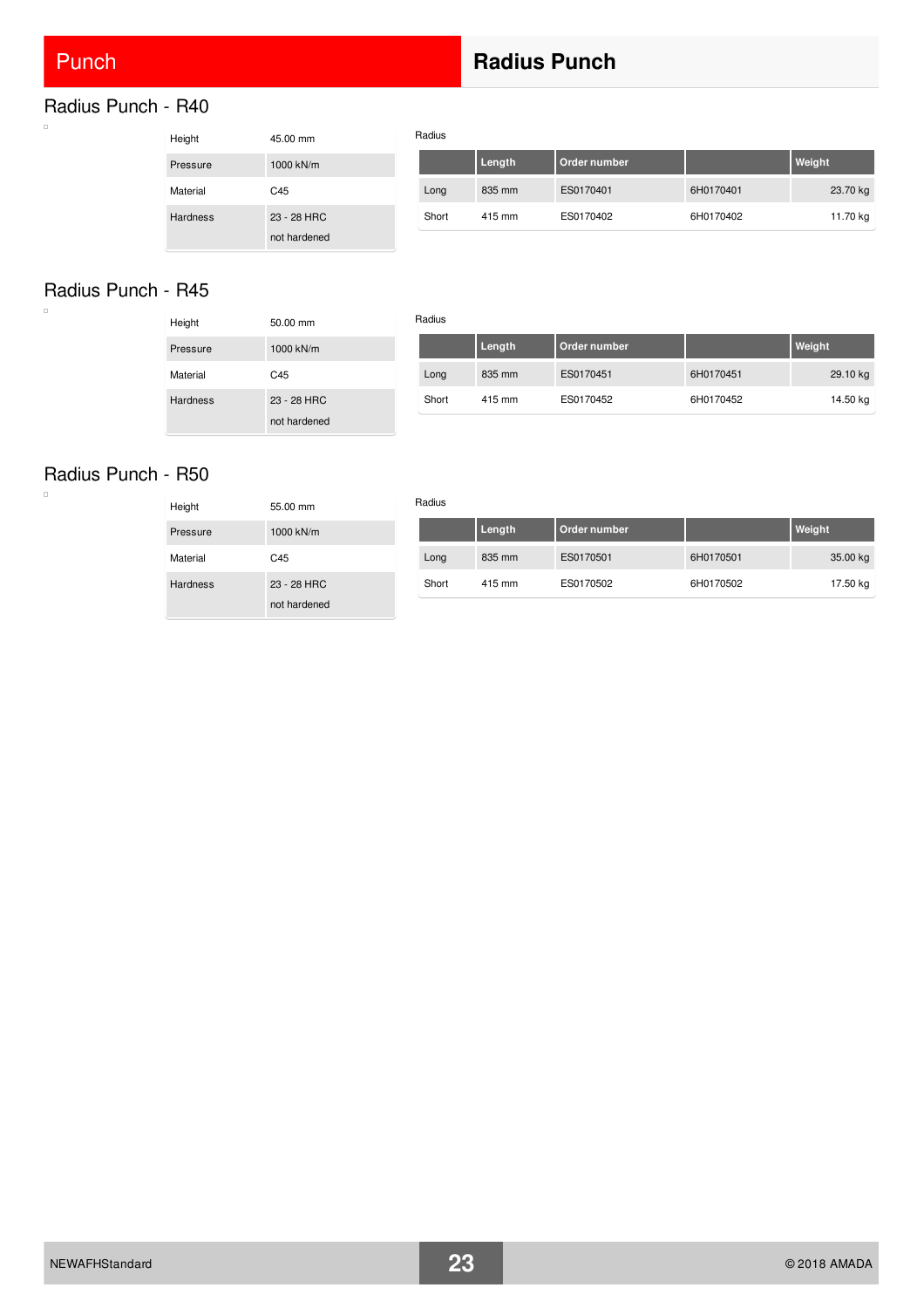# Punch

## Radius Punch

### Radius Punch - R40

| | |
|---|---|
| Height | 45.00 mm |
| Pressure | 1000 kN/m |
| Material | C45 |
| Hardness | 23 - 28 HRC<br>not hardened |

Radius

| | Length | Order number | | Weight |
|---|---|---|---|---|
| Long | 835 mm | ES0170401 | 6H0170401 | 23.70 kg |
| Short | 415 mm | ES0170402 | 6H0170402 | 11.70 kg |

### Radius Punch - R45

| | |
|---|---|
| Height | 50.00 mm |
| Pressure | 1000 kN/m |
| Material | C45 |
| Hardness | 23 - 28 HRC<br>not hardened |

Radius

| | Length | Order number | | Weight |
|---|---|---|---|---|
| Long | 835 mm | ES0170451 | 6H0170451 | 29.10 kg |
| Short | 415 mm | ES0170452 | 6H0170452 | 14.50 kg |

### Radius Punch - R50

| | |
|---|---|
| Height | 55.00 mm |
| Pressure | 1000 kN/m |
| Material | C45 |
| Hardness | 23 - 28 HRC<br>not hardened |

Radius

| | Length | Order number | | Weight |
|---|---|---|---|---|
| Long | 835 mm | ES0170501 | 6H0170501 | 35.00 kg |
| Short | 415 mm | ES0170502 | 6H0170502 | 17.50 kg |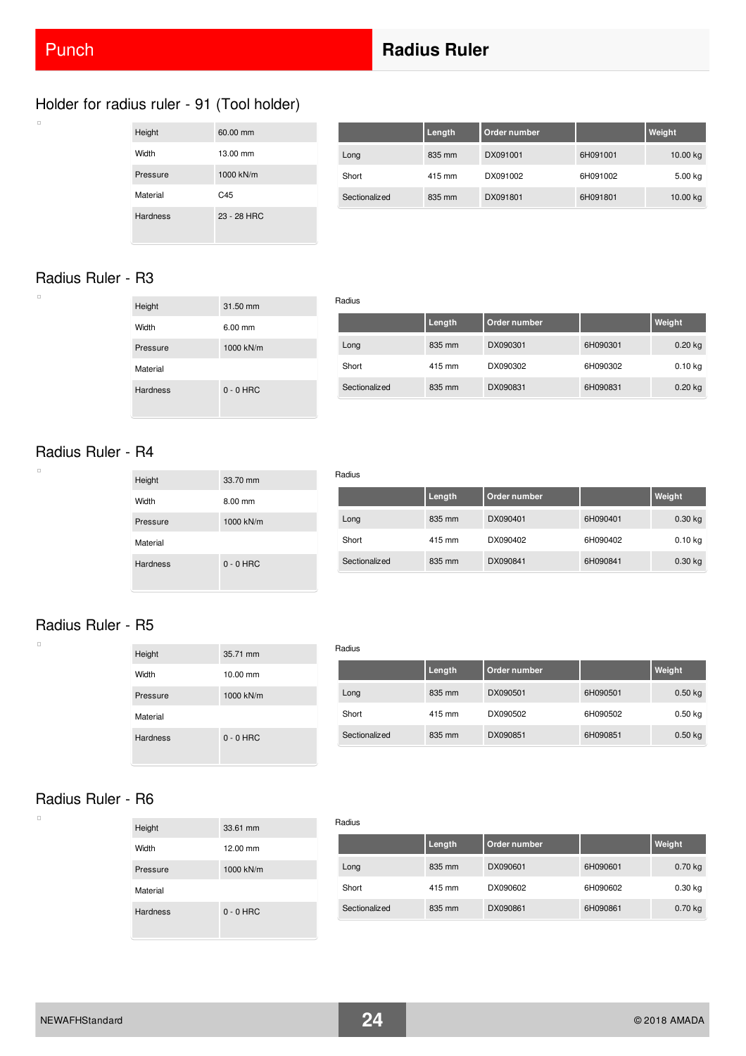# Punch

# Radius Ruler

## Holder for radius ruler - 91 (Tool holder)

| Height | 60.00 mm |
|---|---|
| Width | 13.00 mm |
| Pressure | 1000 kN/m |
| Material | C45 |
| Hardness | 23 - 28 HRC |

| | Length | Order number | | Weight |
|---|---|---|---|---|
| Long | 835 mm | DX091001 | 6H091001 | 10.00 kg |
| Short | 415 mm | DX091002 | 6H091002 | 5.00 kg |
| Sectionalized | 835 mm | DX091801 | 6H091801 | 10.00 kg |

## Radius Ruler - R3

| Height | 31.50 mm |
|---|---|
| Width | 6.00 mm |
| Pressure | 1000 kN/m |
| Material | |
| Hardness | 0 - 0 HRC |

Radius

| | Length | Order number | | Weight |
|---|---|---|---|---|
| Long | 835 mm | DX090301 | 6H090301 | 0.20 kg |
| Short | 415 mm | DX090302 | 6H090302 | 0.10 kg |
| Sectionalized | 835 mm | DX090831 | 6H090831 | 0.20 kg |

## Radius Ruler - R4

| Height | 33.70 mm |
|---|---|
| Width | 8.00 mm |
| Pressure | 1000 kN/m |
| Material | |
| Hardness | 0 - 0 HRC |

Radius

| | Length | Order number | | Weight |
|---|---|---|---|---|
| Long | 835 mm | DX090401 | 6H090401 | 0.30 kg |
| Short | 415 mm | DX090402 | 6H090402 | 0.10 kg |
| Sectionalized | 835 mm | DX090841 | 6H090841 | 0.30 kg |

## Radius Ruler - R5

| Height | 35.71 mm |
|---|---|
| Width | 10.00 mm |
| Pressure | 1000 kN/m |
| Material | |
| Hardness | 0 - 0 HRC |

Radius

| | Length | Order number | | Weight |
|---|---|---|---|---|
| Long | 835 mm | DX090501 | 6H090501 | 0.50 kg |
| Short | 415 mm | DX090502 | 6H090502 | 0.50 kg |
| Sectionalized | 835 mm | DX090851 | 6H090851 | 0.50 kg |

## Radius Ruler - R6

| Height | 33.61 mm |
|---|---|
| Width | 12.00 mm |
| Pressure | 1000 kN/m |
| Material | |
| Hardness | 0 - 0 HRC |

Radius

| | Length | Order number | | Weight |
|---|---|---|---|---|
| Long | 835 mm | DX090601 | 6H090601 | 0.70 kg |
| Short | 415 mm | DX090602 | 6H090602 | 0.30 kg |
| Sectionalized | 835 mm | DX090861 | 6H090861 | 0.70 kg |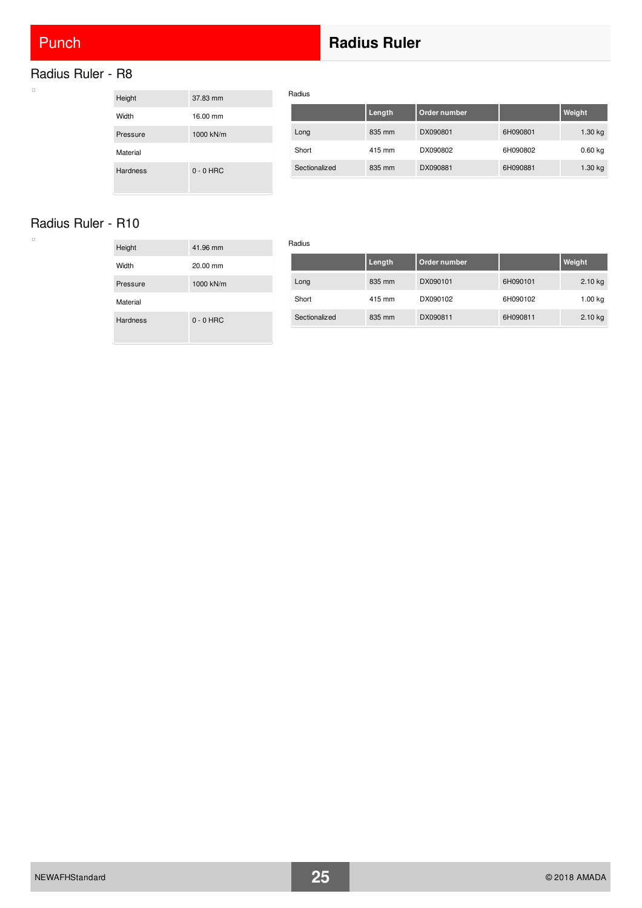# Punch

## Radius Ruler

### Radius Ruler - R8

| | |
|---|---|
| Height | 37.83 mm |
| Width | 16.00 mm |
| Pressure | 1000 kN/m |
| Material | |
| Hardness | 0 - 0 HRC |

Radius

| | Length | Order number | | Weight |
|---|---|---|---|---|
| Long | 835 mm | DX090801 | 6H090801 | 1.30 kg |
| Short | 415 mm | DX090802 | 6H090802 | 0.60 kg |
| Sectionalized | 835 mm | DX090881 | 6H090881 | 1.30 kg |

### Radius Ruler - R10

| | |
|---|---|
| Height | 41.96 mm |
| Width | 20.00 mm |
| Pressure | 1000 kN/m |
| Material | |
| Hardness | 0 - 0 HRC |

Radius

| | Length | Order number | | Weight |
|---|---|---|---|---|
| Long | 835 mm | DX090101 | 6H090101 | 2.10 kg |
| Short | 415 mm | DX090102 | 6H090102 | 1.00 kg |
| Sectionalized | 835 mm | DX090811 | 6H090811 | 2.10 kg |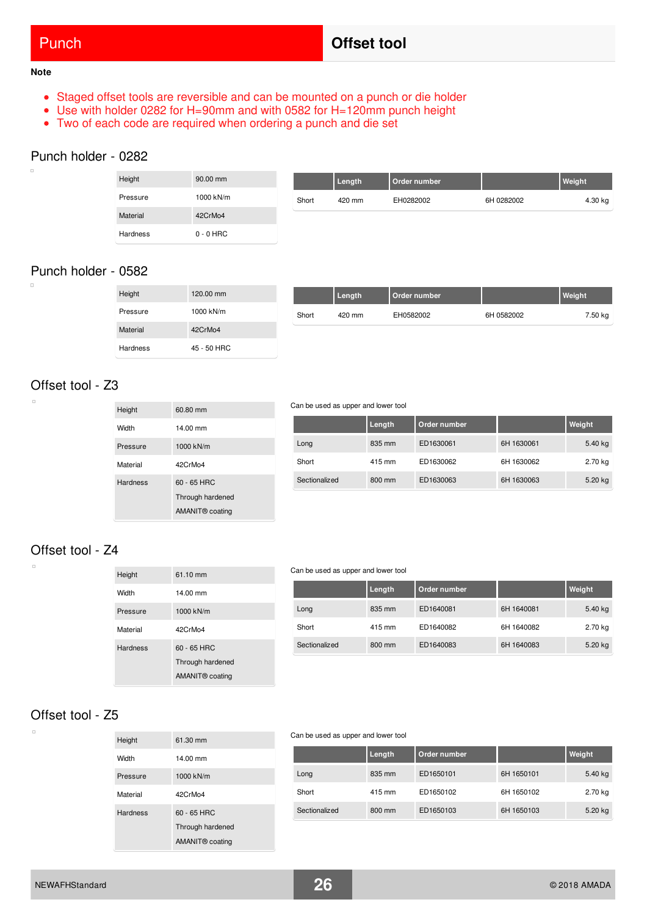# Punch — Offset tool

**Note**

- Staged offset tools are reversible and can be mounted on a punch or die holder
- Use with holder 0282 for H=90mm and with 0582 for H=120mm punch height
- Two of each code are required when ordering a punch and die set

## Punch holder - 0282

| | |
|---|---|
| Height | 90.00 mm |
| Pressure | 1000 kN/m |
| Material | 42CrMo4 |
| Hardness | 0 - 0 HRC |

| | Length | Order number | | Weight |
|---|---|---|---|---|
| Short | 420 mm | EH0282002 | 6H 0282002 | 4.30 kg |

## Punch holder - 0582

| | |
|---|---|
| Height | 120.00 mm |
| Pressure | 1000 kN/m |
| Material | 42CrMo4 |
| Hardness | 45 - 50 HRC |

| | Length | Order number | | Weight |
|---|---|---|---|---|
| Short | 420 mm | EH0582002 | 6H 0582002 | 7.50 kg |

## Offset tool - Z3

| | |
|---|---|
| Height | 60.80 mm |
| Width | 14.00 mm |
| Pressure | 1000 kN/m |
| Material | 42CrMo4 |
| Hardness | 60 - 65 HRC<br>Through hardened<br>AMANIT® coating |

Can be used as upper and lower tool

| | Length | Order number | | Weight |
|---|---|---|---|---|
| Long | 835 mm | ED1630061 | 6H 1630061 | 5.40 kg |
| Short | 415 mm | ED1630062 | 6H 1630062 | 2.70 kg |
| Sectionalized | 800 mm | ED1630063 | 6H 1630063 | 5.20 kg |

## Offset tool - Z4

| | |
|---|---|
| Height | 61.10 mm |
| Width | 14.00 mm |
| Pressure | 1000 kN/m |
| Material | 42CrMo4 |
| Hardness | 60 - 65 HRC<br>Through hardened<br>AMANIT® coating |

Can be used as upper and lower tool

| | Length | Order number | | Weight |
|---|---|---|---|---|
| Long | 835 mm | ED1640081 | 6H 1640081 | 5.40 kg |
| Short | 415 mm | ED1640082 | 6H 1640082 | 2.70 kg |
| Sectionalized | 800 mm | ED1640083 | 6H 1640083 | 5.20 kg |

## Offset tool - Z5

| | |
|---|---|
| Height | 61.30 mm |
| Width | 14.00 mm |
| Pressure | 1000 kN/m |
| Material | 42CrMo4 |
| Hardness | 60 - 65 HRC<br>Through hardened<br>AMANIT® coating |

Can be used as upper and lower tool

| | Length | Order number | | Weight |
|---|---|---|---|---|
| Long | 835 mm | ED1650101 | 6H 1650101 | 5.40 kg |
| Short | 415 mm | ED1650102 | 6H 1650102 | 2.70 kg |
| Sectionalized | 800 mm | ED1650103 | 6H 1650103 | 5.20 kg |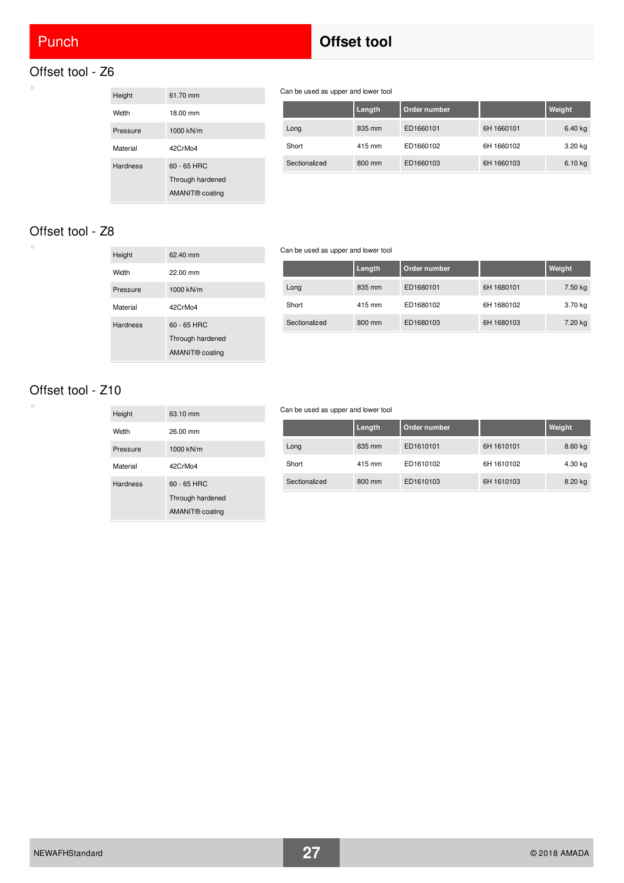# Punch

# Offset tool

## Offset tool - Z6

| | |
|---|---|
| Height | 61.70 mm |
| Width | 18.00 mm |
| Pressure | 1000 kN/m |
| Material | 42CrMo4 |
| Hardness | 60 - 65 HRC<br>Through hardened<br>AMANIT® coating |

Can be used as upper and lower tool

| | Length | Order number | | Weight |
|---|---|---|---|---|
| Long | 835 mm | ED1660101 | 6H 1660101 | 6.40 kg |
| Short | 415 mm | ED1660102 | 6H 1660102 | 3.20 kg |
| Sectionalized | 800 mm | ED1660103 | 6H 1660103 | 6.10 kg |

## Offset tool - Z8

| | |
|---|---|
| Height | 62.40 mm |
| Width | 22.00 mm |
| Pressure | 1000 kN/m |
| Material | 42CrMo4 |
| Hardness | 60 - 65 HRC<br>Through hardened<br>AMANIT® coating |

Can be used as upper and lower tool

| | Length | Order number | | Weight |
|---|---|---|---|---|
| Long | 835 mm | ED1680101 | 6H 1680101 | 7.50 kg |
| Short | 415 mm | ED1680102 | 6H 1680102 | 3.70 kg |
| Sectionalized | 800 mm | ED1680103 | 6H 1680103 | 7.20 kg |

## Offset tool - Z10

| | |
|---|---|
| Height | 63.10 mm |
| Width | 26.00 mm |
| Pressure | 1000 kN/m |
| Material | 42CrMo4 |
| Hardness | 60 - 65 HRC<br>Through hardened<br>AMANIT® coating |

Can be used as upper and lower tool

| | Length | Order number | | Weight |
|---|---|---|---|---|
| Long | 835 mm | ED1610101 | 6H 1610101 | 8.60 kg |
| Short | 415 mm | ED1610102 | 6H 1610102 | 4.30 kg |
| Sectionalized | 800 mm | ED1610103 | 6H 1610103 | 8.20 kg |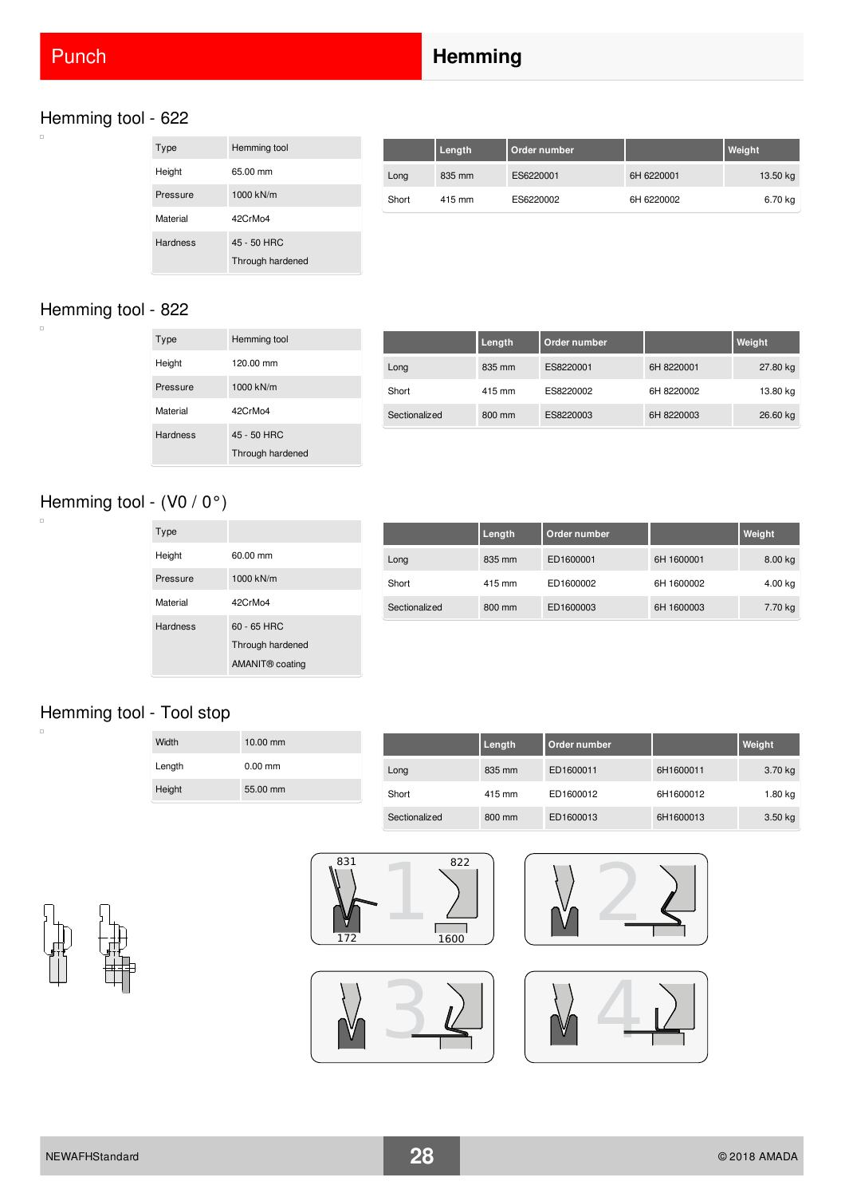# Punch

# Hemming

## Hemming tool - 622

| Type | Hemming tool |
|---|---|
| Height | 65.00 mm |
| Pressure | 1000 kN/m |
| Material | 42CrMo4 |
| Hardness | 45 - 50 HRC<br>Through hardened |

| | Length | Order number | | Weight |
|---|---|---|---|---|
| Long | 835 mm | ES6220001 | 6H 6220001 | 13.50 kg |
| Short | 415 mm | ES6220002 | 6H 6220002 | 6.70 kg |

## Hemming tool - 822

| Type | Hemming tool |
|---|---|
| Height | 120.00 mm |
| Pressure | 1000 kN/m |
| Material | 42CrMo4 |
| Hardness | 45 - 50 HRC<br>Through hardened |

| | Length | Order number | | Weight |
|---|---|---|---|---|
| Long | 835 mm | ES8220001 | 6H 8220001 | 27.80 kg |
| Short | 415 mm | ES8220002 | 6H 8220002 | 13.80 kg |
| Sectionalized | 800 mm | ES8220003 | 6H 8220003 | 26.60 kg |

## Hemming tool - (V0 / 0°)

| Type | |
|---|---|
| Height | 60.00 mm |
| Pressure | 1000 kN/m |
| Material | 42CrMo4 |
| Hardness | 60 - 65 HRC<br>Through hardened<br>AMANIT® coating |

| | Length | Order number | | Weight |
|---|---|---|---|---|
| Long | 835 mm | ED1600001 | 6H 1600001 | 8.00 kg |
| Short | 415 mm | ED1600002 | 6H 1600002 | 4.00 kg |
| Sectionalized | 800 mm | ED1600003 | 6H 1600003 | 7.70 kg |

## Hemming tool - Tool stop

| Width | 10.00 mm |
|---|---|
| Length | 0.00 mm |
| Height | 55.00 mm |

| | Length | Order number | | Weight |
|---|---|---|---|---|
| Long | 835 mm | ED1600011 | 6H1600011 | 3.70 kg |
| Short | 415 mm | ED1600012 | 6H1600012 | 1.80 kg |
| Sectionalized | 800 mm | ED1600013 | 6H1600013 | 3.50 kg |

831 1 822

172 1600

2

3

4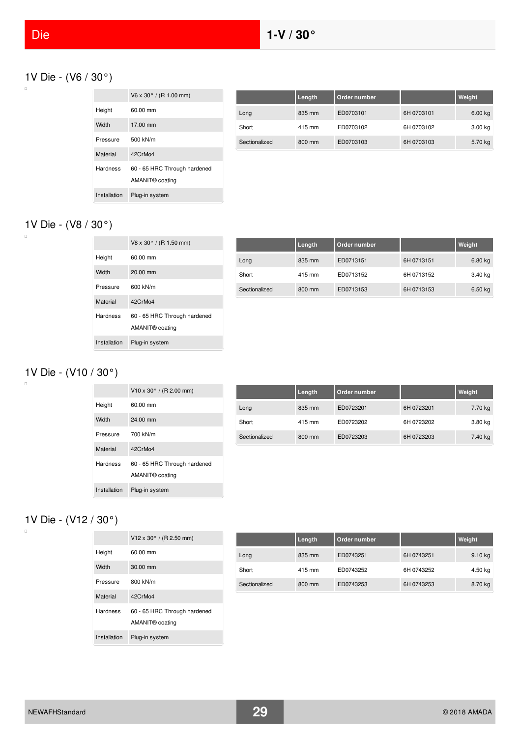# Die — 1-V / 30°

## 1V Die - (V6 / 30°)

| | V6 x 30° / (R 1.00 mm) |
|---|---|
| Height | 60.00 mm |
| Width | 17.00 mm |
| Pressure | 500 kN/m |
| Material | 42CrMo4 |
| Hardness | 60 - 65 HRC Through hardened AMANIT® coating |
| Installation | Plug-in system |

| | Length | Order number | | Weight |
|---|---|---|---|---|
| Long | 835 mm | ED0703101 | 6H 0703101 | 6.00 kg |
| Short | 415 mm | ED0703102 | 6H 0703102 | 3.00 kg |
| Sectionalized | 800 mm | ED0703103 | 6H 0703103 | 5.70 kg |

## 1V Die - (V8 / 30°)

| | V8 x 30° / (R 1.50 mm) |
|---|---|
| Height | 60.00 mm |
| Width | 20.00 mm |
| Pressure | 600 kN/m |
| Material | 42CrMo4 |
| Hardness | 60 - 65 HRC Through hardened AMANIT® coating |
| Installation | Plug-in system |

| | Length | Order number | | Weight |
|---|---|---|---|---|
| Long | 835 mm | ED0713151 | 6H 0713151 | 6.80 kg |
| Short | 415 mm | ED0713152 | 6H 0713152 | 3.40 kg |
| Sectionalized | 800 mm | ED0713153 | 6H 0713153 | 6.50 kg |

## 1V Die - (V10 / 30°)

| | V10 x 30° / (R 2.00 mm) |
|---|---|
| Height | 60.00 mm |
| Width | 24.00 mm |
| Pressure | 700 kN/m |
| Material | 42CrMo4 |
| Hardness | 60 - 65 HRC Through hardened AMANIT® coating |
| Installation | Plug-in system |

| | Length | Order number | | Weight |
|---|---|---|---|---|
| Long | 835 mm | ED0723201 | 6H 0723201 | 7.70 kg |
| Short | 415 mm | ED0723202 | 6H 0723202 | 3.80 kg |
| Sectionalized | 800 mm | ED0723203 | 6H 0723203 | 7.40 kg |

## 1V Die - (V12 / 30°)

| | V12 x 30° / (R 2.50 mm) |
|---|---|
| Height | 60.00 mm |
| Width | 30.00 mm |
| Pressure | 800 kN/m |
| Material | 42CrMo4 |
| Hardness | 60 - 65 HRC Through hardened AMANIT® coating |
| Installation | Plug-in system |

| | Length | Order number | | Weight |
|---|---|---|---|---|
| Long | 835 mm | ED0743251 | 6H 0743251 | 9.10 kg |
| Short | 415 mm | ED0743252 | 6H 0743252 | 4.50 kg |
| Sectionalized | 800 mm | ED0743253 | 6H 0743253 | 8.70 kg |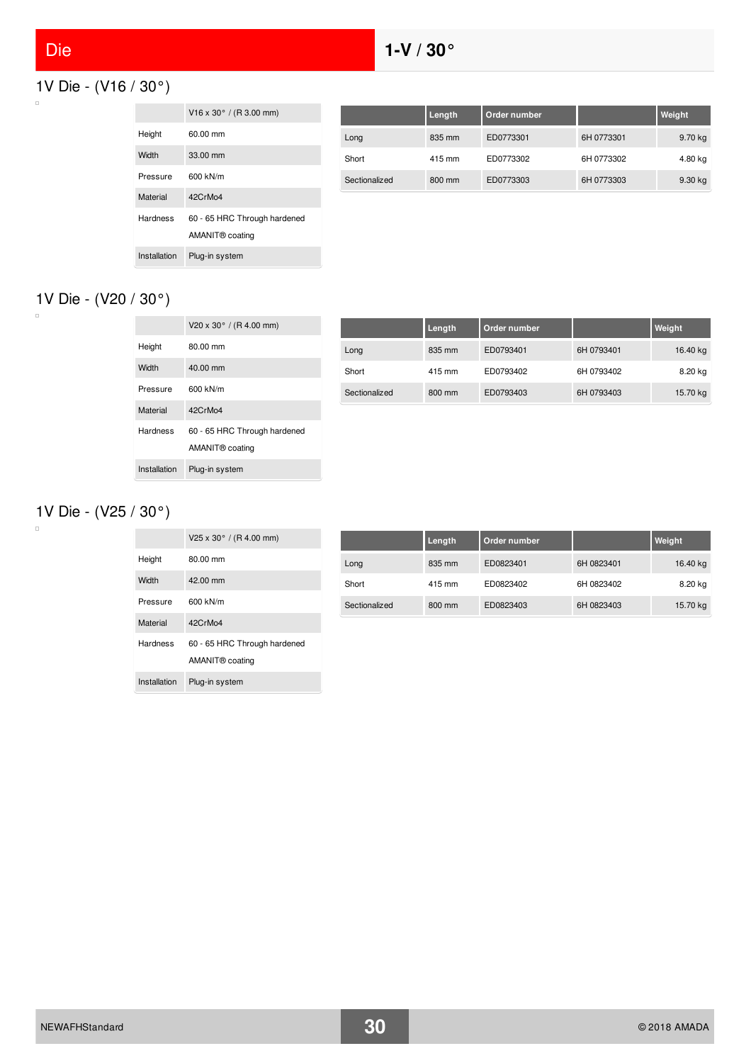# Die

## 1-V / 30°

### 1V Die - (V16 / 30°)

| | V16 x 30° / (R 3.00 mm) |
|---|---|
| Height | 60.00 mm |
| Width | 33.00 mm |
| Pressure | 600 kN/m |
| Material | 42CrMo4 |
| Hardness | 60 - 65 HRC Through hardened<br>AMANIT® coating |
| Installation | Plug-in system |

| | Length | Order number | | Weight |
|---|---|---|---|---|
| Long | 835 mm | ED0773301 | 6H 0773301 | 9.70 kg |
| Short | 415 mm | ED0773302 | 6H 0773302 | 4.80 kg |
| Sectionalized | 800 mm | ED0773303 | 6H 0773303 | 9.30 kg |

### 1V Die - (V20 / 30°)

| | V20 x 30° / (R 4.00 mm) |
|---|---|
| Height | 80.00 mm |
| Width | 40.00 mm |
| Pressure | 600 kN/m |
| Material | 42CrMo4 |
| Hardness | 60 - 65 HRC Through hardened<br>AMANIT® coating |
| Installation | Plug-in system |

| | Length | Order number | | Weight |
|---|---|---|---|---|
| Long | 835 mm | ED0793401 | 6H 0793401 | 16.40 kg |
| Short | 415 mm | ED0793402 | 6H 0793402 | 8.20 kg |
| Sectionalized | 800 mm | ED0793403 | 6H 0793403 | 15.70 kg |

### 1V Die - (V25 / 30°)

| | V25 x 30° / (R 4.00 mm) |
|---|---|
| Height | 80.00 mm |
| Width | 42.00 mm |
| Pressure | 600 kN/m |
| Material | 42CrMo4 |
| Hardness | 60 - 65 HRC Through hardened<br>AMANIT® coating |
| Installation | Plug-in system |

| | Length | Order number | | Weight |
|---|---|---|---|---|
| Long | 835 mm | ED0823401 | 6H 0823401 | 16.40 kg |
| Short | 415 mm | ED0823402 | 6H 0823402 | 8.20 kg |
| Sectionalized | 800 mm | ED0823403 | 6H 0823403 | 15.70 kg |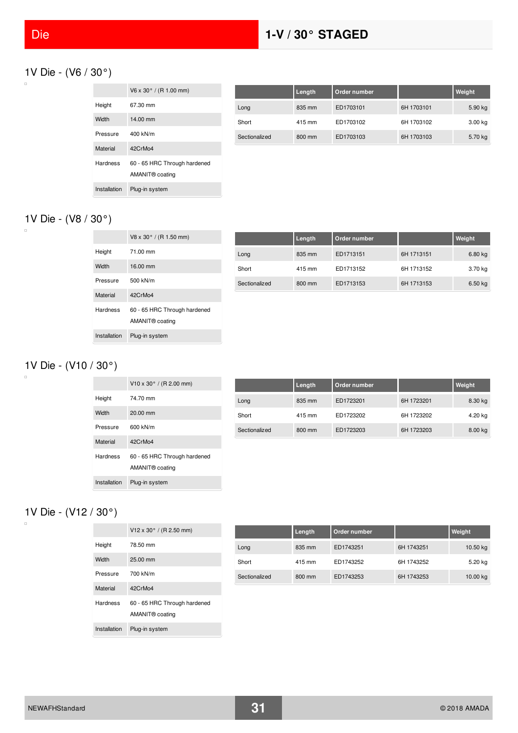# Die

# 1-V / 30° STAGED

## 1V Die - (V6 / 30°)

| | V6 x 30° / (R 1.00 mm) |
|---|---|
| Height | 67.30 mm |
| Width | 14.00 mm |
| Pressure | 400 kN/m |
| Material | 42CrMo4 |
| Hardness | 60 - 65 HRC Through hardened AMANIT® coating |
| Installation | Plug-in system |

| | Length | Order number | | Weight |
|---|---|---|---|---|
| Long | 835 mm | ED1703101 | 6H 1703101 | 5.90 kg |
| Short | 415 mm | ED1703102 | 6H 1703102 | 3.00 kg |
| Sectionalized | 800 mm | ED1703103 | 6H 1703103 | 5.70 kg |

## 1V Die - (V8 / 30°)

| | V8 x 30° / (R 1.50 mm) |
|---|---|
| Height | 71.00 mm |
| Width | 16.00 mm |
| Pressure | 500 kN/m |
| Material | 42CrMo4 |
| Hardness | 60 - 65 HRC Through hardened AMANIT® coating |
| Installation | Plug-in system |

| | Length | Order number | | Weight |
|---|---|---|---|---|
| Long | 835 mm | ED1713151 | 6H 1713151 | 6.80 kg |
| Short | 415 mm | ED1713152 | 6H 1713152 | 3.70 kg |
| Sectionalized | 800 mm | ED1713153 | 6H 1713153 | 6.50 kg |

## 1V Die - (V10 / 30°)

| | V10 x 30° / (R 2.00 mm) |
|---|---|
| Height | 74.70 mm |
| Width | 20.00 mm |
| Pressure | 600 kN/m |
| Material | 42CrMo4 |
| Hardness | 60 - 65 HRC Through hardened AMANIT® coating |
| Installation | Plug-in system |

| | Length | Order number | | Weight |
|---|---|---|---|---|
| Long | 835 mm | ED1723201 | 6H 1723201 | 8.30 kg |
| Short | 415 mm | ED1723202 | 6H 1723202 | 4.20 kg |
| Sectionalized | 800 mm | ED1723203 | 6H 1723203 | 8.00 kg |

## 1V Die - (V12 / 30°)

| | V12 x 30° / (R 2.50 mm) |
|---|---|
| Height | 78.50 mm |
| Width | 25.00 mm |
| Pressure | 700 kN/m |
| Material | 42CrMo4 |
| Hardness | 60 - 65 HRC Through hardened AMANIT® coating |
| Installation | Plug-in system |

| | Length | Order number | | Weight |
|---|---|---|---|---|
| Long | 835 mm | ED1743251 | 6H 1743251 | 10.50 kg |
| Short | 415 mm | ED1743252 | 6H 1743252 | 5.20 kg |
| Sectionalized | 800 mm | ED1743253 | 6H 1743253 | 10.00 kg |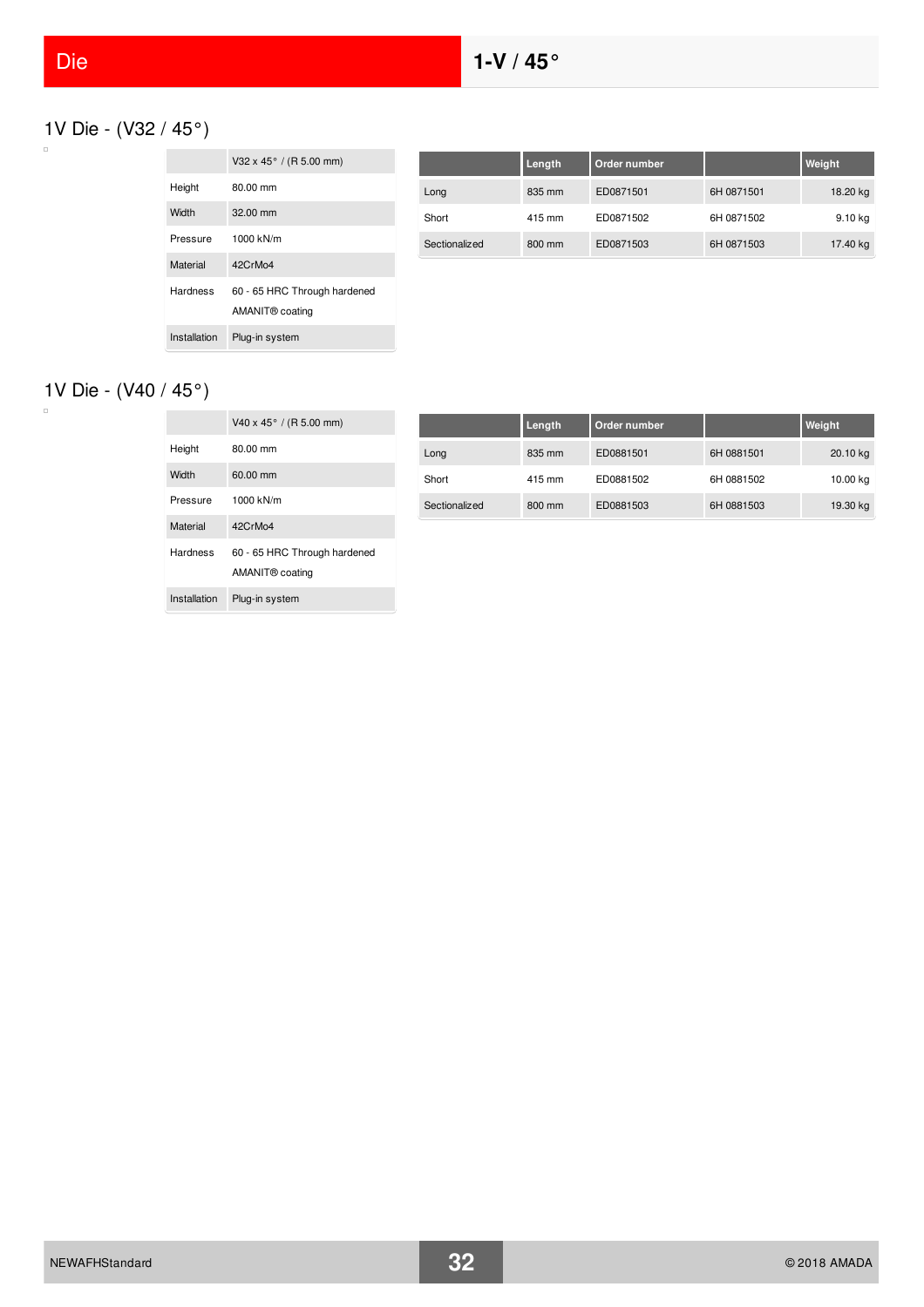Die

# 1-V / 45°

## 1V Die - (V32 / 45°)

| | V32 x 45° / (R 5.00 mm) |
|---|---|
| Height | 80.00 mm |
| Width | 32.00 mm |
| Pressure | 1000 kN/m |
| Material | 42CrMo4 |
| Hardness | 60 - 65 HRC Through hardened<br>AMANIT® coating |
| Installation | Plug-in system |

| | Length | Order number | | Weight |
|---|---|---|---|---|
| Long | 835 mm | ED0871501 | 6H 0871501 | 18.20 kg |
| Short | 415 mm | ED0871502 | 6H 0871502 | 9.10 kg |
| Sectionalized | 800 mm | ED0871503 | 6H 0871503 | 17.40 kg |

## 1V Die - (V40 / 45°)

| | V40 x 45° / (R 5.00 mm) |
|---|---|
| Height | 80.00 mm |
| Width | 60.00 mm |
| Pressure | 1000 kN/m |
| Material | 42CrMo4 |
| Hardness | 60 - 65 HRC Through hardened<br>AMANIT® coating |
| Installation | Plug-in system |

| | Length | Order number | | Weight |
|---|---|---|---|---|
| Long | 835 mm | ED0881501 | 6H 0881501 | 20.10 kg |
| Short | 415 mm | ED0881502 | 6H 0881502 | 10.00 kg |
| Sectionalized | 800 mm | ED0881503 | 6H 0881503 | 19.30 kg |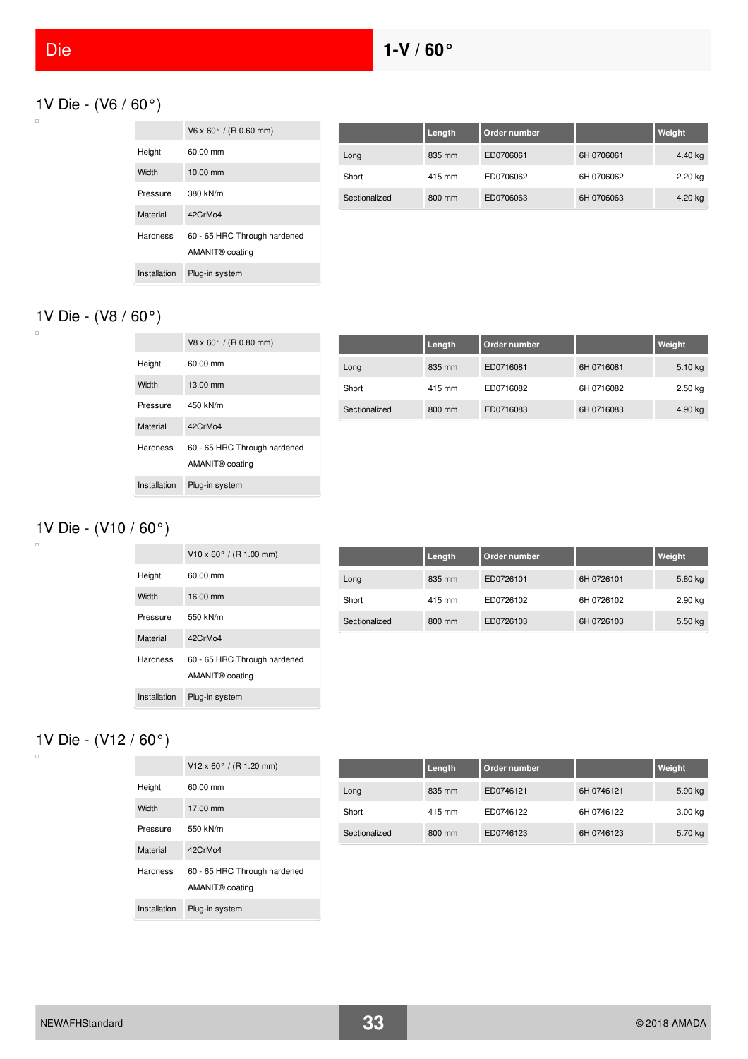# Die

## 1-V / 60°

### 1V Die - (V6 / 60°)

| | V6 x 60° / (R 0.60 mm) |
|---|---|
| Height | 60.00 mm |
| Width | 10.00 mm |
| Pressure | 380 kN/m |
| Material | 42CrMo4 |
| Hardness | 60 - 65 HRC Through hardened<br>AMANIT® coating |
| Installation | Plug-in system |

| | Length | Order number | | Weight |
|---|---|---|---|---|
| Long | 835 mm | ED0706061 | 6H 0706061 | 4.40 kg |
| Short | 415 mm | ED0706062 | 6H 0706062 | 2.20 kg |
| Sectionalized | 800 mm | ED0706063 | 6H 0706063 | 4.20 kg |

### 1V Die - (V8 / 60°)

| | V8 x 60° / (R 0.80 mm) |
|---|---|
| Height | 60.00 mm |
| Width | 13.00 mm |
| Pressure | 450 kN/m |
| Material | 42CrMo4 |
| Hardness | 60 - 65 HRC Through hardened<br>AMANIT® coating |
| Installation | Plug-in system |

| | Length | Order number | | Weight |
|---|---|---|---|---|
| Long | 835 mm | ED0716081 | 6H 0716081 | 5.10 kg |
| Short | 415 mm | ED0716082 | 6H 0716082 | 2.50 kg |
| Sectionalized | 800 mm | ED0716083 | 6H 0716083 | 4.90 kg |

### 1V Die - (V10 / 60°)

| | V10 x 60° / (R 1.00 mm) |
|---|---|
| Height | 60.00 mm |
| Width | 16.00 mm |
| Pressure | 550 kN/m |
| Material | 42CrMo4 |
| Hardness | 60 - 65 HRC Through hardened<br>AMANIT® coating |
| Installation | Plug-in system |

| | Length | Order number | | Weight |
|---|---|---|---|---|
| Long | 835 mm | ED0726101 | 6H 0726101 | 5.80 kg |
| Short | 415 mm | ED0726102 | 6H 0726102 | 2.90 kg |
| Sectionalized | 800 mm | ED0726103 | 6H 0726103 | 5.50 kg |

### 1V Die - (V12 / 60°)

| | V12 x 60° / (R 1.20 mm) |
|---|---|
| Height | 60.00 mm |
| Width | 17.00 mm |
| Pressure | 550 kN/m |
| Material | 42CrMo4 |
| Hardness | 60 - 65 HRC Through hardened<br>AMANIT® coating |
| Installation | Plug-in system |

| | Length | Order number | | Weight |
|---|---|---|---|---|
| Long | 835 mm | ED0746121 | 6H 0746121 | 5.90 kg |
| Short | 415 mm | ED0746122 | 6H 0746122 | 3.00 kg |
| Sectionalized | 800 mm | ED0746123 | 6H 0746123 | 5.70 kg |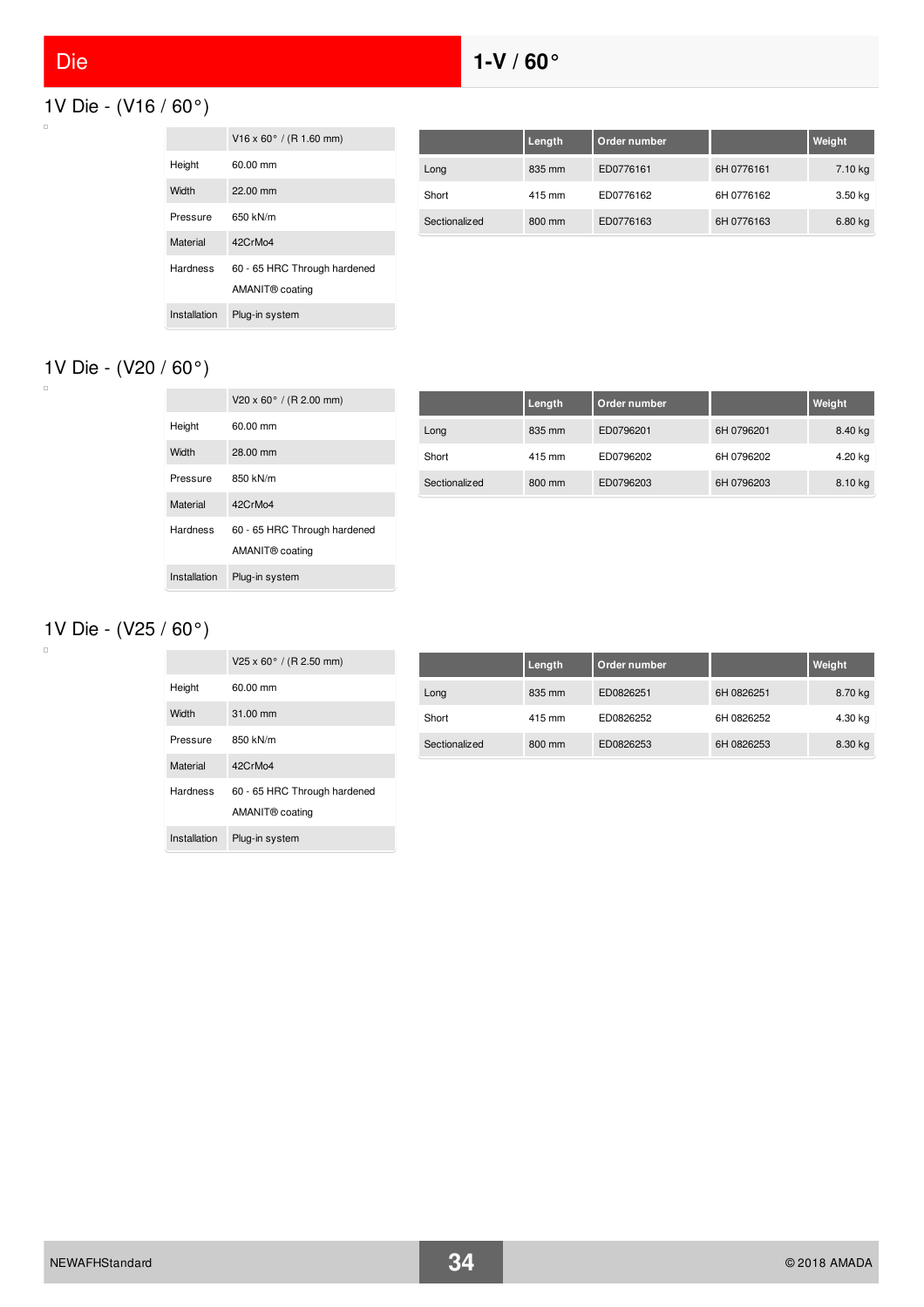# Die

## 1-V / 60°

### 1V Die - (V16 / 60°)

| | V16 x 60° / (R 1.60 mm) |
|---|---|
| Height | 60.00 mm |
| Width | 22.00 mm |
| Pressure | 650 kN/m |
| Material | 42CrMo4 |
| Hardness | 60 - 65 HRC Through hardened AMANIT® coating |
| Installation | Plug-in system |

| | Length | Order number | | Weight |
|---|---|---|---|---|
| Long | 835 mm | ED0776161 | 6H 0776161 | 7.10 kg |
| Short | 415 mm | ED0776162 | 6H 0776162 | 3.50 kg |
| Sectionalized | 800 mm | ED0776163 | 6H 0776163 | 6.80 kg |

### 1V Die - (V20 / 60°)

| | V20 x 60° / (R 2.00 mm) |
|---|---|
| Height | 60.00 mm |
| Width | 28.00 mm |
| Pressure | 850 kN/m |
| Material | 42CrMo4 |
| Hardness | 60 - 65 HRC Through hardened AMANIT® coating |
| Installation | Plug-in system |

| | Length | Order number | | Weight |
|---|---|---|---|---|
| Long | 835 mm | ED0796201 | 6H 0796201 | 8.40 kg |
| Short | 415 mm | ED0796202 | 6H 0796202 | 4.20 kg |
| Sectionalized | 800 mm | ED0796203 | 6H 0796203 | 8.10 kg |

### 1V Die - (V25 / 60°)

| | V25 x 60° / (R 2.50 mm) |
|---|---|
| Height | 60.00 mm |
| Width | 31.00 mm |
| Pressure | 850 kN/m |
| Material | 42CrMo4 |
| Hardness | 60 - 65 HRC Through hardened AMANIT® coating |
| Installation | Plug-in system |

| | Length | Order number | | Weight |
|---|---|---|---|---|
| Long | 835 mm | ED0826251 | 6H 0826251 | 8.70 kg |
| Short | 415 mm | ED0826252 | 6H 0826252 | 4.30 kg |
| Sectionalized | 800 mm | ED0826253 | 6H 0826253 | 8.30 kg |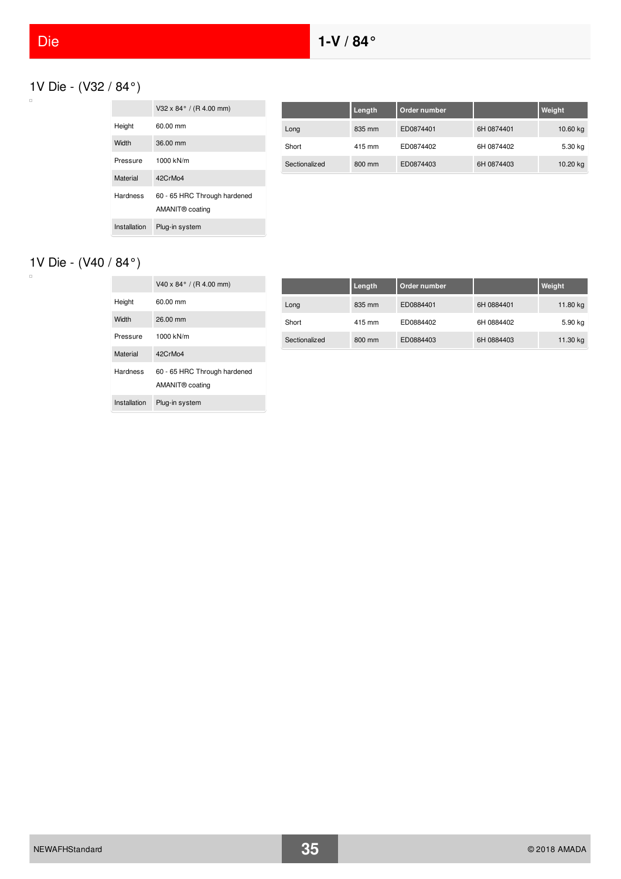# Die

## 1-V / 84°

### 1V Die - (V32 / 84°)

| | V32 x 84° / (R 4.00 mm) |
|---|---|
| Height | 60.00 mm |
| Width | 36.00 mm |
| Pressure | 1000 kN/m |
| Material | 42CrMo4 |
| Hardness | 60 - 65 HRC Through hardened<br>AMANIT® coating |
| Installation | Plug-in system |

| | Length | Order number | | Weight |
|---|---|---|---|---|
| Long | 835 mm | ED0874401 | 6H 0874401 | 10.60 kg |
| Short | 415 mm | ED0874402 | 6H 0874402 | 5.30 kg |
| Sectionalized | 800 mm | ED0874403 | 6H 0874403 | 10.20 kg |

### 1V Die - (V40 / 84°)

| | V40 x 84° / (R 4.00 mm) |
|---|---|
| Height | 60.00 mm |
| Width | 26.00 mm |
| Pressure | 1000 kN/m |
| Material | 42CrMo4 |
| Hardness | 60 - 65 HRC Through hardened<br>AMANIT® coating |
| Installation | Plug-in system |

| | Length | Order number | | Weight |
|---|---|---|---|---|
| Long | 835 mm | ED0884401 | 6H 0884401 | 11.80 kg |
| Short | 415 mm | ED0884402 | 6H 0884402 | 5.90 kg |
| Sectionalized | 800 mm | ED0884403 | 6H 0884403 | 11.30 kg |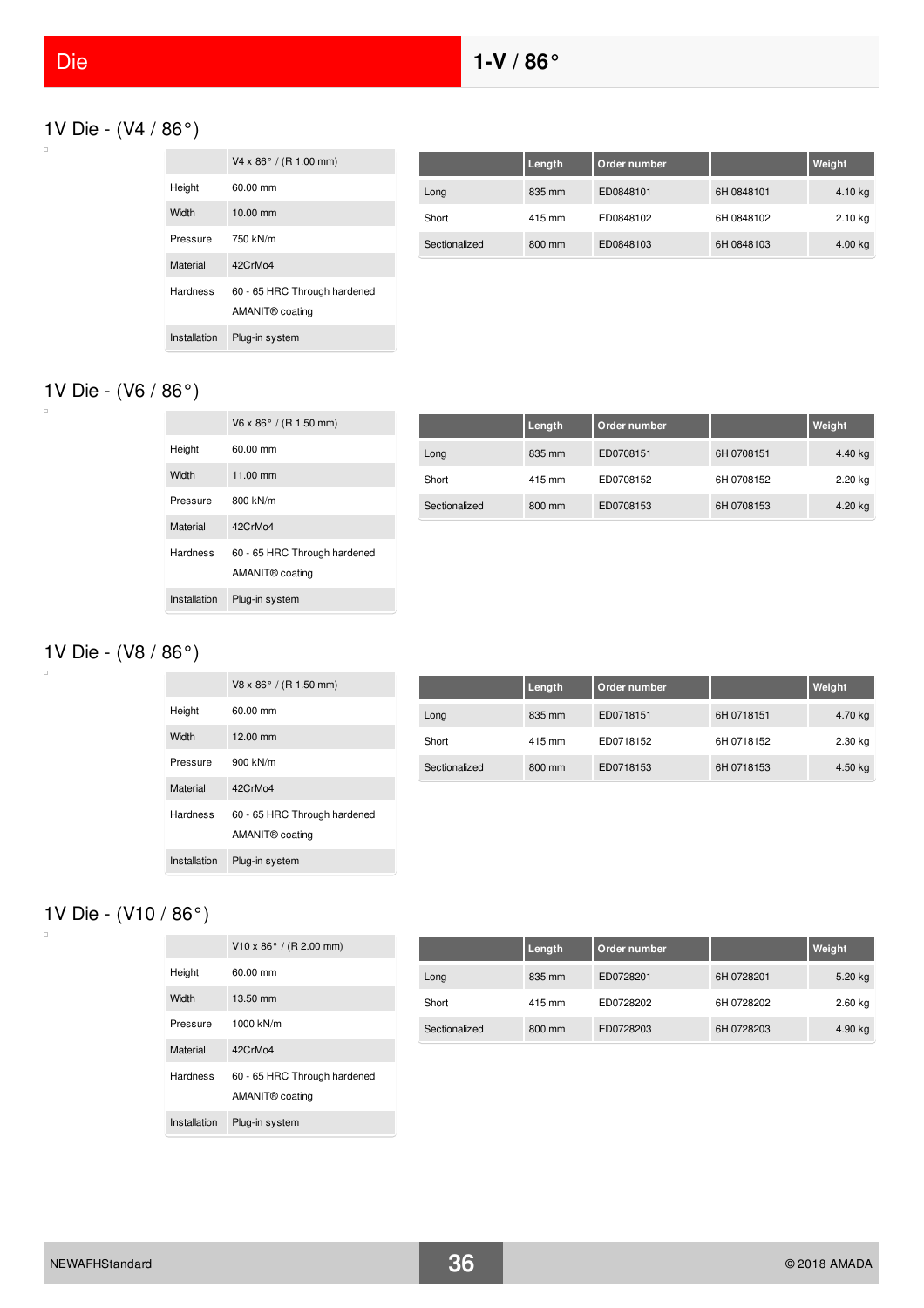# Die — 1-V / 86°

## 1V Die - (V4 / 86°)

| | V4 x 86° / (R 1.00 mm) |
|---|---|
| Height | 60.00 mm |
| Width | 10.00 mm |
| Pressure | 750 kN/m |
| Material | 42CrMo4 |
| Hardness | 60 - 65 HRC Through hardened<br>AMANIT® coating |
| Installation | Plug-in system |

| | Length | Order number | | Weight |
|---|---|---|---|---|
| Long | 835 mm | ED0848101 | 6H 0848101 | 4.10 kg |
| Short | 415 mm | ED0848102 | 6H 0848102 | 2.10 kg |
| Sectionalized | 800 mm | ED0848103 | 6H 0848103 | 4.00 kg |

## 1V Die - (V6 / 86°)

| | V6 x 86° / (R 1.50 mm) |
|---|---|
| Height | 60.00 mm |
| Width | 11.00 mm |
| Pressure | 800 kN/m |
| Material | 42CrMo4 |
| Hardness | 60 - 65 HRC Through hardened<br>AMANIT® coating |
| Installation | Plug-in system |

| | Length | Order number | | Weight |
|---|---|---|---|---|
| Long | 835 mm | ED0708151 | 6H 0708151 | 4.40 kg |
| Short | 415 mm | ED0708152 | 6H 0708152 | 2.20 kg |
| Sectionalized | 800 mm | ED0708153 | 6H 0708153 | 4.20 kg |

## 1V Die - (V8 / 86°)

| | V8 x 86° / (R 1.50 mm) |
|---|---|
| Height | 60.00 mm |
| Width | 12.00 mm |
| Pressure | 900 kN/m |
| Material | 42CrMo4 |
| Hardness | 60 - 65 HRC Through hardened<br>AMANIT® coating |
| Installation | Plug-in system |

| | Length | Order number | | Weight |
|---|---|---|---|---|
| Long | 835 mm | ED0718151 | 6H 0718151 | 4.70 kg |
| Short | 415 mm | ED0718152 | 6H 0718152 | 2.30 kg |
| Sectionalized | 800 mm | ED0718153 | 6H 0718153 | 4.50 kg |

## 1V Die - (V10 / 86°)

| | V10 x 86° / (R 2.00 mm) |
|---|---|
| Height | 60.00 mm |
| Width | 13.50 mm |
| Pressure | 1000 kN/m |
| Material | 42CrMo4 |
| Hardness | 60 - 65 HRC Through hardened<br>AMANIT® coating |
| Installation | Plug-in system |

| | Length | Order number | | Weight |
|---|---|---|---|---|
| Long | 835 mm | ED0728201 | 6H 0728201 | 5.20 kg |
| Short | 415 mm | ED0728202 | 6H 0728202 | 2.60 kg |
| Sectionalized | 800 mm | ED0728203 | 6H 0728203 | 4.90 kg |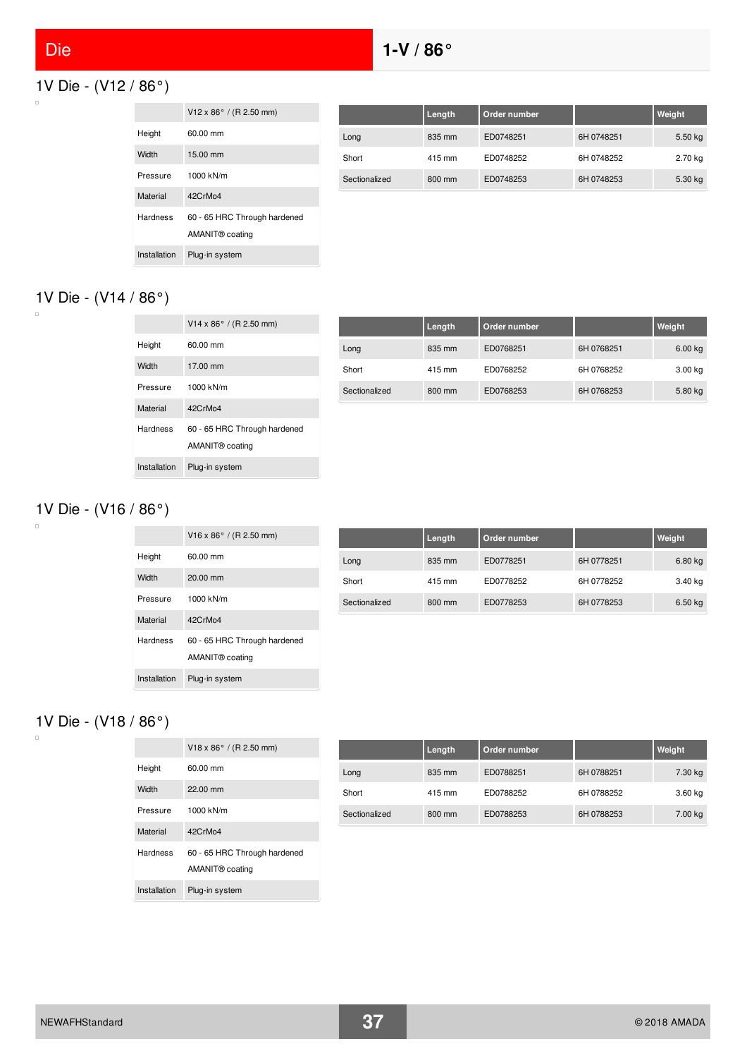# Die

## 1-V / 86°

### 1V Die - (V12 / 86°)

| | V12 x 86° / (R 2.50 mm) |
|---|---|
| Height | 60.00 mm |
| Width | 15.00 mm |
| Pressure | 1000 kN/m |
| Material | 42CrMo4 |
| Hardness | 60 - 65 HRC Through hardened AMANIT® coating |
| Installation | Plug-in system |

| | Length | Order number | | Weight |
|---|---|---|---|---|
| Long | 835 mm | ED0748251 | 6H 0748251 | 5.50 kg |
| Short | 415 mm | ED0748252 | 6H 0748252 | 2.70 kg |
| Sectionalized | 800 mm | ED0748253 | 6H 0748253 | 5.30 kg |

### 1V Die - (V14 / 86°)

| | V14 x 86° / (R 2.50 mm) |
|---|---|
| Height | 60.00 mm |
| Width | 17.00 mm |
| Pressure | 1000 kN/m |
| Material | 42CrMo4 |
| Hardness | 60 - 65 HRC Through hardened AMANIT® coating |
| Installation | Plug-in system |

| | Length | Order number | | Weight |
|---|---|---|---|---|
| Long | 835 mm | ED0768251 | 6H 0768251 | 6.00 kg |
| Short | 415 mm | ED0768252 | 6H 0768252 | 3.00 kg |
| Sectionalized | 800 mm | ED0768253 | 6H 0768253 | 5.80 kg |

### 1V Die - (V16 / 86°)

| | V16 x 86° / (R 2.50 mm) |
|---|---|
| Height | 60.00 mm |
| Width | 20.00 mm |
| Pressure | 1000 kN/m |
| Material | 42CrMo4 |
| Hardness | 60 - 65 HRC Through hardened AMANIT® coating |
| Installation | Plug-in system |

| | Length | Order number | | Weight |
|---|---|---|---|---|
| Long | 835 mm | ED0778251 | 6H 0778251 | 6.80 kg |
| Short | 415 mm | ED0778252 | 6H 0778252 | 3.40 kg |
| Sectionalized | 800 mm | ED0778253 | 6H 0778253 | 6.50 kg |

### 1V Die - (V18 / 86°)

| | V18 x 86° / (R 2.50 mm) |
|---|---|
| Height | 60.00 mm |
| Width | 22.00 mm |
| Pressure | 1000 kN/m |
| Material | 42CrMo4 |
| Hardness | 60 - 65 HRC Through hardened AMANIT® coating |
| Installation | Plug-in system |

| | Length | Order number | | Weight |
|---|---|---|---|---|
| Long | 835 mm | ED0788251 | 6H 0788251 | 7.30 kg |
| Short | 415 mm | ED0788252 | 6H 0788252 | 3.60 kg |
| Sectionalized | 800 mm | ED0788253 | 6H 0788253 | 7.00 kg |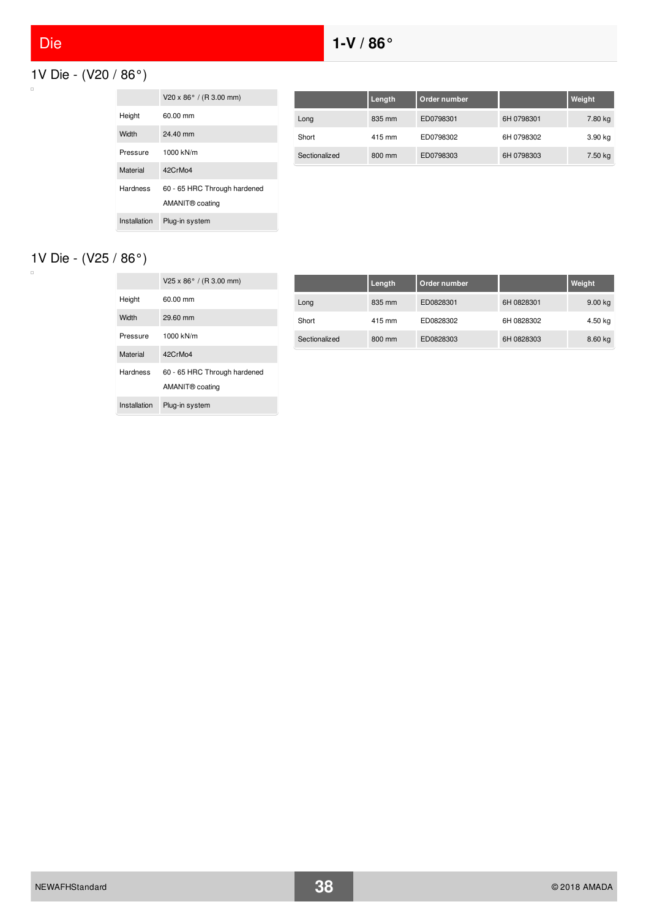# Die

## 1-V / 86°

### 1V Die - (V20 / 86°)

| | V20 x 86° / (R 3.00 mm) |
|---|---|
| Height | 60.00 mm |
| Width | 24.40 mm |
| Pressure | 1000 kN/m |
| Material | 42CrMo4 |
| Hardness | 60 - 65 HRC Through hardened AMANIT® coating |
| Installation | Plug-in system |

| | Length | Order number | | Weight |
|---|---|---|---|---|
| Long | 835 mm | ED0798301 | 6H 0798301 | 7.80 kg |
| Short | 415 mm | ED0798302 | 6H 0798302 | 3.90 kg |
| Sectionalized | 800 mm | ED0798303 | 6H 0798303 | 7.50 kg |

### 1V Die - (V25 / 86°)

| | V25 x 86° / (R 3.00 mm) |
|---|---|
| Height | 60.00 mm |
| Width | 29.60 mm |
| Pressure | 1000 kN/m |
| Material | 42CrMo4 |
| Hardness | 60 - 65 HRC Through hardened AMANIT® coating |
| Installation | Plug-in system |

| | Length | Order number | | Weight |
|---|---|---|---|---|
| Long | 835 mm | ED0828301 | 6H 0828301 | 9.00 kg |
| Short | 415 mm | ED0828302 | 6H 0828302 | 4.50 kg |
| Sectionalized | 800 mm | ED0828303 | 6H 0828303 | 8.60 kg |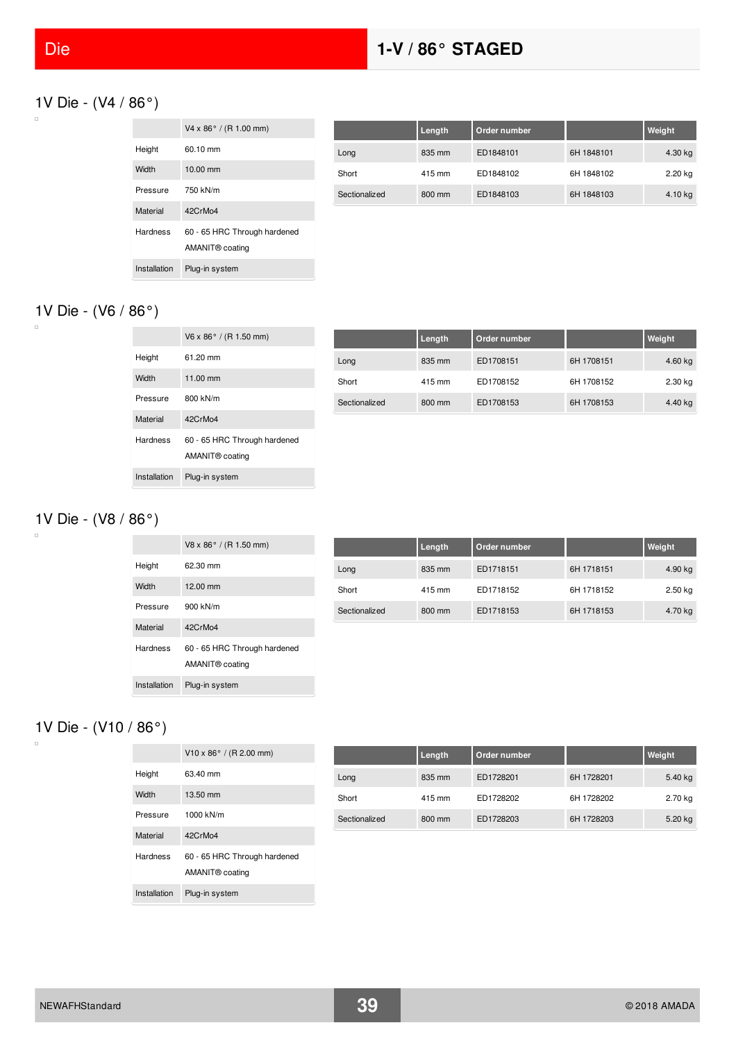# 1-V / 86° STAGED

## 1V Die - (V4 / 86°)

| | V4 x 86° / (R 1.00 mm) |
|---|---|
| Height | 60.10 mm |
| Width | 10.00 mm |
| Pressure | 750 kN/m |
| Material | 42CrMo4 |
| Hardness | 60 - 65 HRC Through hardened<br>AMANIT® coating |
| Installation | Plug-in system |

| | Length | Order number | | Weight |
|---|---|---|---|---|
| Long | 835 mm | ED1848101 | 6H 1848101 | 4.30 kg |
| Short | 415 mm | ED1848102 | 6H 1848102 | 2.20 kg |
| Sectionalized | 800 mm | ED1848103 | 6H 1848103 | 4.10 kg |

## 1V Die - (V6 / 86°)

| | V6 x 86° / (R 1.50 mm) |
|---|---|
| Height | 61.20 mm |
| Width | 11.00 mm |
| Pressure | 800 kN/m |
| Material | 42CrMo4 |
| Hardness | 60 - 65 HRC Through hardened<br>AMANIT® coating |
| Installation | Plug-in system |

| | Length | Order number | | Weight |
|---|---|---|---|---|
| Long | 835 mm | ED1708151 | 6H 1708151 | 4.60 kg |
| Short | 415 mm | ED1708152 | 6H 1708152 | 2.30 kg |
| Sectionalized | 800 mm | ED1708153 | 6H 1708153 | 4.40 kg |

## 1V Die - (V8 / 86°)

| | V8 x 86° / (R 1.50 mm) |
|---|---|
| Height | 62.30 mm |
| Width | 12.00 mm |
| Pressure | 900 kN/m |
| Material | 42CrMo4 |
| Hardness | 60 - 65 HRC Through hardened<br>AMANIT® coating |
| Installation | Plug-in system |

| | Length | Order number | | Weight |
|---|---|---|---|---|
| Long | 835 mm | ED1718151 | 6H 1718151 | 4.90 kg |
| Short | 415 mm | ED1718152 | 6H 1718152 | 2.50 kg |
| Sectionalized | 800 mm | ED1718153 | 6H 1718153 | 4.70 kg |

## 1V Die - (V10 / 86°)

| | V10 x 86° / (R 2.00 mm) |
|---|---|
| Height | 63.40 mm |
| Width | 13.50 mm |
| Pressure | 1000 kN/m |
| Material | 42CrMo4 |
| Hardness | 60 - 65 HRC Through hardened<br>AMANIT® coating |
| Installation | Plug-in system |

| | Length | Order number | | Weight |
|---|---|---|---|---|
| Long | 835 mm | ED1728201 | 6H 1728201 | 5.40 kg |
| Short | 415 mm | ED1728202 | 6H 1728202 | 2.70 kg |
| Sectionalized | 800 mm | ED1728203 | 6H 1728203 | 5.20 kg |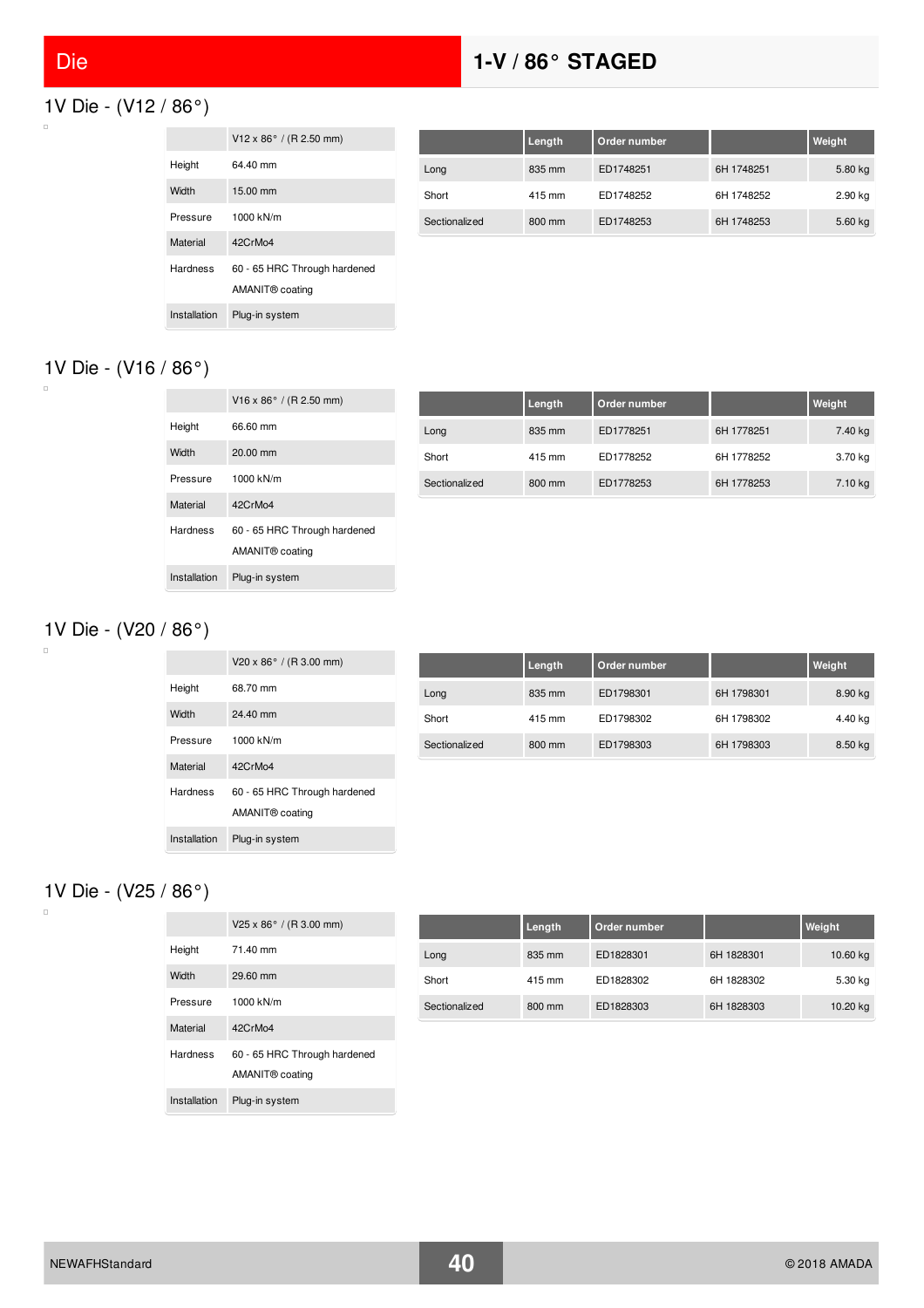# Die — 1-V / 86° STAGED

## 1V Die - (V12 / 86°)

| | V12 x 86° / (R 2.50 mm) |
|---|---|
| Height | 64.40 mm |
| Width | 15.00 mm |
| Pressure | 1000 kN/m |
| Material | 42CrMo4 |
| Hardness | 60 - 65 HRC Through hardened<br>AMANIT® coating |
| Installation | Plug-in system |

| | Length | Order number | | Weight |
|---|---|---|---|---|
| Long | 835 mm | ED1748251 | 6H 1748251 | 5.80 kg |
| Short | 415 mm | ED1748252 | 6H 1748252 | 2.90 kg |
| Sectionalized | 800 mm | ED1748253 | 6H 1748253 | 5.60 kg |

## 1V Die - (V16 / 86°)

| | V16 x 86° / (R 2.50 mm) |
|---|---|
| Height | 66.60 mm |
| Width | 20.00 mm |
| Pressure | 1000 kN/m |
| Material | 42CrMo4 |
| Hardness | 60 - 65 HRC Through hardened<br>AMANIT® coating |
| Installation | Plug-in system |

| | Length | Order number | | Weight |
|---|---|---|---|---|
| Long | 835 mm | ED1778251 | 6H 1778251 | 7.40 kg |
| Short | 415 mm | ED1778252 | 6H 1778252 | 3.70 kg |
| Sectionalized | 800 mm | ED1778253 | 6H 1778253 | 7.10 kg |

## 1V Die - (V20 / 86°)

| | V20 x 86° / (R 3.00 mm) |
|---|---|
| Height | 68.70 mm |
| Width | 24.40 mm |
| Pressure | 1000 kN/m |
| Material | 42CrMo4 |
| Hardness | 60 - 65 HRC Through hardened<br>AMANIT® coating |
| Installation | Plug-in system |

| | Length | Order number | | Weight |
|---|---|---|---|---|
| Long | 835 mm | ED1798301 | 6H 1798301 | 8.90 kg |
| Short | 415 mm | ED1798302 | 6H 1798302 | 4.40 kg |
| Sectionalized | 800 mm | ED1798303 | 6H 1798303 | 8.50 kg |

## 1V Die - (V25 / 86°)

| | V25 x 86° / (R 3.00 mm) |
|---|---|
| Height | 71.40 mm |
| Width | 29.60 mm |
| Pressure | 1000 kN/m |
| Material | 42CrMo4 |
| Hardness | 60 - 65 HRC Through hardened<br>AMANIT® coating |
| Installation | Plug-in system |

| | Length | Order number | | Weight |
|---|---|---|---|---|
| Long | 835 mm | ED1828301 | 6H 1828301 | 10.60 kg |
| Short | 415 mm | ED1828302 | 6H 1828302 | 5.30 kg |
| Sectionalized | 800 mm | ED1828303 | 6H 1828303 | 10.20 kg |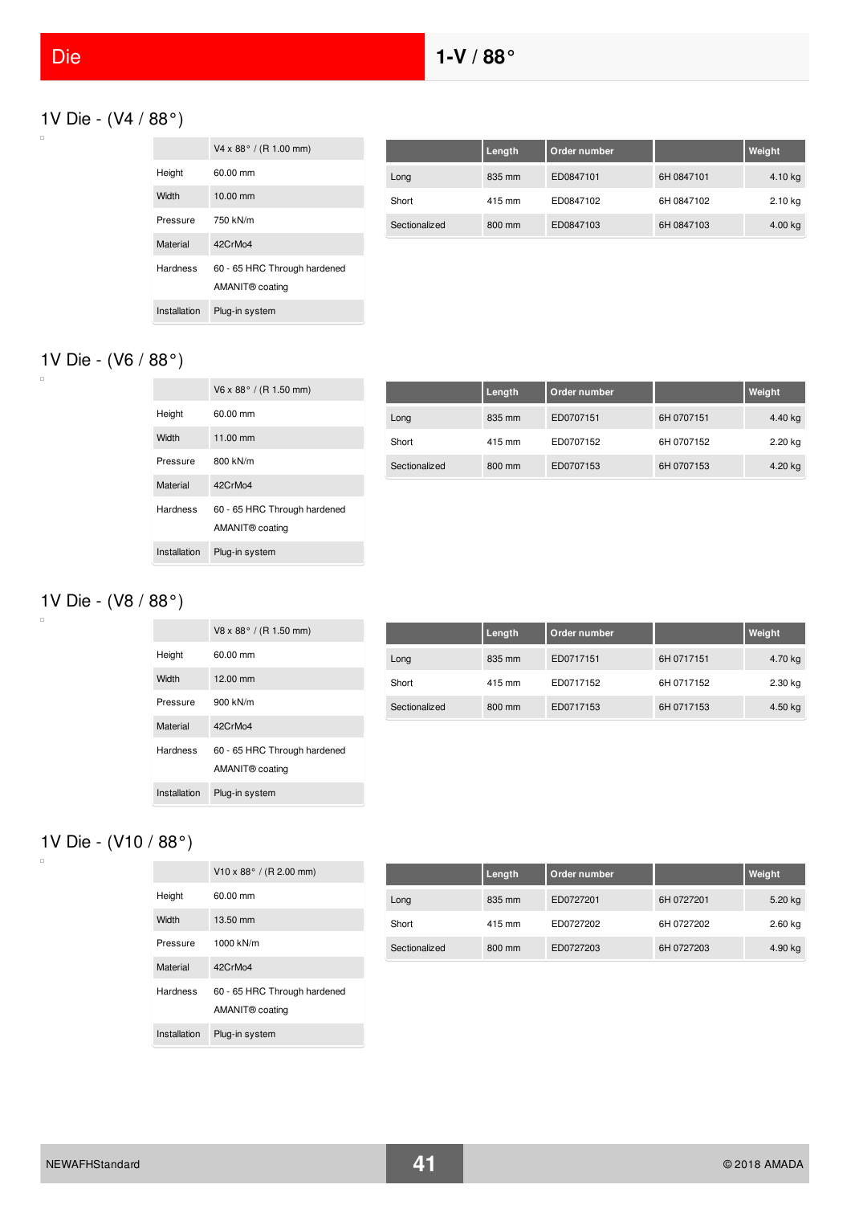# Die

## 1-V / 88°

### 1V Die - (V4 / 88°)

| | V4 x 88° / (R 1.00 mm) |
|---|---|
| Height | 60.00 mm |
| Width | 10.00 mm |
| Pressure | 750 kN/m |
| Material | 42CrMo4 |
| Hardness | 60 - 65 HRC Through hardened AMANIT® coating |
| Installation | Plug-in system |

| | Length | Order number | | Weight |
|---|---|---|---|---|
| Long | 835 mm | ED0847101 | 6H 0847101 | 4.10 kg |
| Short | 415 mm | ED0847102 | 6H 0847102 | 2.10 kg |
| Sectionalized | 800 mm | ED0847103 | 6H 0847103 | 4.00 kg |

### 1V Die - (V6 / 88°)

| | V6 x 88° / (R 1.50 mm) |
|---|---|
| Height | 60.00 mm |
| Width | 11.00 mm |
| Pressure | 800 kN/m |
| Material | 42CrMo4 |
| Hardness | 60 - 65 HRC Through hardened AMANIT® coating |
| Installation | Plug-in system |

| | Length | Order number | | Weight |
|---|---|---|---|---|
| Long | 835 mm | ED0707151 | 6H 0707151 | 4.40 kg |
| Short | 415 mm | ED0707152 | 6H 0707152 | 2.20 kg |
| Sectionalized | 800 mm | ED0707153 | 6H 0707153 | 4.20 kg |

### 1V Die - (V8 / 88°)

| | V8 x 88° / (R 1.50 mm) |
|---|---|
| Height | 60.00 mm |
| Width | 12.00 mm |
| Pressure | 900 kN/m |
| Material | 42CrMo4 |
| Hardness | 60 - 65 HRC Through hardened AMANIT® coating |
| Installation | Plug-in system |

| | Length | Order number | | Weight |
|---|---|---|---|---|
| Long | 835 mm | ED0717151 | 6H 0717151 | 4.70 kg |
| Short | 415 mm | ED0717152 | 6H 0717152 | 2.30 kg |
| Sectionalized | 800 mm | ED0717153 | 6H 0717153 | 4.50 kg |

### 1V Die - (V10 / 88°)

| | V10 x 88° / (R 2.00 mm) |
|---|---|
| Height | 60.00 mm |
| Width | 13.50 mm |
| Pressure | 1000 kN/m |
| Material | 42CrMo4 |
| Hardness | 60 - 65 HRC Through hardened AMANIT® coating |
| Installation | Plug-in system |

| | Length | Order number | | Weight |
|---|---|---|---|---|
| Long | 835 mm | ED0727201 | 6H 0727201 | 5.20 kg |
| Short | 415 mm | ED0727202 | 6H 0727202 | 2.60 kg |
| Sectionalized | 800 mm | ED0727203 | 6H 0727203 | 4.90 kg |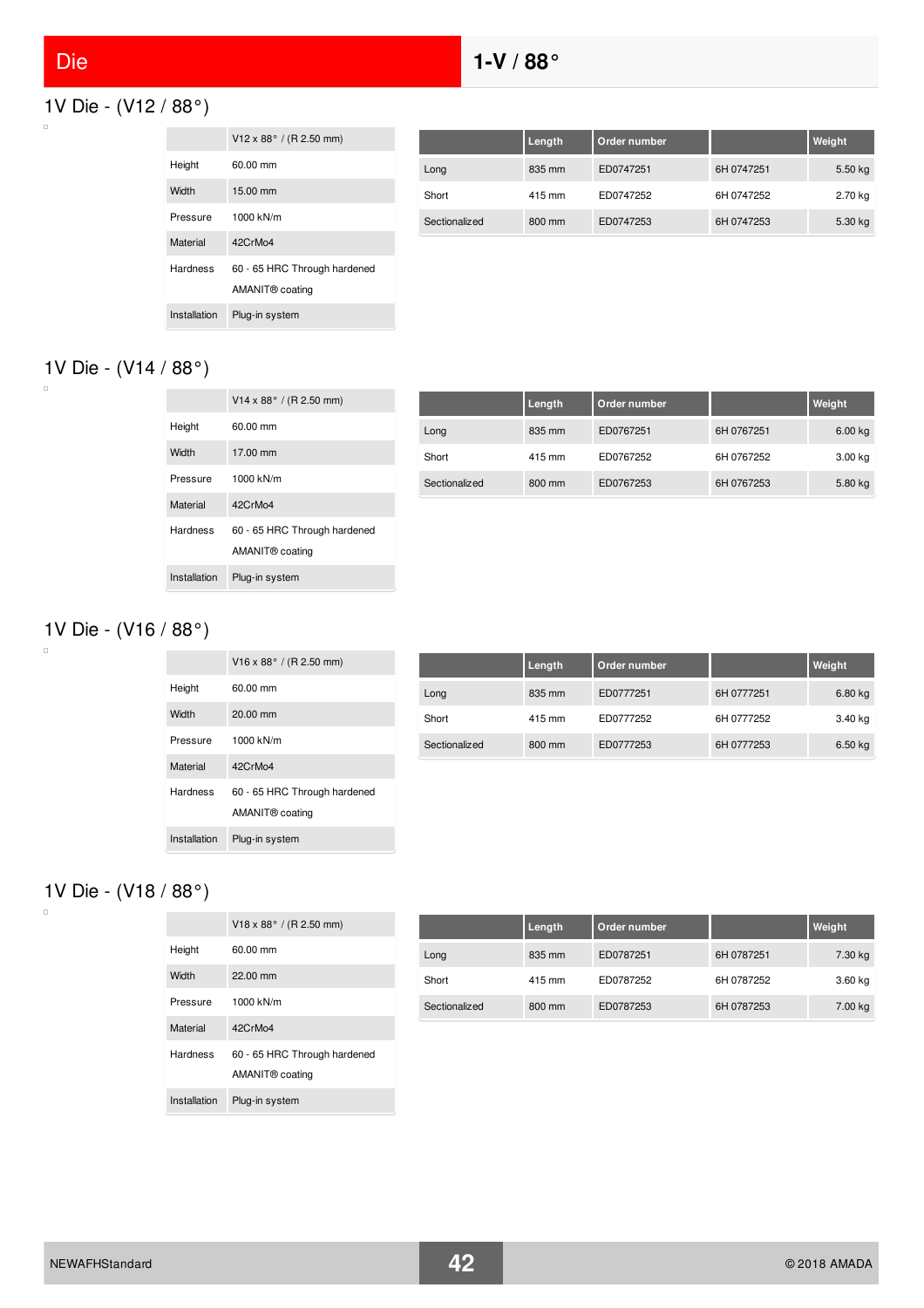# Die

## 1-V / 88°

### 1V Die - (V12 / 88°)

| | V12 x 88° / (R 2.50 mm) |
|---|---|
| Height | 60.00 mm |
| Width | 15.00 mm |
| Pressure | 1000 kN/m |
| Material | 42CrMo4 |
| Hardness | 60 - 65 HRC Through hardened AMANIT® coating |
| Installation | Plug-in system |

| | Length | Order number | | Weight |
|---|---|---|---|---|
| Long | 835 mm | ED0747251 | 6H 0747251 | 5.50 kg |
| Short | 415 mm | ED0747252 | 6H 0747252 | 2.70 kg |
| Sectionalized | 800 mm | ED0747253 | 6H 0747253 | 5.30 kg |

### 1V Die - (V14 / 88°)

| | V14 x 88° / (R 2.50 mm) |
|---|---|
| Height | 60.00 mm |
| Width | 17.00 mm |
| Pressure | 1000 kN/m |
| Material | 42CrMo4 |
| Hardness | 60 - 65 HRC Through hardened AMANIT® coating |
| Installation | Plug-in system |

| | Length | Order number | | Weight |
|---|---|---|---|---|
| Long | 835 mm | ED0767251 | 6H 0767251 | 6.00 kg |
| Short | 415 mm | ED0767252 | 6H 0767252 | 3.00 kg |
| Sectionalized | 800 mm | ED0767253 | 6H 0767253 | 5.80 kg |

### 1V Die - (V16 / 88°)

| | V16 x 88° / (R 2.50 mm) |
|---|---|
| Height | 60.00 mm |
| Width | 20.00 mm |
| Pressure | 1000 kN/m |
| Material | 42CrMo4 |
| Hardness | 60 - 65 HRC Through hardened AMANIT® coating |
| Installation | Plug-in system |

| | Length | Order number | | Weight |
|---|---|---|---|---|
| Long | 835 mm | ED0777251 | 6H 0777251 | 6.80 kg |
| Short | 415 mm | ED0777252 | 6H 0777252 | 3.40 kg |
| Sectionalized | 800 mm | ED0777253 | 6H 0777253 | 6.50 kg |

### 1V Die - (V18 / 88°)

| | V18 x 88° / (R 2.50 mm) |
|---|---|
| Height | 60.00 mm |
| Width | 22.00 mm |
| Pressure | 1000 kN/m |
| Material | 42CrMo4 |
| Hardness | 60 - 65 HRC Through hardened AMANIT® coating |
| Installation | Plug-in system |

| | Length | Order number | | Weight |
|---|---|---|---|---|
| Long | 835 mm | ED0787251 | 6H 0787251 | 7.30 kg |
| Short | 415 mm | ED0787252 | 6H 0787252 | 3.60 kg |
| Sectionalized | 800 mm | ED0787253 | 6H 0787253 | 7.00 kg |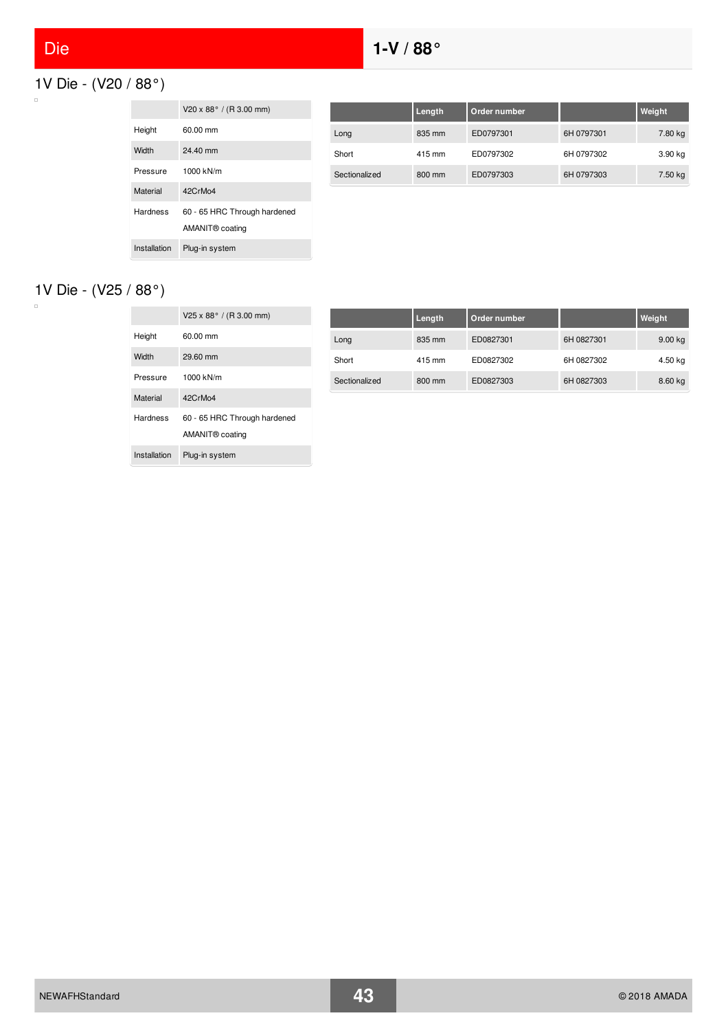# Die

## 1-V / 88°

### 1V Die - (V20 / 88°)

| | V20 x 88° / (R 3.00 mm) |
|---|---|
| Height | 60.00 mm |
| Width | 24.40 mm |
| Pressure | 1000 kN/m |
| Material | 42CrMo4 |
| Hardness | 60 - 65 HRC Through hardened AMANIT® coating |
| Installation | Plug-in system |

| | Length | Order number | | Weight |
|---|---|---|---|---|
| Long | 835 mm | ED0797301 | 6H 0797301 | 7.80 kg |
| Short | 415 mm | ED0797302 | 6H 0797302 | 3.90 kg |
| Sectionalized | 800 mm | ED0797303 | 6H 0797303 | 7.50 kg |

### 1V Die - (V25 / 88°)

| | V25 x 88° / (R 3.00 mm) |
|---|---|
| Height | 60.00 mm |
| Width | 29.60 mm |
| Pressure | 1000 kN/m |
| Material | 42CrMo4 |
| Hardness | 60 - 65 HRC Through hardened AMANIT® coating |
| Installation | Plug-in system |

| | Length | Order number | | Weight |
|---|---|---|---|---|
| Long | 835 mm | ED0827301 | 6H 0827301 | 9.00 kg |
| Short | 415 mm | ED0827302 | 6H 0827302 | 4.50 kg |
| Sectionalized | 800 mm | ED0827303 | 6H 0827303 | 8.60 kg |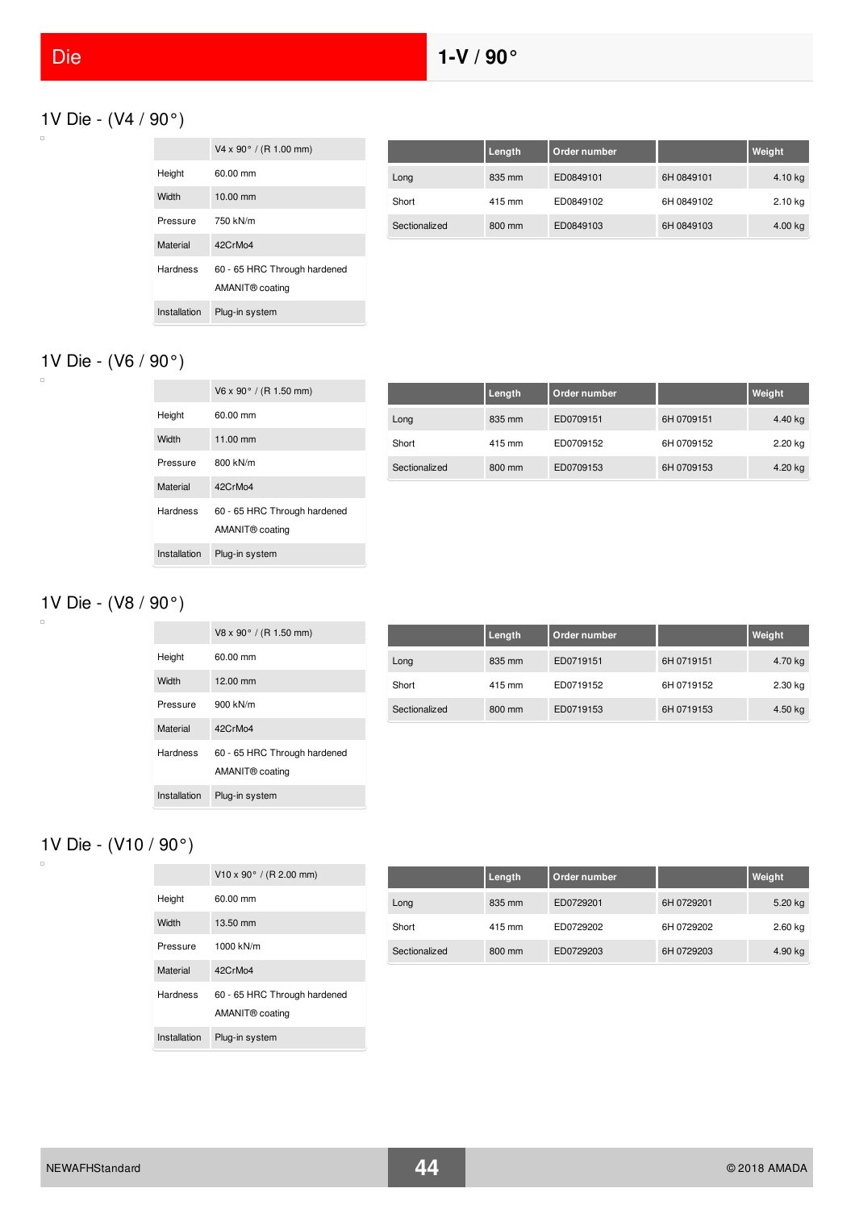# Die

## 1-V / 90°

### 1V Die - (V4 / 90°)

| | V4 x 90° / (R 1.00 mm) |
|---|---|
| Height | 60.00 mm |
| Width | 10.00 mm |
| Pressure | 750 kN/m |
| Material | 42CrMo4 |
| Hardness | 60 - 65 HRC Through hardened AMANIT® coating |
| Installation | Plug-in system |

| | Length | Order number | | Weight |
|---|---|---|---|---|
| Long | 835 mm | ED0849101 | 6H 0849101 | 4.10 kg |
| Short | 415 mm | ED0849102 | 6H 0849102 | 2.10 kg |
| Sectionalized | 800 mm | ED0849103 | 6H 0849103 | 4.00 kg |

### 1V Die - (V6 / 90°)

| | V6 x 90° / (R 1.50 mm) |
|---|---|
| Height | 60.00 mm |
| Width | 11.00 mm |
| Pressure | 800 kN/m |
| Material | 42CrMo4 |
| Hardness | 60 - 65 HRC Through hardened AMANIT® coating |
| Installation | Plug-in system |

| | Length | Order number | | Weight |
|---|---|---|---|---|
| Long | 835 mm | ED0709151 | 6H 0709151 | 4.40 kg |
| Short | 415 mm | ED0709152 | 6H 0709152 | 2.20 kg |
| Sectionalized | 800 mm | ED0709153 | 6H 0709153 | 4.20 kg |

### 1V Die - (V8 / 90°)

| | V8 x 90° / (R 1.50 mm) |
|---|---|
| Height | 60.00 mm |
| Width | 12.00 mm |
| Pressure | 900 kN/m |
| Material | 42CrMo4 |
| Hardness | 60 - 65 HRC Through hardened AMANIT® coating |
| Installation | Plug-in system |

| | Length | Order number | | Weight |
|---|---|---|---|---|
| Long | 835 mm | ED0719151 | 6H 0719151 | 4.70 kg |
| Short | 415 mm | ED0719152 | 6H 0719152 | 2.30 kg |
| Sectionalized | 800 mm | ED0719153 | 6H 0719153 | 4.50 kg |

### 1V Die - (V10 / 90°)

| | V10 x 90° / (R 2.00 mm) |
|---|---|
| Height | 60.00 mm |
| Width | 13.50 mm |
| Pressure | 1000 kN/m |
| Material | 42CrMo4 |
| Hardness | 60 - 65 HRC Through hardened AMANIT® coating |
| Installation | Plug-in system |

| | Length | Order number | | Weight |
|---|---|---|---|---|
| Long | 835 mm | ED0729201 | 6H 0729201 | 5.20 kg |
| Short | 415 mm | ED0729202 | 6H 0729202 | 2.60 kg |
| Sectionalized | 800 mm | ED0729203 | 6H 0729203 | 4.90 kg |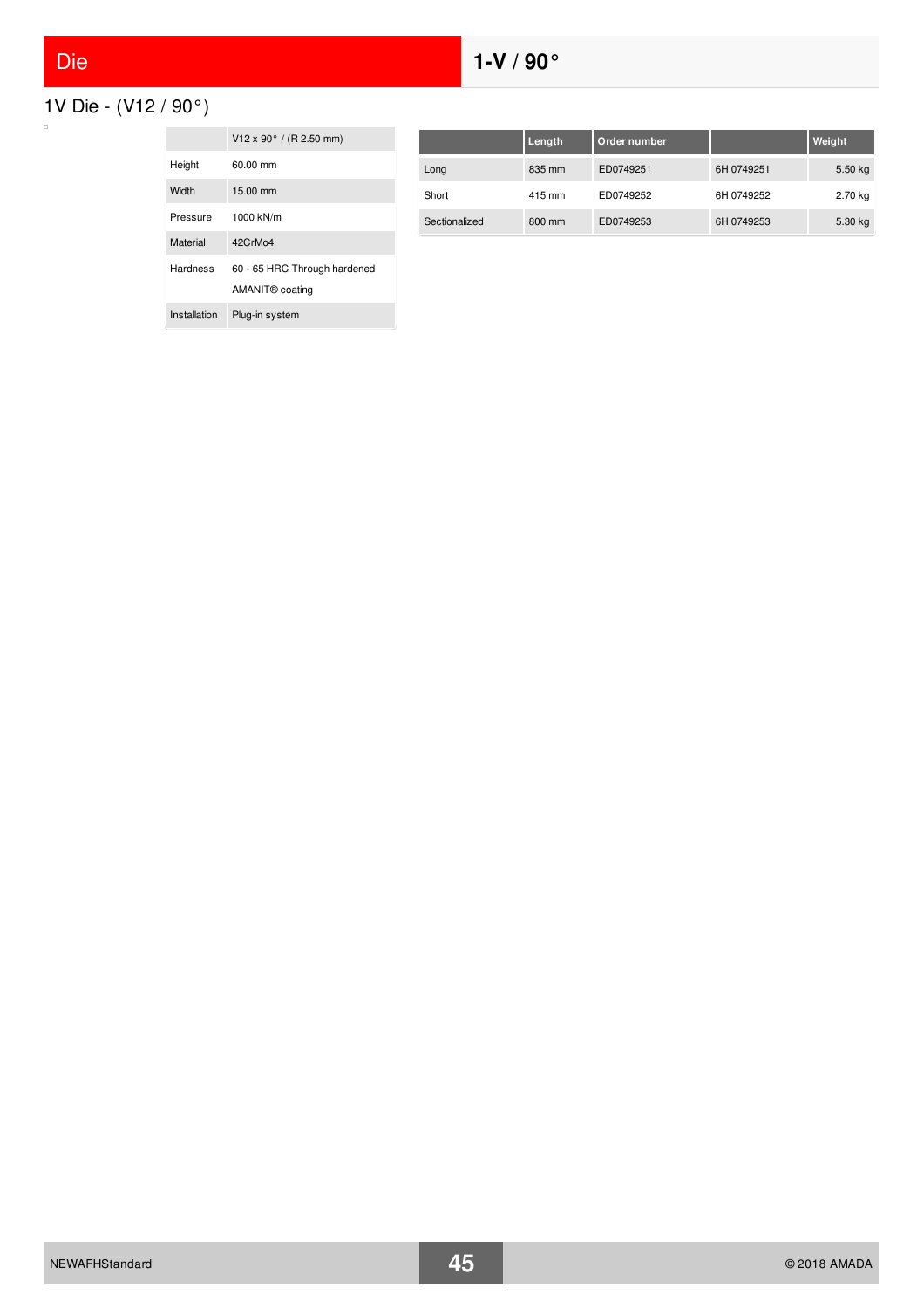# Die

## 1-V / 90°

### 1V Die - (V12 / 90°)

| | V12 x 90° / (R 2.50 mm) |
|---|---|
| Height | 60.00 mm |
| Width | 15.00 mm |
| Pressure | 1000 kN/m |
| Material | 42CrMo4 |
| Hardness | 60 - 65 HRC Through hardened<br>AMANIT® coating |
| Installation | Plug-in system |

| | Length | Order number | | Weight |
|---|---|---|---|---|
| Long | 835 mm | ED0749251 | 6H 0749251 | 5.50 kg |
| Short | 415 mm | ED0749252 | 6H 0749252 | 2.70 kg |
| Sectionalized | 800 mm | ED0749253 | 6H 0749253 | 5.30 kg |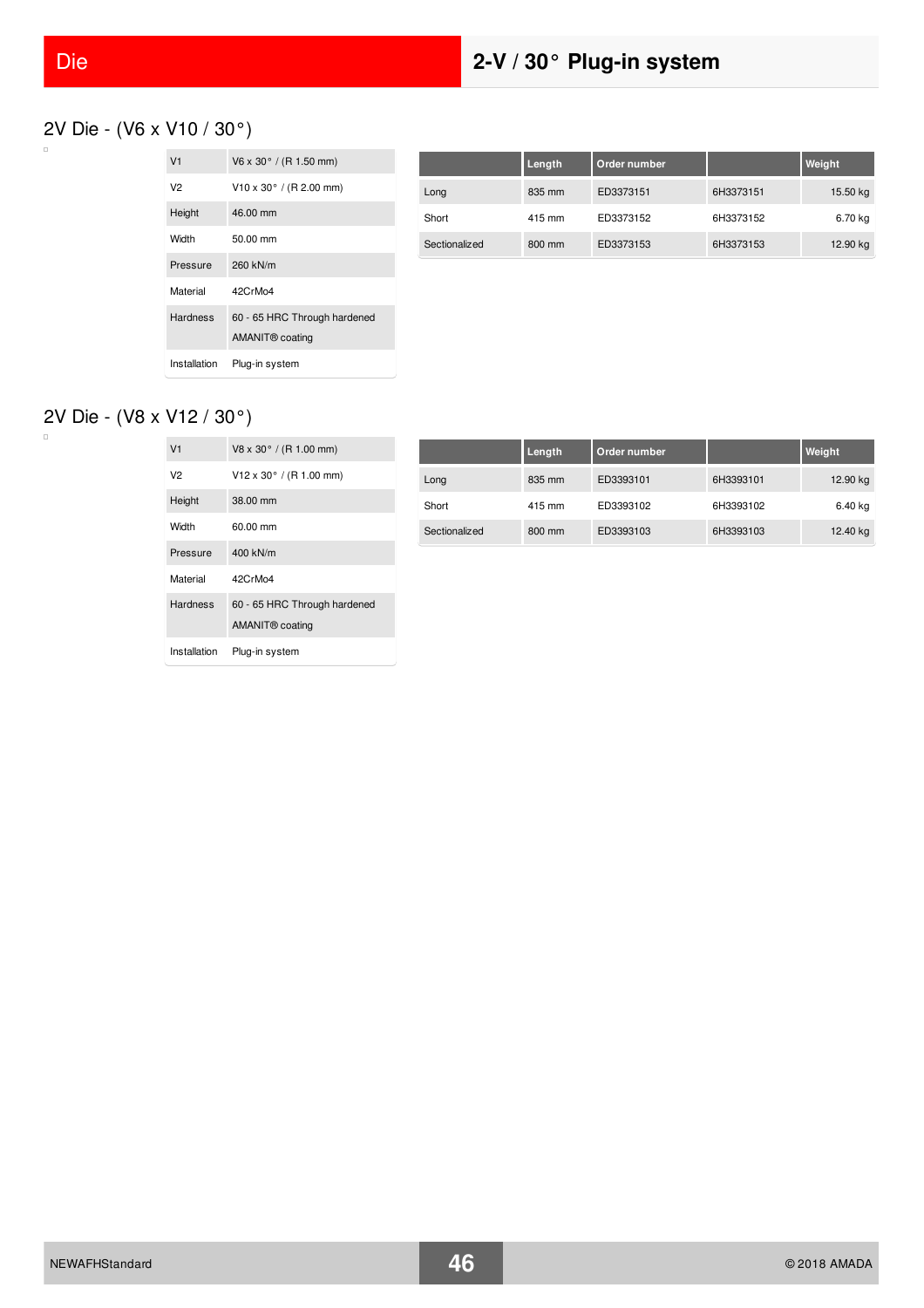# Die

## 2-V / 30° Plug-in system

### 2V Die - (V6 x V10 / 30°)

| | |
|---|---|
| V1 | V6 x 30° / (R 1.50 mm) |
| V2 | V10 x 30° / (R 2.00 mm) |
| Height | 46.00 mm |
| Width | 50.00 mm |
| Pressure | 260 kN/m |
| Material | 42CrMo4 |
| Hardness | 60 - 65 HRC Through hardened AMANIT® coating |
| Installation | Plug-in system |

| | Length | Order number | | Weight |
|---|---|---|---|---|
| Long | 835 mm | ED3373151 | 6H3373151 | 15.50 kg |
| Short | 415 mm | ED3373152 | 6H3373152 | 6.70 kg |
| Sectionalized | 800 mm | ED3373153 | 6H3373153 | 12.90 kg |

### 2V Die - (V8 x V12 / 30°)

| | |
|---|---|
| V1 | V8 x 30° / (R 1.00 mm) |
| V2 | V12 x 30° / (R 1.00 mm) |
| Height | 38.00 mm |
| Width | 60.00 mm |
| Pressure | 400 kN/m |
| Material | 42CrMo4 |
| Hardness | 60 - 65 HRC Through hardened AMANIT® coating |
| Installation | Plug-in system |

| | Length | Order number | | Weight |
|---|---|---|---|---|
| Long | 835 mm | ED3393101 | 6H3393101 | 12.90 kg |
| Short | 415 mm | ED3393102 | 6H3393102 | 6.40 kg |
| Sectionalized | 800 mm | ED3393103 | 6H3393103 | 12.40 kg |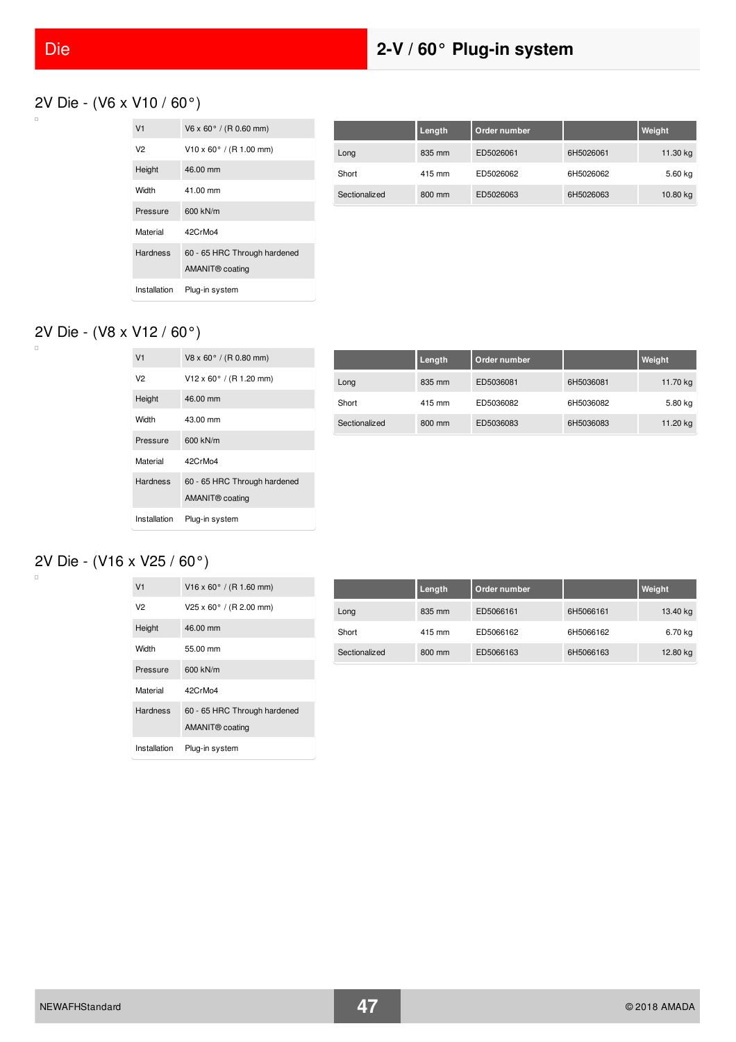## 2V Die - (V6 x V10 / 60°)

| | |
|---|---|
| V1 | V6 x 60° / (R 0.60 mm) |
| V2 | V10 x 60° / (R 1.00 mm) |
| Height | 46.00 mm |
| Width | 41.00 mm |
| Pressure | 600 kN/m |
| Material | 42CrMo4 |
| Hardness | 60 - 65 HRC Through hardened AMANIT® coating |
| Installation | Plug-in system |

| | Length | Order number | | Weight |
|---|---|---|---|---|
| Long | 835 mm | ED5026061 | 6H5026061 | 11.30 kg |
| Short | 415 mm | ED5026062 | 6H5026062 | 5.60 kg |
| Sectionalized | 800 mm | ED5026063 | 6H5026063 | 10.80 kg |

## 2V Die - (V8 x V12 / 60°)

| | |
|---|---|
| V1 | V8 x 60° / (R 0.80 mm) |
| V2 | V12 x 60° / (R 1.20 mm) |
| Height | 46.00 mm |
| Width | 43.00 mm |
| Pressure | 600 kN/m |
| Material | 42CrMo4 |
| Hardness | 60 - 65 HRC Through hardened AMANIT® coating |
| Installation | Plug-in system |

| | Length | Order number | | Weight |
|---|---|---|---|---|
| Long | 835 mm | ED5036081 | 6H5036081 | 11.70 kg |
| Short | 415 mm | ED5036082 | 6H5036082 | 5.80 kg |
| Sectionalized | 800 mm | ED5036083 | 6H5036083 | 11.20 kg |

## 2V Die - (V16 x V25 / 60°)

| | |
|---|---|
| V1 | V16 x 60° / (R 1.60 mm) |
| V2 | V25 x 60° / (R 2.00 mm) |
| Height | 46.00 mm |
| Width | 55.00 mm |
| Pressure | 600 kN/m |
| Material | 42CrMo4 |
| Hardness | 60 - 65 HRC Through hardened AMANIT® coating |
| Installation | Plug-in system |

| | Length | Order number | | Weight |
|---|---|---|---|---|
| Long | 835 mm | ED5066161 | 6H5066161 | 13.40 kg |
| Short | 415 mm | ED5066162 | 6H5066162 | 6.70 kg |
| Sectionalized | 800 mm | ED5066163 | 6H5066163 | 12.80 kg |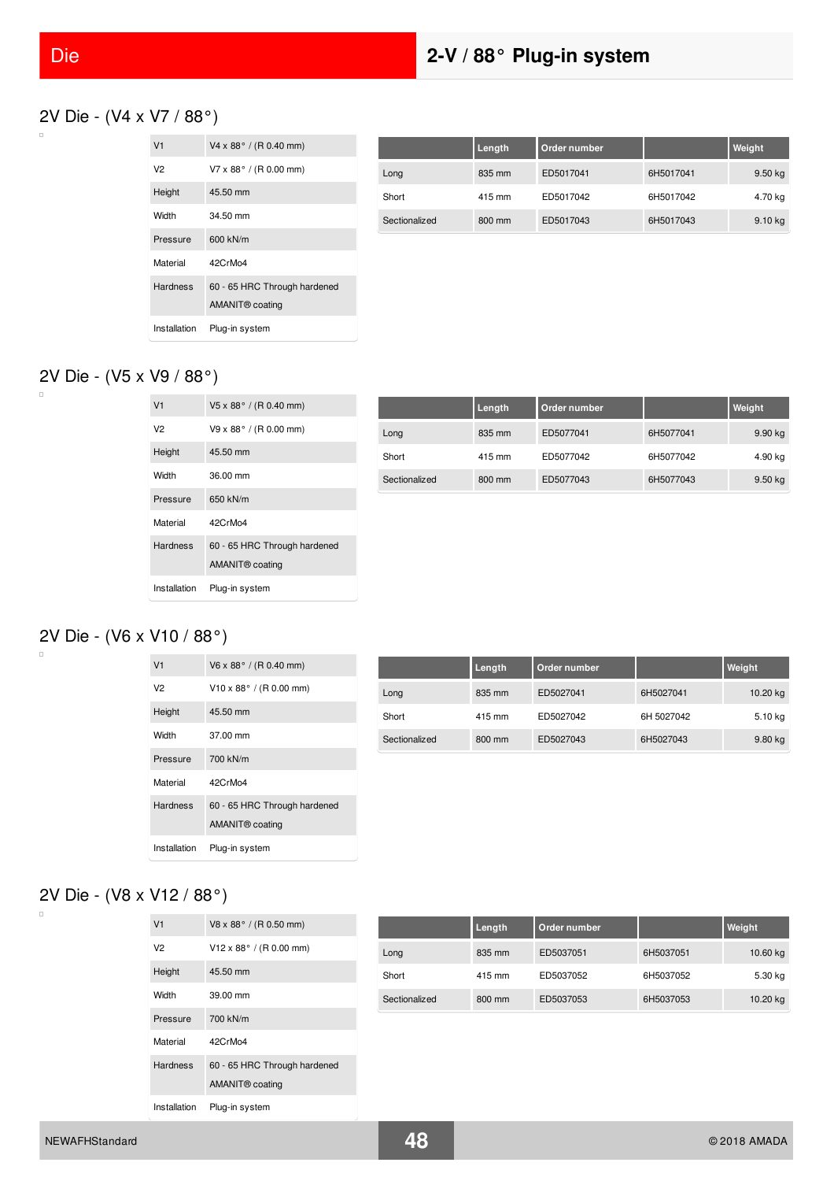# Die

## 2-V / 88° Plug-in system

### 2V Die - (V4 x V7 / 88°)

| | |
|---|---|
| V1 | V4 x 88° / (R 0.40 mm) |
| V2 | V7 x 88° / (R 0.00 mm) |
| Height | 45.50 mm |
| Width | 34.50 mm |
| Pressure | 600 kN/m |
| Material | 42CrMo4 |
| Hardness | 60 - 65 HRC Through hardened AMANIT® coating |
| Installation | Plug-in system |

| | Length | Order number | | Weight |
|---|---|---|---|---|
| Long | 835 mm | ED5017041 | 6H5017041 | 9.50 kg |
| Short | 415 mm | ED5017042 | 6H5017042 | 4.70 kg |
| Sectionalized | 800 mm | ED5017043 | 6H5017043 | 9.10 kg |

### 2V Die - (V5 x V9 / 88°)

| | |
|---|---|
| V1 | V5 x 88° / (R 0.40 mm) |
| V2 | V9 x 88° / (R 0.00 mm) |
| Height | 45.50 mm |
| Width | 36.00 mm |
| Pressure | 650 kN/m |
| Material | 42CrMo4 |
| Hardness | 60 - 65 HRC Through hardened AMANIT® coating |
| Installation | Plug-in system |

| | Length | Order number | | Weight |
|---|---|---|---|---|
| Long | 835 mm | ED5077041 | 6H5077041 | 9.90 kg |
| Short | 415 mm | ED5077042 | 6H5077042 | 4.90 kg |
| Sectionalized | 800 mm | ED5077043 | 6H5077043 | 9.50 kg |

### 2V Die - (V6 x V10 / 88°)

| | |
|---|---|
| V1 | V6 x 88° / (R 0.40 mm) |
| V2 | V10 x 88° / (R 0.00 mm) |
| Height | 45.50 mm |
| Width | 37.00 mm |
| Pressure | 700 kN/m |
| Material | 42CrMo4 |
| Hardness | 60 - 65 HRC Through hardened AMANIT® coating |
| Installation | Plug-in system |

| | Length | Order number | | Weight |
|---|---|---|---|---|
| Long | 835 mm | ED5027041 | 6H5027041 | 10.20 kg |
| Short | 415 mm | ED5027042 | 6H 5027042 | 5.10 kg |
| Sectionalized | 800 mm | ED5027043 | 6H5027043 | 9.80 kg |

### 2V Die - (V8 x V12 / 88°)

| | |
|---|---|
| V1 | V8 x 88° / (R 0.50 mm) |
| V2 | V12 x 88° / (R 0.00 mm) |
| Height | 45.50 mm |
| Width | 39.00 mm |
| Pressure | 700 kN/m |
| Material | 42CrMo4 |
| Hardness | 60 - 65 HRC Through hardened AMANIT® coating |
| Installation | Plug-in system |

| | Length | Order number | | Weight |
|---|---|---|---|---|
| Long | 835 mm | ED5037051 | 6H5037051 | 10.60 kg |
| Short | 415 mm | ED5037052 | 6H5037052 | 5.30 kg |
| Sectionalized | 800 mm | ED5037053 | 6H5037053 | 10.20 kg |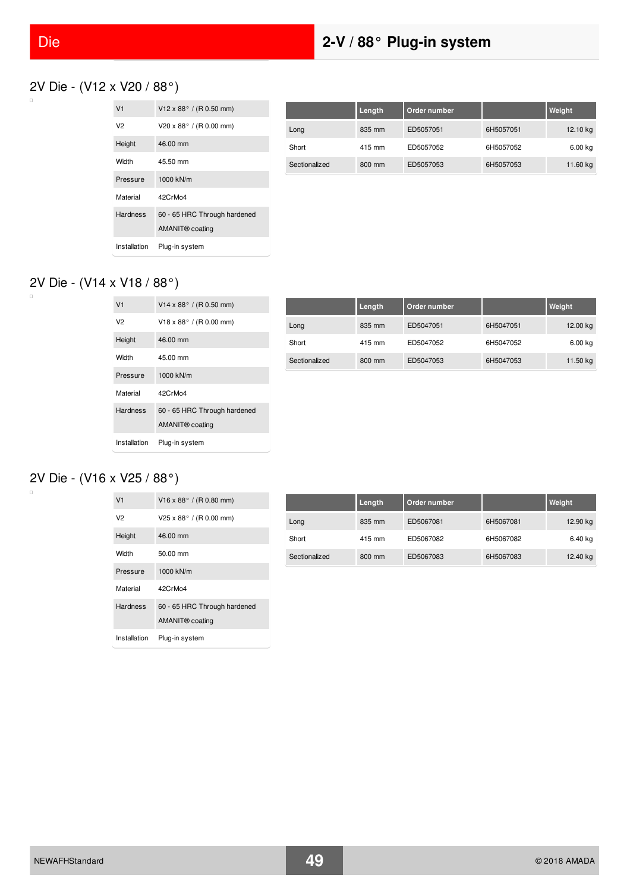## 2V Die - (V12 x V20 / 88°)

| | |
|---|---|
| V1 | V12 x 88° / (R 0.50 mm) |
| V2 | V20 x 88° / (R 0.00 mm) |
| Height | 46.00 mm |
| Width | 45.50 mm |
| Pressure | 1000 kN/m |
| Material | 42CrMo4 |
| Hardness | 60 - 65 HRC Through hardened AMANIT® coating |
| Installation | Plug-in system |

| | Length | Order number | | Weight |
|---|---|---|---|---|
| Long | 835 mm | ED5057051 | 6H5057051 | 12.10 kg |
| Short | 415 mm | ED5057052 | 6H5057052 | 6.00 kg |
| Sectionalized | 800 mm | ED5057053 | 6H5057053 | 11.60 kg |

## 2V Die - (V14 x V18 / 88°)

| | |
|---|---|
| V1 | V14 x 88° / (R 0.50 mm) |
| V2 | V18 x 88° / (R 0.00 mm) |
| Height | 46.00 mm |
| Width | 45.00 mm |
| Pressure | 1000 kN/m |
| Material | 42CrMo4 |
| Hardness | 60 - 65 HRC Through hardened AMANIT® coating |
| Installation | Plug-in system |

| | Length | Order number | | Weight |
|---|---|---|---|---|
| Long | 835 mm | ED5047051 | 6H5047051 | 12.00 kg |
| Short | 415 mm | ED5047052 | 6H5047052 | 6.00 kg |
| Sectionalized | 800 mm | ED5047053 | 6H5047053 | 11.50 kg |

## 2V Die - (V16 x V25 / 88°)

| | |
|---|---|
| V1 | V16 x 88° / (R 0.80 mm) |
| V2 | V25 x 88° / (R 0.00 mm) |
| Height | 46.00 mm |
| Width | 50.00 mm |
| Pressure | 1000 kN/m |
| Material | 42CrMo4 |
| Hardness | 60 - 65 HRC Through hardened AMANIT® coating |
| Installation | Plug-in system |

| | Length | Order number | | Weight |
|---|---|---|---|---|
| Long | 835 mm | ED5067081 | 6H5067081 | 12.90 kg |
| Short | 415 mm | ED5067082 | 6H5067082 | 6.40 kg |
| Sectionalized | 800 mm | ED5067083 | 6H5067083 | 12.40 kg |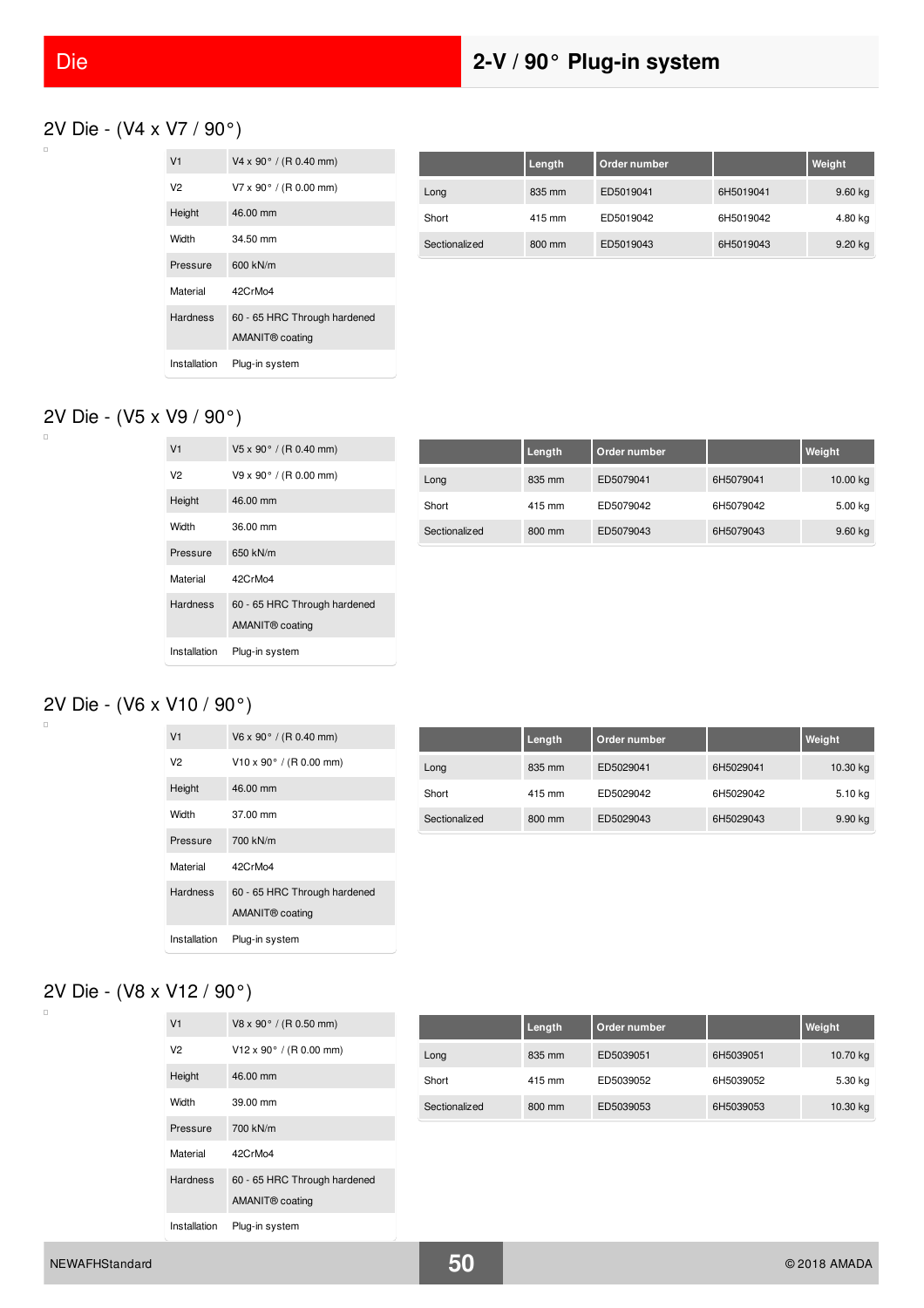## 2V Die - (V4 x V7 / 90°)

| | |
|---|---|
| V1 | V4 x 90° / (R 0.40 mm) |
| V2 | V7 x 90° / (R 0.00 mm) |
| Height | 46.00 mm |
| Width | 34.50 mm |
| Pressure | 600 kN/m |
| Material | 42CrMo4 |
| Hardness | 60 - 65 HRC Through hardened AMANIT® coating |
| Installation | Plug-in system |

| | Length | Order number | | Weight |
|---|---|---|---|---|
| Long | 835 mm | ED5019041 | 6H5019041 | 9.60 kg |
| Short | 415 mm | ED5019042 | 6H5019042 | 4.80 kg |
| Sectionalized | 800 mm | ED5019043 | 6H5019043 | 9.20 kg |

## 2V Die - (V5 x V9 / 90°)

| | |
|---|---|
| V1 | V5 x 90° / (R 0.40 mm) |
| V2 | V9 x 90° / (R 0.00 mm) |
| Height | 46.00 mm |
| Width | 36.00 mm |
| Pressure | 650 kN/m |
| Material | 42CrMo4 |
| Hardness | 60 - 65 HRC Through hardened AMANIT® coating |
| Installation | Plug-in system |

| | Length | Order number | | Weight |
|---|---|---|---|---|
| Long | 835 mm | ED5079041 | 6H5079041 | 10.00 kg |
| Short | 415 mm | ED5079042 | 6H5079042 | 5.00 kg |
| Sectionalized | 800 mm | ED5079043 | 6H5079043 | 9.60 kg |

## 2V Die - (V6 x V10 / 90°)

| | |
|---|---|
| V1 | V6 x 90° / (R 0.40 mm) |
| V2 | V10 x 90° / (R 0.00 mm) |
| Height | 46.00 mm |
| Width | 37.00 mm |
| Pressure | 700 kN/m |
| Material | 42CrMo4 |
| Hardness | 60 - 65 HRC Through hardened AMANIT® coating |
| Installation | Plug-in system |

| | Length | Order number | | Weight |
|---|---|---|---|---|
| Long | 835 mm | ED5029041 | 6H5029041 | 10.30 kg |
| Short | 415 mm | ED5029042 | 6H5029042 | 5.10 kg |
| Sectionalized | 800 mm | ED5029043 | 6H5029043 | 9.90 kg |

## 2V Die - (V8 x V12 / 90°)

| | |
|---|---|
| V1 | V8 x 90° / (R 0.50 mm) |
| V2 | V12 x 90° / (R 0.00 mm) |
| Height | 46.00 mm |
| Width | 39.00 mm |
| Pressure | 700 kN/m |
| Material | 42CrMo4 |
| Hardness | 60 - 65 HRC Through hardened AMANIT® coating |
| Installation | Plug-in system |

| | Length | Order number | | Weight |
|---|---|---|---|---|
| Long | 835 mm | ED5039051 | 6H5039051 | 10.70 kg |
| Short | 415 mm | ED5039052 | 6H5039052 | 5.30 kg |
| Sectionalized | 800 mm | ED5039053 | 6H5039053 | 10.30 kg |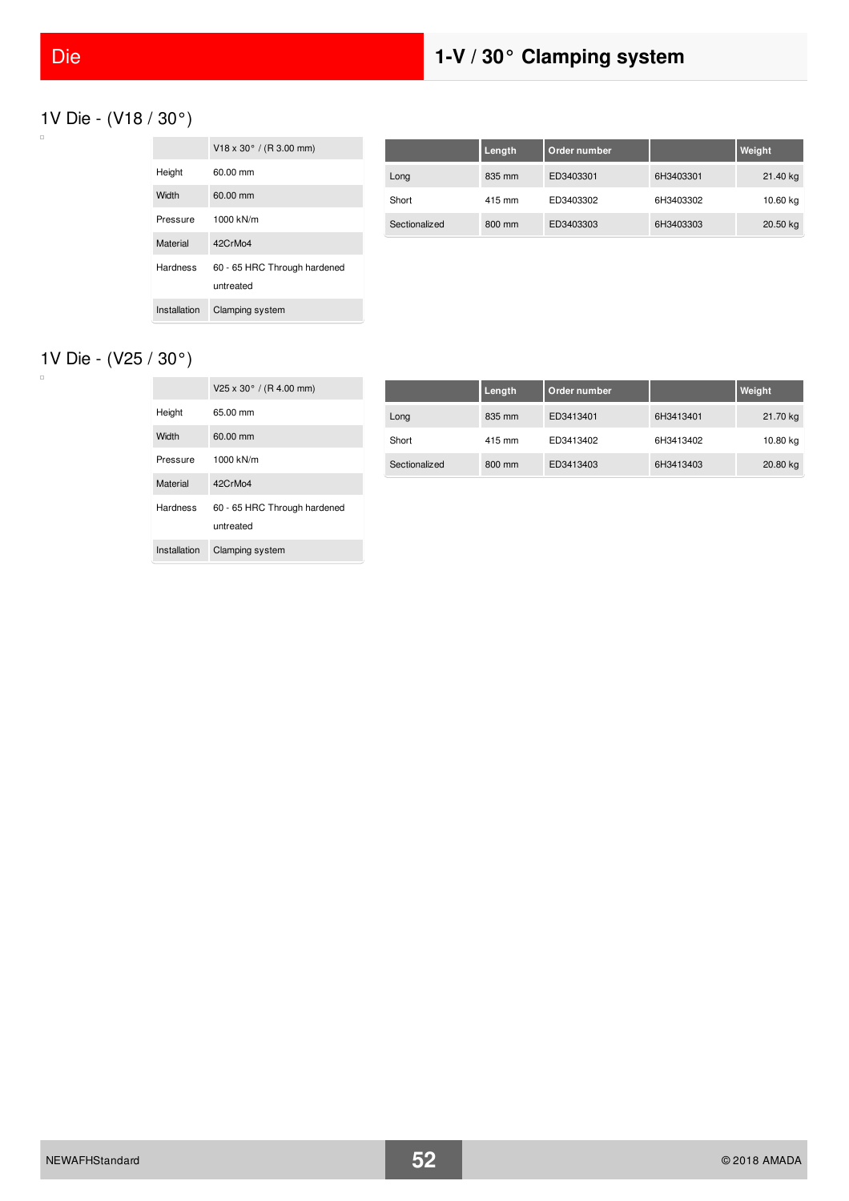# Die

## 1-V / 30° Clamping system

### 1V Die - (V18 / 30°)

| | V18 x 30° / (R 3.00 mm) |
|---|---|
| Height | 60.00 mm |
| Width | 60.00 mm |
| Pressure | 1000 kN/m |
| Material | 42CrMo4 |
| Hardness | 60 - 65 HRC Through hardened untreated |
| Installation | Clamping system |

| | Length | Order number | | Weight |
|---|---|---|---|---|
| Long | 835 mm | ED3403301 | 6H3403301 | 21.40 kg |
| Short | 415 mm | ED3403302 | 6H3403302 | 10.60 kg |
| Sectionalized | 800 mm | ED3403303 | 6H3403303 | 20.50 kg |

### 1V Die - (V25 / 30°)

| | V25 x 30° / (R 4.00 mm) |
|---|---|
| Height | 65.00 mm |
| Width | 60.00 mm |
| Pressure | 1000 kN/m |
| Material | 42CrMo4 |
| Hardness | 60 - 65 HRC Through hardened untreated |
| Installation | Clamping system |

| | Length | Order number | | Weight |
|---|---|---|---|---|
| Long | 835 mm | ED3413401 | 6H3413401 | 21.70 kg |
| Short | 415 mm | ED3413402 | 6H3413402 | 10.80 kg |
| Sectionalized | 800 mm | ED3413403 | 6H3413403 | 20.80 kg |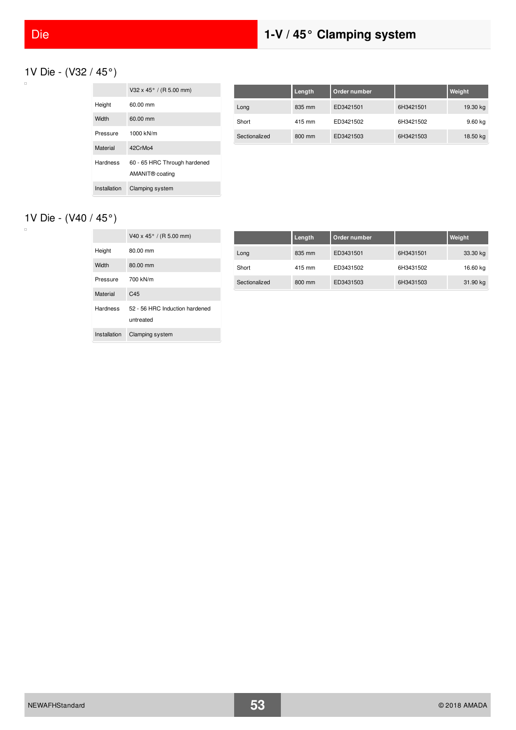# Die

# 1-V / 45° Clamping system

## 1V Die - (V32 / 45°)

| | V32 x 45° / (R 5.00 mm) |
|---|---|
| Height | 60.00 mm |
| Width | 60.00 mm |
| Pressure | 1000 kN/m |
| Material | 42CrMo4 |
| Hardness | 60 - 65 HRC Through hardened AMANIT® coating |
| Installation | Clamping system |

| | Length | Order number | | Weight |
|---|---|---|---|---|
| Long | 835 mm | ED3421501 | 6H3421501 | 19.30 kg |
| Short | 415 mm | ED3421502 | 6H3421502 | 9.60 kg |
| Sectionalized | 800 mm | ED3421503 | 6H3421503 | 18.50 kg |

## 1V Die - (V40 / 45°)

| | V40 x 45° / (R 5.00 mm) |
|---|---|
| Height | 80.00 mm |
| Width | 80.00 mm |
| Pressure | 700 kN/m |
| Material | C45 |
| Hardness | 52 - 56 HRC Induction hardened untreated |
| Installation | Clamping system |

| | Length | Order number | | Weight |
|---|---|---|---|---|
| Long | 835 mm | ED3431501 | 6H3431501 | 33.30 kg |
| Short | 415 mm | ED3431502 | 6H3431502 | 16.60 kg |
| Sectionalized | 800 mm | ED3431503 | 6H3431503 | 31.90 kg |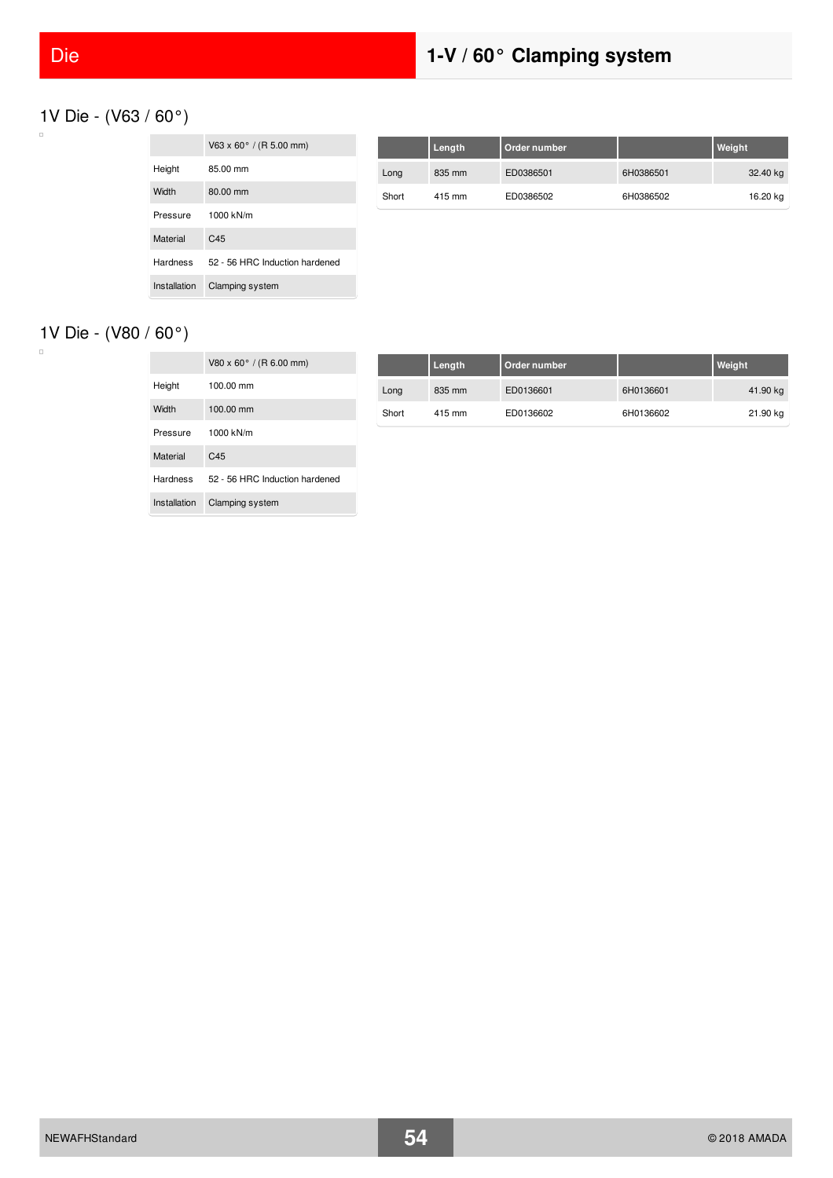# Die

# 1-V / 60° Clamping system

## 1V Die - (V63 / 60°)

| | V63 x 60° / (R 5.00 mm) |
|---|---|
| Height | 85.00 mm |
| Width | 80.00 mm |
| Pressure | 1000 kN/m |
| Material | C45 |
| Hardness | 52 - 56 HRC Induction hardened |
| Installation | Clamping system |

| | Length | Order number | | Weight |
|---|---|---|---|---|
| Long | 835 mm | ED0386501 | 6H0386501 | 32.40 kg |
| Short | 415 mm | ED0386502 | 6H0386502 | 16.20 kg |

## 1V Die - (V80 / 60°)

| | V80 x 60° / (R 6.00 mm) |
|---|---|
| Height | 100.00 mm |
| Width | 100.00 mm |
| Pressure | 1000 kN/m |
| Material | C45 |
| Hardness | 52 - 56 HRC Induction hardened |
| Installation | Clamping system |

| | Length | Order number | | Weight |
|---|---|---|---|---|
| Long | 835 mm | ED0136601 | 6H0136601 | 41.90 kg |
| Short | 415 mm | ED0136602 | 6H0136602 | 21.90 kg |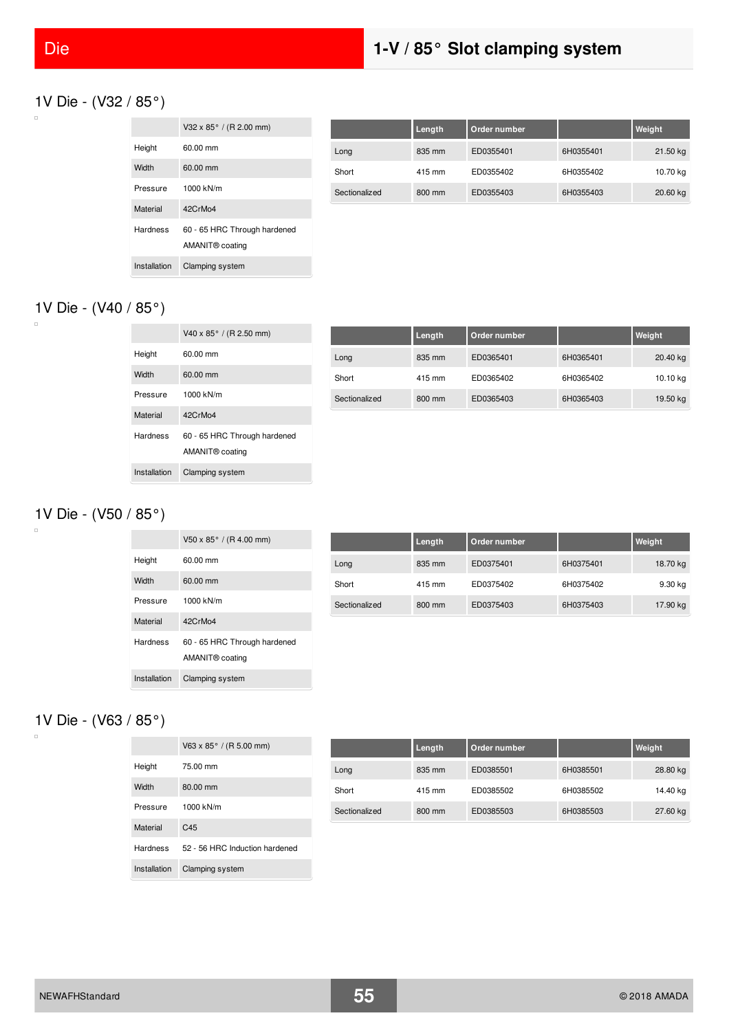# Die

## 1-V / 85° Slot clamping system

### 1V Die - (V32 / 85°)

| | V32 x 85° / (R 2.00 mm) |
|---|---|
| Height | 60.00 mm |
| Width | 60.00 mm |
| Pressure | 1000 kN/m |
| Material | 42CrMo4 |
| Hardness | 60 - 65 HRC Through hardened AMANIT® coating |
| Installation | Clamping system |

| | Length | Order number | | Weight |
|---|---|---|---|---|
| Long | 835 mm | ED0355401 | 6H0355401 | 21.50 kg |
| Short | 415 mm | ED0355402 | 6H0355402 | 10.70 kg |
| Sectionalized | 800 mm | ED0355403 | 6H0355403 | 20.60 kg |

### 1V Die - (V40 / 85°)

| | V40 x 85° / (R 2.50 mm) |
|---|---|
| Height | 60.00 mm |
| Width | 60.00 mm |
| Pressure | 1000 kN/m |
| Material | 42CrMo4 |
| Hardness | 60 - 65 HRC Through hardened AMANIT® coating |
| Installation | Clamping system |

| | Length | Order number | | Weight |
|---|---|---|---|---|
| Long | 835 mm | ED0365401 | 6H0365401 | 20.40 kg |
| Short | 415 mm | ED0365402 | 6H0365402 | 10.10 kg |
| Sectionalized | 800 mm | ED0365403 | 6H0365403 | 19.50 kg |

### 1V Die - (V50 / 85°)

| | V50 x 85° / (R 4.00 mm) |
|---|---|
| Height | 60.00 mm |
| Width | 60.00 mm |
| Pressure | 1000 kN/m |
| Material | 42CrMo4 |
| Hardness | 60 - 65 HRC Through hardened AMANIT® coating |
| Installation | Clamping system |

| | Length | Order number | | Weight |
|---|---|---|---|---|
| Long | 835 mm | ED0375401 | 6H0375401 | 18.70 kg |
| Short | 415 mm | ED0375402 | 6H0375402 | 9.30 kg |
| Sectionalized | 800 mm | ED0375403 | 6H0375403 | 17.90 kg |

### 1V Die - (V63 / 85°)

| | V63 x 85° / (R 5.00 mm) |
|---|---|
| Height | 75.00 mm |
| Width | 80.00 mm |
| Pressure | 1000 kN/m |
| Material | C45 |
| Hardness | 52 - 56 HRC Induction hardened |
| Installation | Clamping system |

| | Length | Order number | | Weight |
|---|---|---|---|---|
| Long | 835 mm | ED0385501 | 6H0385501 | 28.80 kg |
| Short | 415 mm | ED0385502 | 6H0385502 | 14.40 kg |
| Sectionalized | 800 mm | ED0385503 | 6H0385503 | 27.60 kg |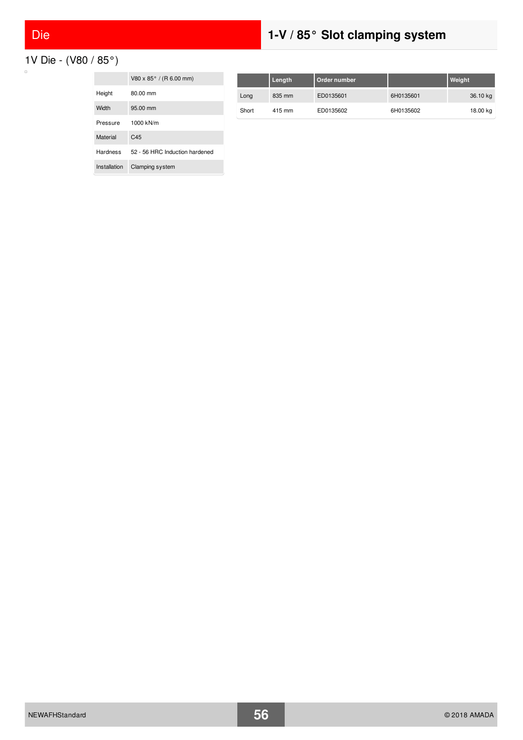# Die

# 1-V / 85° Slot clamping system

## 1V Die - (V80 / 85°)

| | V80 x 85° / (R 6.00 mm) |
|---|---|
| Height | 80.00 mm |
| Width | 95.00 mm |
| Pressure | 1000 kN/m |
| Material | C45 |
| Hardness | 52 - 56 HRC Induction hardened |
| Installation | Clamping system |

| | Length | Order number | | Weight |
|---|---|---|---|---|
| Long | 835 mm | ED0135601 | 6H0135601 | 36.10 kg |
| Short | 415 mm | ED0135602 | 6H0135602 | 18.00 kg |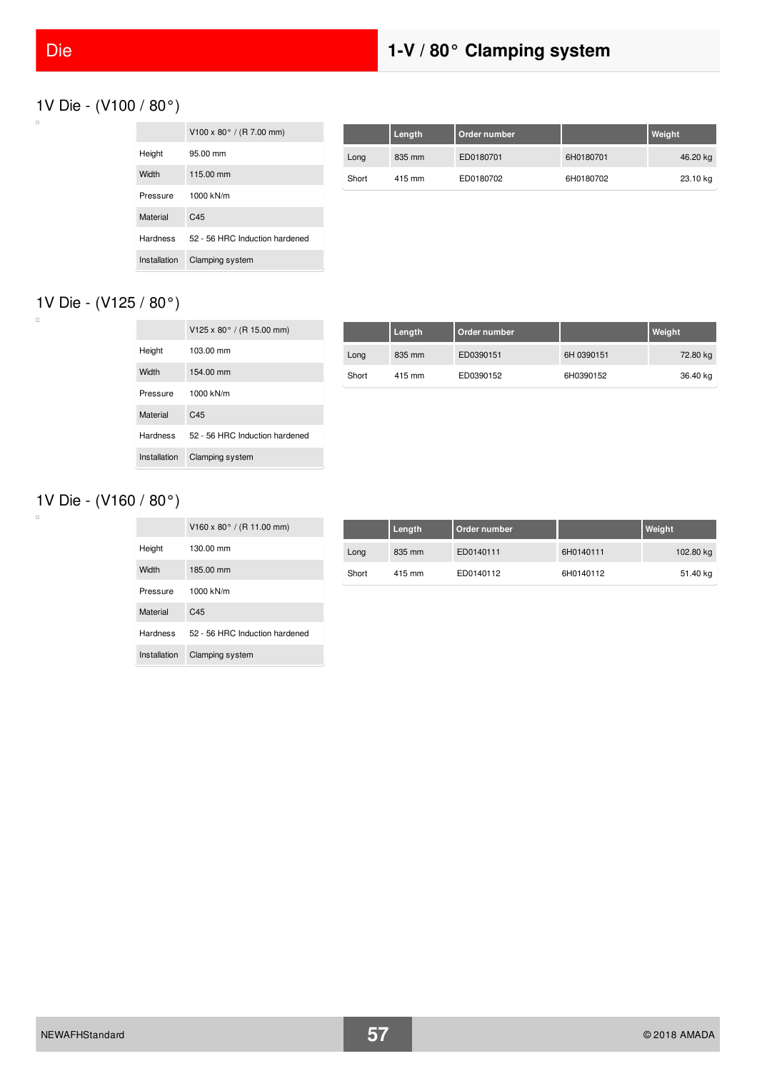# Die — 1-V / 80° Clamping system

## 1V Die - (V100 / 80°)

| | V100 x 80° / (R 7.00 mm) |
|---|---|
| Height | 95.00 mm |
| Width | 115.00 mm |
| Pressure | 1000 kN/m |
| Material | C45 |
| Hardness | 52 - 56 HRC Induction hardened |
| Installation | Clamping system |

| | Length | Order number | | Weight |
|---|---|---|---|---|
| Long | 835 mm | ED0180701 | 6H0180701 | 46.20 kg |
| Short | 415 mm | ED0180702 | 6H0180702 | 23.10 kg |

## 1V Die - (V125 / 80°)

| | V125 x 80° / (R 15.00 mm) |
|---|---|
| Height | 103.00 mm |
| Width | 154.00 mm |
| Pressure | 1000 kN/m |
| Material | C45 |
| Hardness | 52 - 56 HRC Induction hardened |
| Installation | Clamping system |

| | Length | Order number | | Weight |
|---|---|---|---|---|
| Long | 835 mm | ED0390151 | 6H 0390151 | 72.80 kg |
| Short | 415 mm | ED0390152 | 6H0390152 | 36.40 kg |

## 1V Die - (V160 / 80°)

| | V160 x 80° / (R 11.00 mm) |
|---|---|
| Height | 130.00 mm |
| Width | 185.00 mm |
| Pressure | 1000 kN/m |
| Material | C45 |
| Hardness | 52 - 56 HRC Induction hardened |
| Installation | Clamping system |

| | Length | Order number | | Weight |
|---|---|---|---|---|
| Long | 835 mm | ED0140111 | 6H0140111 | 102.80 kg |
| Short | 415 mm | ED0140112 | 6H0140112 | 51.40 kg |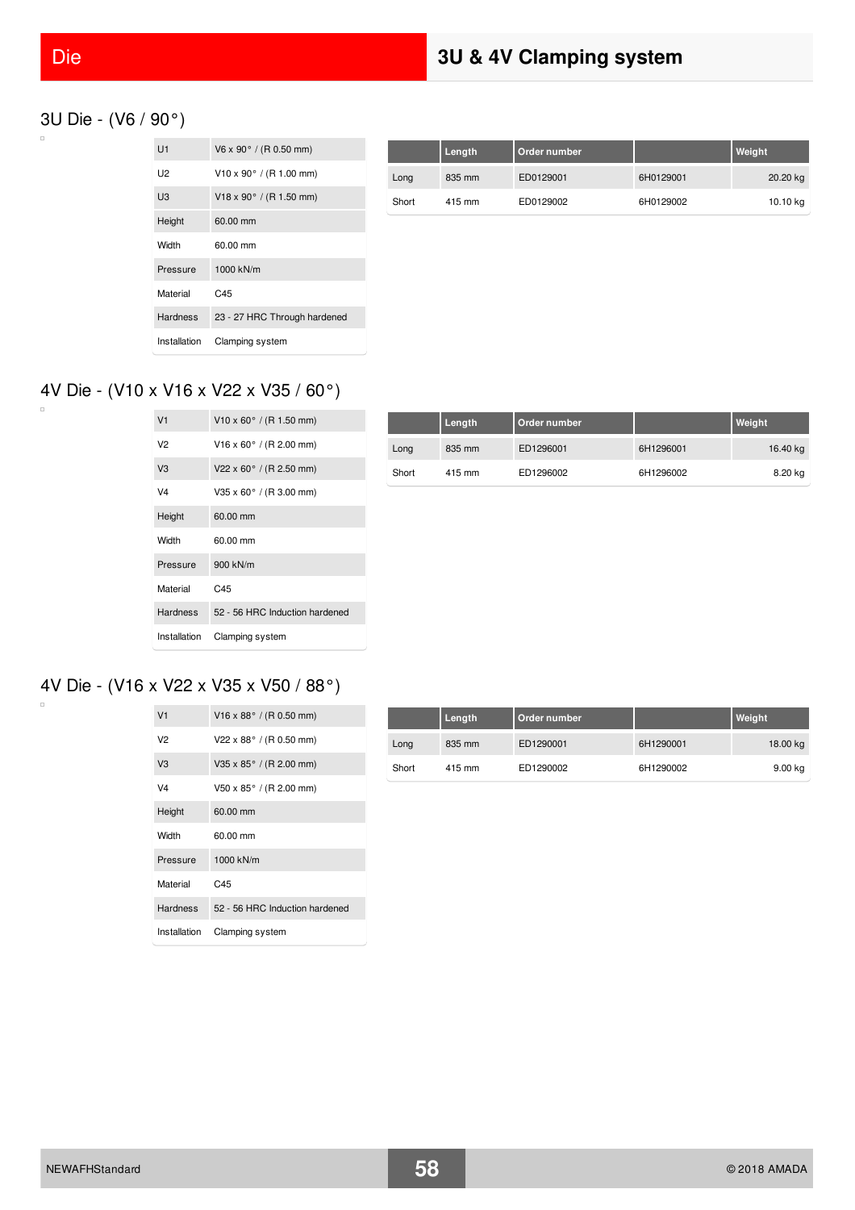# Die

## 3U & 4V Clamping system

### 3U Die - (V6 / 90°)

| | |
|---|---|
| U1 | V6 x 90° / (R 0.50 mm) |
| U2 | V10 x 90° / (R 1.00 mm) |
| U3 | V18 x 90° / (R 1.50 mm) |
| Height | 60.00 mm |
| Width | 60.00 mm |
| Pressure | 1000 kN/m |
| Material | C45 |
| Hardness | 23 - 27 HRC Through hardened |
| Installation | Clamping system |

| | Length | Order number | | Weight |
|---|---|---|---|---|
| Long | 835 mm | ED0129001 | 6H0129001 | 20.20 kg |
| Short | 415 mm | ED0129002 | 6H0129002 | 10.10 kg |

### 4V Die - (V10 x V16 x V22 x V35 / 60°)

| | |
|---|---|
| V1 | V10 x 60° / (R 1.50 mm) |
| V2 | V16 x 60° / (R 2.00 mm) |
| V3 | V22 x 60° / (R 2.50 mm) |
| V4 | V35 x 60° / (R 3.00 mm) |
| Height | 60.00 mm |
| Width | 60.00 mm |
| Pressure | 900 kN/m |
| Material | C45 |
| Hardness | 52 - 56 HRC Induction hardened |
| Installation | Clamping system |

| | Length | Order number | | Weight |
|---|---|---|---|---|
| Long | 835 mm | ED1296001 | 6H1296001 | 16.40 kg |
| Short | 415 mm | ED1296002 | 6H1296002 | 8.20 kg |

### 4V Die - (V16 x V22 x V35 x V50 / 88°)

| | |
|---|---|
| V1 | V16 x 88° / (R 0.50 mm) |
| V2 | V22 x 88° / (R 0.50 mm) |
| V3 | V35 x 85° / (R 2.00 mm) |
| V4 | V50 x 85° / (R 2.00 mm) |
| Height | 60.00 mm |
| Width | 60.00 mm |
| Pressure | 1000 kN/m |
| Material | C45 |
| Hardness | 52 - 56 HRC Induction hardened |
| Installation | Clamping system |

| | Length | Order number | | Weight |
|---|---|---|---|---|
| Long | 835 mm | ED1290001 | 6H1290001 | 18.00 kg |
| Short | 415 mm | ED1290002 | 6H1290002 | 9.00 kg |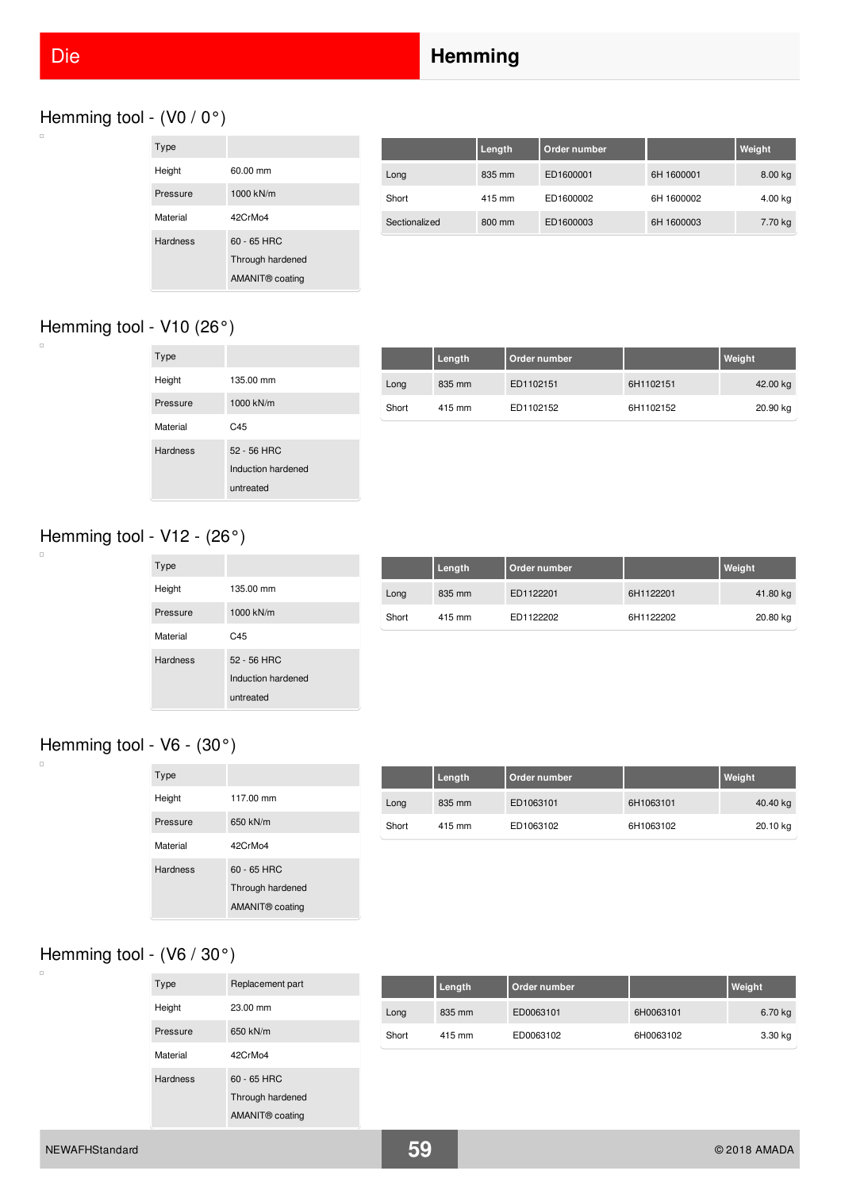# Die — Hemming

## Hemming tool - (V0 / 0°)

| Type | |
|---|---|
| Height | 60.00 mm |
| Pressure | 1000 kN/m |
| Material | 42CrMo4 |
| Hardness | 60 - 65 HRC<br>Through hardened<br>AMANIT® coating |

| | Length | Order number | | Weight |
|---|---|---|---|---|
| Long | 835 mm | ED1600001 | 6H 1600001 | 8.00 kg |
| Short | 415 mm | ED1600002 | 6H 1600002 | 4.00 kg |
| Sectionalized | 800 mm | ED1600003 | 6H 1600003 | 7.70 kg |

## Hemming tool - V10 (26°)

| Type | |
|---|---|
| Height | 135.00 mm |
| Pressure | 1000 kN/m |
| Material | C45 |
| Hardness | 52 - 56 HRC<br>Induction hardened<br>untreated |

| | Length | Order number | | Weight |
|---|---|---|---|---|
| Long | 835 mm | ED1102151 | 6H1102151 | 42.00 kg |
| Short | 415 mm | ED1102152 | 6H1102152 | 20.90 kg |

## Hemming tool - V12 - (26°)

| Type | |
|---|---|
| Height | 135.00 mm |
| Pressure | 1000 kN/m |
| Material | C45 |
| Hardness | 52 - 56 HRC<br>Induction hardened<br>untreated |

| | Length | Order number | | Weight |
|---|---|---|---|---|
| Long | 835 mm | ED1122201 | 6H1122201 | 41.80 kg |
| Short | 415 mm | ED1122202 | 6H1122202 | 20.80 kg |

## Hemming tool - V6 - (30°)

| Type | |
|---|---|
| Height | 117.00 mm |
| Pressure | 650 kN/m |
| Material | 42CrMo4 |
| Hardness | 60 - 65 HRC<br>Through hardened<br>AMANIT® coating |

| | Length | Order number | | Weight |
|---|---|---|---|---|
| Long | 835 mm | ED1063101 | 6H1063101 | 40.40 kg |
| Short | 415 mm | ED1063102 | 6H1063102 | 20.10 kg |

## Hemming tool - (V6 / 30°)

| Type | Replacement part |
|---|---|
| Height | 23.00 mm |
| Pressure | 650 kN/m |
| Material | 42CrMo4 |
| Hardness | 60 - 65 HRC<br>Through hardened<br>AMANIT® coating |

| | Length | Order number | | Weight |
|---|---|---|---|---|
| Long | 835 mm | ED0063101 | 6H0063101 | 6.70 kg |
| Short | 415 mm | ED0063102 | 6H0063102 | 3.30 kg |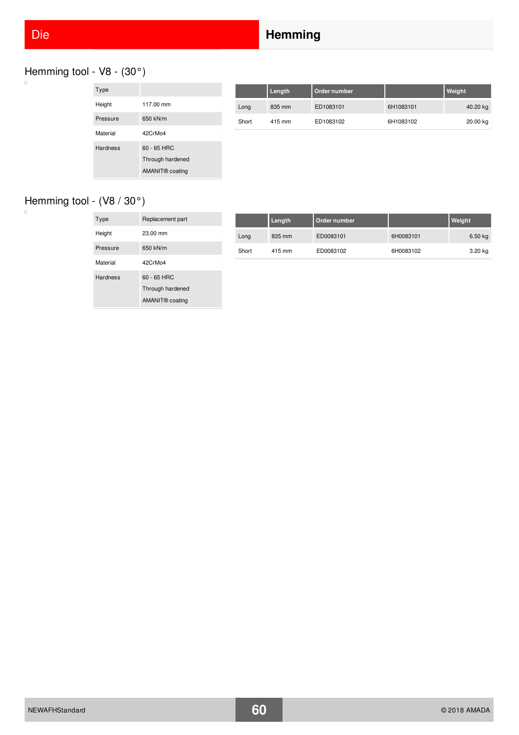# Die — Hemming

## Hemming tool - V8 - (30°)

| Type | |
|---|---|
| Height | 117.00 mm |
| Pressure | 650 kN/m |
| Material | 42CrMo4 |
| Hardness | 60 - 65 HRC<br>Through hardened<br>AMANIT® coating |

| | Length | Order number | | Weight |
|---|---|---|---|---|
| Long | 835 mm | ED1083101 | 6H1083101 | 40.20 kg |
| Short | 415 mm | ED1083102 | 6H1083102 | 20.00 kg |

## Hemming tool - (V8 / 30°)

| Type | Replacement part |
|---|---|
| Height | 23.00 mm |
| Pressure | 650 kN/m |
| Material | 42CrMo4 |
| Hardness | 60 - 65 HRC<br>Through hardened<br>AMANIT® coating |

| | Length | Order number | | Weight |
|---|---|---|---|---|
| Long | 835 mm | ED0083101 | 6H0083101 | 6.50 kg |
| Short | 415 mm | ED0083102 | 6H0083102 | 3.20 kg |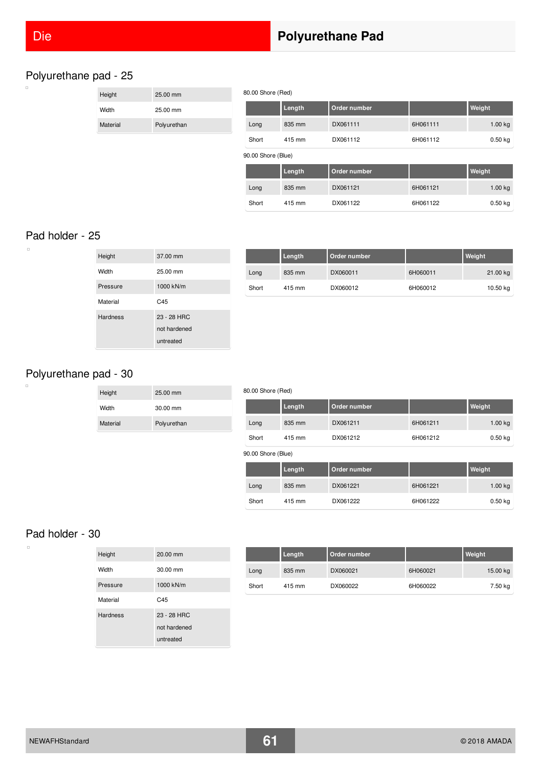## Polyurethane pad - 25

| Height | 25.00 mm |
|---|---|
| Width | 25.00 mm |
| Material | Polyurethan |

80.00 Shore (Red)

| | Length | Order number | | Weight |
|---|---|---|---|---|
| Long | 835 mm | DX061111 | 6H061111 | 1.00 kg |
| Short | 415 mm | DX061112 | 6H061112 | 0.50 kg |

90.00 Shore (Blue)

| | Length | Order number | | Weight |
|---|---|---|---|---|
| Long | 835 mm | DX061121 | 6H061121 | 1.00 kg |
| Short | 415 mm | DX061122 | 6H061122 | 0.50 kg |

## Pad holder - 25

| Height | 37.00 mm |
|---|---|
| Width | 25.00 mm |
| Pressure | 1000 kN/m |
| Material | C45 |
| Hardness | 23 - 28 HRC not hardened untreated |

| | Length | Order number | | Weight |
|---|---|---|---|---|
| Long | 835 mm | DX060011 | 6H060011 | 21.00 kg |
| Short | 415 mm | DX060012 | 6H060012 | 10.50 kg |

## Polyurethane pad - 30

| Height | 25.00 mm |
|---|---|
| Width | 30.00 mm |
| Material | Polyurethan |

80.00 Shore (Red)

| | Length | Order number | | Weight |
|---|---|---|---|---|
| Long | 835 mm | DX061211 | 6H061211 | 1.00 kg |
| Short | 415 mm | DX061212 | 6H061212 | 0.50 kg |

90.00 Shore (Blue)

| | Length | Order number | | Weight |
|---|---|---|---|---|
| Long | 835 mm | DX061221 | 6H061221 | 1.00 kg |
| Short | 415 mm | DX061222 | 6H061222 | 0.50 kg |

## Pad holder - 30

| Height | 20.00 mm |
|---|---|
| Width | 30.00 mm |
| Pressure | 1000 kN/m |
| Material | C45 |
| Hardness | 23 - 28 HRC not hardened untreated |

| | Length | Order number | | Weight |
|---|---|---|---|---|
| Long | 835 mm | DX060021 | 6H060021 | 15.00 kg |
| Short | 415 mm | DX060022 | 6H060022 | 7.50 kg |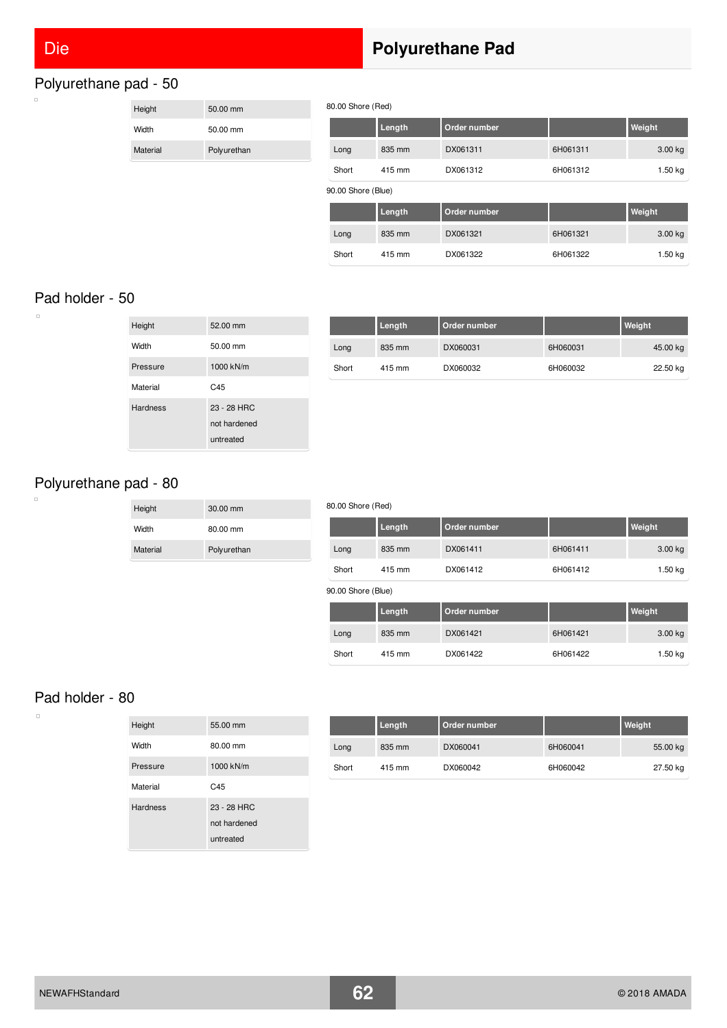# Die

# Polyurethane Pad

## Polyurethane pad - 50

| | |
|---|---|
| Height | 50.00 mm |
| Width | 50.00 mm |
| Material | Polyurethan |

80.00 Shore (Red)

| | Length | Order number | | Weight |
|---|---|---|---|---|
| Long | 835 mm | DX061311 | 6H061311 | 3.00 kg |
| Short | 415 mm | DX061312 | 6H061312 | 1.50 kg |

90.00 Shore (Blue)

| | Length | Order number | | Weight |
|---|---|---|---|---|
| Long | 835 mm | DX061321 | 6H061321 | 3.00 kg |
| Short | 415 mm | DX061322 | 6H061322 | 1.50 kg |

## Pad holder - 50

| | |
|---|---|
| Height | 52.00 mm |
| Width | 50.00 mm |
| Pressure | 1000 kN/m |
| Material | C45 |
| Hardness | 23 - 28 HRC<br>not hardened<br>untreated |

| | Length | Order number | | Weight |
|---|---|---|---|---|
| Long | 835 mm | DX060031 | 6H060031 | 45.00 kg |
| Short | 415 mm | DX060032 | 6H060032 | 22.50 kg |

## Polyurethane pad - 80

| | |
|---|---|
| Height | 30.00 mm |
| Width | 80.00 mm |
| Material | Polyurethan |

80.00 Shore (Red)

| | Length | Order number | | Weight |
|---|---|---|---|---|
| Long | 835 mm | DX061411 | 6H061411 | 3.00 kg |
| Short | 415 mm | DX061412 | 6H061412 | 1.50 kg |

90.00 Shore (Blue)

| | Length | Order number | | Weight |
|---|---|---|---|---|
| Long | 835 mm | DX061421 | 6H061421 | 3.00 kg |
| Short | 415 mm | DX061422 | 6H061422 | 1.50 kg |

## Pad holder - 80

| | |
|---|---|
| Height | 55.00 mm |
| Width | 80.00 mm |
| Pressure | 1000 kN/m |
| Material | C45 |
| Hardness | 23 - 28 HRC<br>not hardened<br>untreated |

| | Length | Order number | | Weight |
|---|---|---|---|---|
| Long | 835 mm | DX060041 | 6H060041 | 55.00 kg |
| Short | 415 mm | DX060042 | 6H060042 | 27.50 kg |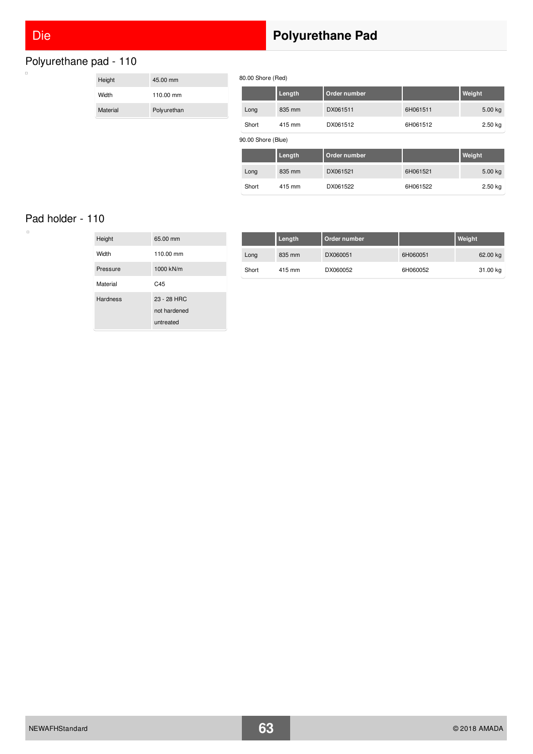Die

# Polyurethane Pad

## Polyurethane pad - 110

| | |
|---|---|
| Height | 45.00 mm |
| Width | 110.00 mm |
| Material | Polyurethan |

80.00 Shore (Red)

| | Length | Order number | | Weight |
|---|---|---|---|---|
| Long | 835 mm | DX061511 | 6H061511 | 5.00 kg |
| Short | 415 mm | DX061512 | 6H061512 | 2.50 kg |

90.00 Shore (Blue)

| | Length | Order number | | Weight |
|---|---|---|---|---|
| Long | 835 mm | DX061521 | 6H061521 | 5.00 kg |
| Short | 415 mm | DX061522 | 6H061522 | 2.50 kg |

## Pad holder - 110

| | |
|---|---|
| Height | 65.00 mm |
| Width | 110.00 mm |
| Pressure | 1000 kN/m |
| Material | C45 |
| Hardness | 23 - 28 HRC<br>not hardened<br>untreated |

| | Length | Order number | | Weight |
|---|---|---|---|---|
| Long | 835 mm | DX060051 | 6H060051 | 62.00 kg |
| Short | 415 mm | DX060052 | 6H060052 | 31.00 kg |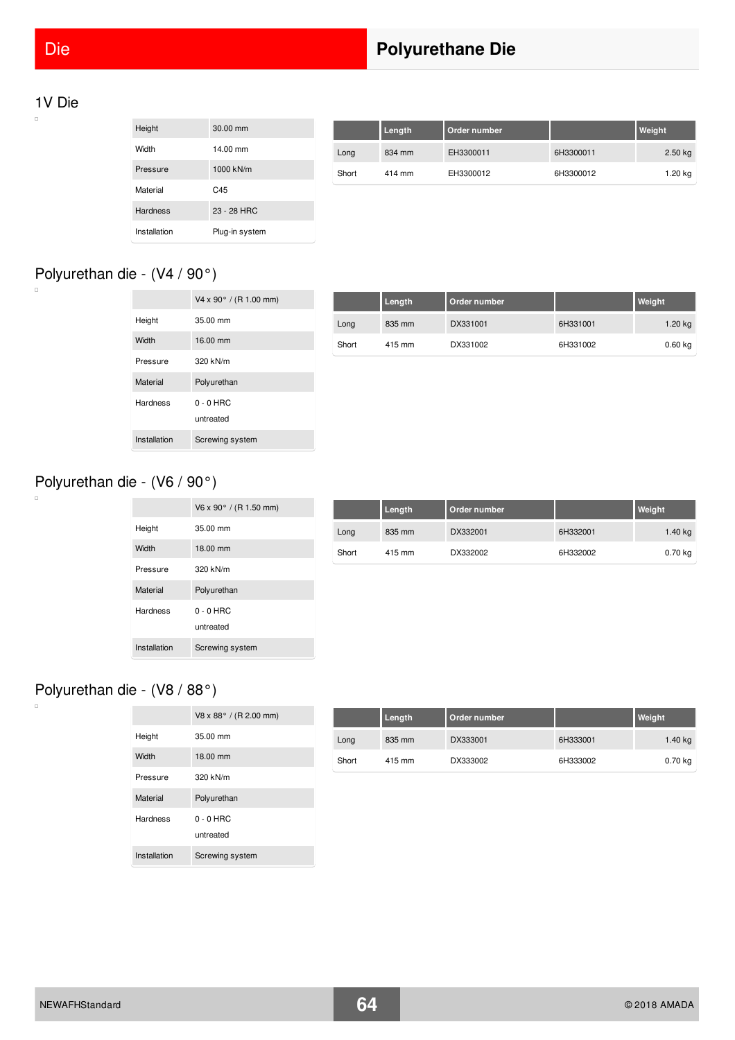# Die

## Polyurethane Die

### 1V Die

| Height | 30.00 mm |
|---|---|
| Width | 14.00 mm |
| Pressure | 1000 kN/m |
| Material | C45 |
| Hardness | 23 - 28 HRC |
| Installation | Plug-in system |

| | Length | Order number | | Weight |
|---|---|---|---|---|
| Long | 834 mm | EH3300011 | 6H3300011 | 2.50 kg |
| Short | 414 mm | EH3300012 | 6H3300012 | 1.20 kg |

### Polyurethan die - (V4 / 90°)

| | V4 x 90° / (R 1.00 mm) |
|---|---|
| Height | 35.00 mm |
| Width | 16.00 mm |
| Pressure | 320 kN/m |
| Material | Polyurethan |
| Hardness | 0 - 0 HRC<br>untreated |
| Installation | Screwing system |

| | Length | Order number | | Weight |
|---|---|---|---|---|
| Long | 835 mm | DX331001 | 6H331001 | 1.20 kg |
| Short | 415 mm | DX331002 | 6H331002 | 0.60 kg |

### Polyurethan die - (V6 / 90°)

| | V6 x 90° / (R 1.50 mm) |
|---|---|
| Height | 35.00 mm |
| Width | 18.00 mm |
| Pressure | 320 kN/m |
| Material | Polyurethan |
| Hardness | 0 - 0 HRC<br>untreated |
| Installation | Screwing system |

| | Length | Order number | | Weight |
|---|---|---|---|---|
| Long | 835 mm | DX332001 | 6H332001 | 1.40 kg |
| Short | 415 mm | DX332002 | 6H332002 | 0.70 kg |

### Polyurethan die - (V8 / 88°)

| | V8 x 88° / (R 2.00 mm) |
|---|---|
| Height | 35.00 mm |
| Width | 18.00 mm |
| Pressure | 320 kN/m |
| Material | Polyurethan |
| Hardness | 0 - 0 HRC<br>untreated |
| Installation | Screwing system |

| | Length | Order number | | Weight |
|---|---|---|---|---|
| Long | 835 mm | DX333001 | 6H333001 | 1.40 kg |
| Short | 415 mm | DX333002 | 6H333002 | 0.70 kg |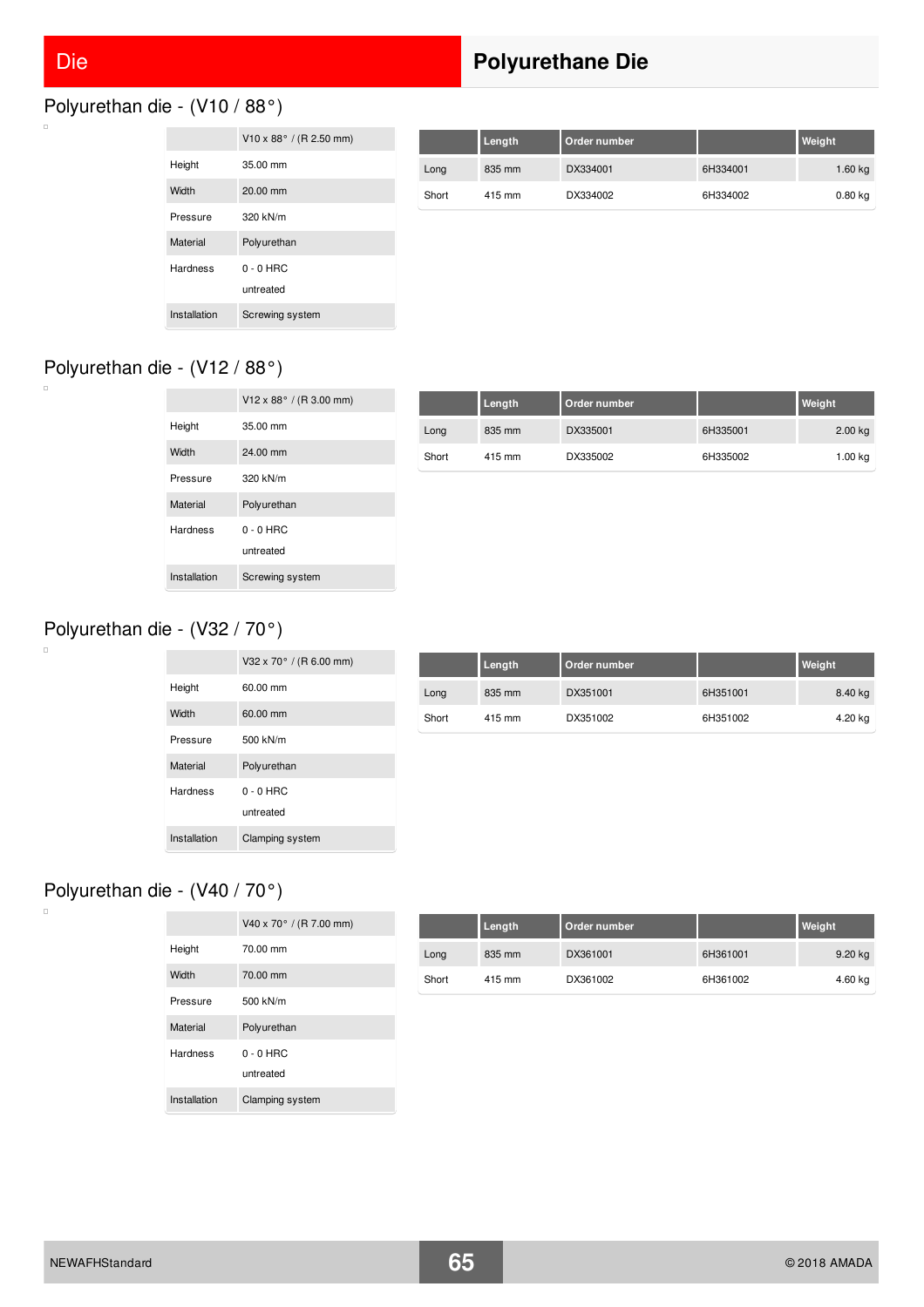# Die

# Polyurethane Die

## Polyurethan die - (V10 / 88°)

| | V10 x 88° / (R 2.50 mm) |
|---|---|
| Height | 35.00 mm |
| Width | 20.00 mm |
| Pressure | 320 kN/m |
| Material | Polyurethan |
| Hardness | 0 - 0 HRC<br>untreated |
| Installation | Screwing system |

| | Length | Order number | | Weight |
|---|---|---|---|---|
| Long | 835 mm | DX334001 | 6H334001 | 1.60 kg |
| Short | 415 mm | DX334002 | 6H334002 | 0.80 kg |

## Polyurethan die - (V12 / 88°)

| | V12 x 88° / (R 3.00 mm) |
|---|---|
| Height | 35.00 mm |
| Width | 24.00 mm |
| Pressure | 320 kN/m |
| Material | Polyurethan |
| Hardness | 0 - 0 HRC<br>untreated |
| Installation | Screwing system |

| | Length | Order number | | Weight |
|---|---|---|---|---|
| Long | 835 mm | DX335001 | 6H335001 | 2.00 kg |
| Short | 415 mm | DX335002 | 6H335002 | 1.00 kg |

## Polyurethan die - (V32 / 70°)

| | V32 x 70° / (R 6.00 mm) |
|---|---|
| Height | 60.00 mm |
| Width | 60.00 mm |
| Pressure | 500 kN/m |
| Material | Polyurethan |
| Hardness | 0 - 0 HRC<br>untreated |
| Installation | Clamping system |

| | Length | Order number | | Weight |
|---|---|---|---|---|
| Long | 835 mm | DX351001 | 6H351001 | 8.40 kg |
| Short | 415 mm | DX351002 | 6H351002 | 4.20 kg |

## Polyurethan die - (V40 / 70°)

| | V40 x 70° / (R 7.00 mm) |
|---|---|
| Height | 70.00 mm |
| Width | 70.00 mm |
| Pressure | 500 kN/m |
| Material | Polyurethan |
| Hardness | 0 - 0 HRC<br>untreated |
| Installation | Clamping system |

| | Length | Order number | | Weight |
|---|---|---|---|---|
| Long | 835 mm | DX361001 | 6H361001 | 9.20 kg |
| Short | 415 mm | DX361002 | 6H361002 | 4.60 kg |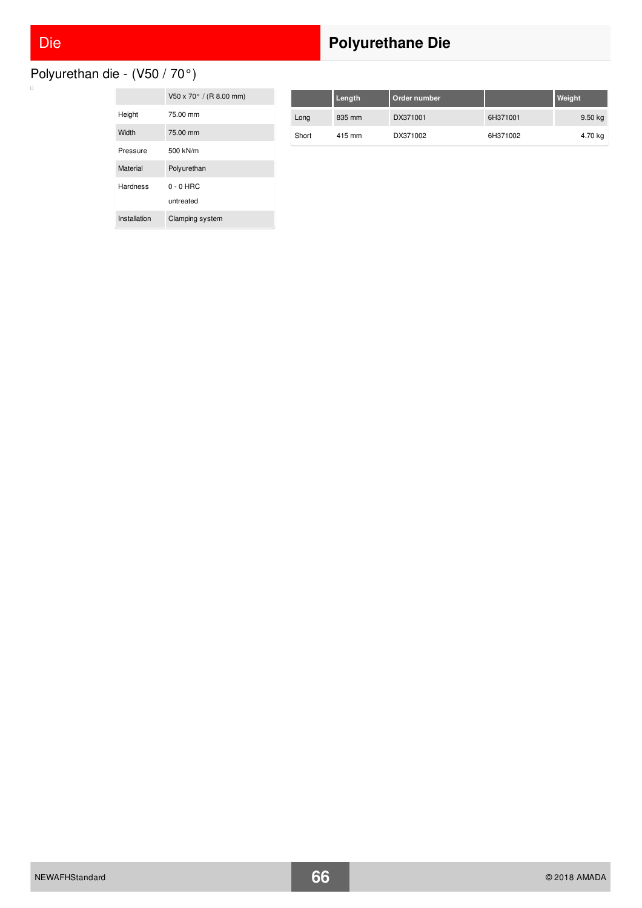Die

# Polyurethane Die

## Polyurethan die - (V50 / 70°)

| | V50 x 70° / (R 8.00 mm) |
|---|---|
| Height | 75.00 mm |
| Width | 75.00 mm |
| Pressure | 500 kN/m |
| Material | Polyurethan |
| Hardness | 0 - 0 HRC<br>untreated |
| Installation | Clamping system |

| | Length | Order number | | Weight |
|---|---|---|---|---|
| Long | 835 mm | DX371001 | 6H371001 | 9.50 kg |
| Short | 415 mm | DX371002 | 6H371002 | 4.70 kg |

NEWAFHStandard

© 2018 AMADA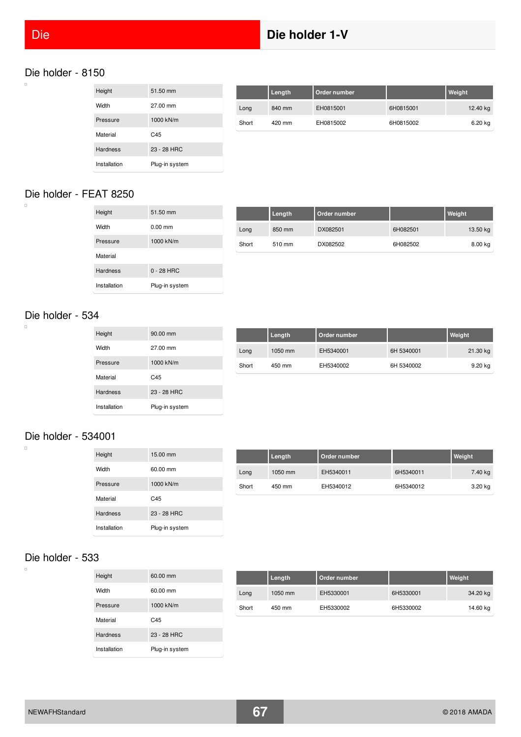# Die holder 1-V

## Die holder - 8150

| | |
|---|---|
| Height | 51.50 mm |
| Width | 27.00 mm |
| Pressure | 1000 kN/m |
| Material | C45 |
| Hardness | 23 - 28 HRC |
| Installation | Plug-in system |

| | Length | Order number | | Weight |
|---|---|---|---|---|
| Long | 840 mm | EH0815001 | 6H0815001 | 12.40 kg |
| Short | 420 mm | EH0815002 | 6H0815002 | 6.20 kg |

## Die holder - FEAT 8250

| | |
|---|---|
| Height | 51.50 mm |
| Width | 0.00 mm |
| Pressure | 1000 kN/m |
| Material | |
| Hardness | 0 - 28 HRC |
| Installation | Plug-in system |

| | Length | Order number | | Weight |
|---|---|---|---|---|
| Long | 850 mm | DX082501 | 6H082501 | 13.50 kg |
| Short | 510 mm | DX082502 | 6H082502 | 8.00 kg |

## Die holder - 534

| | |
|---|---|
| Height | 90.00 mm |
| Width | 27.00 mm |
| Pressure | 1000 kN/m |
| Material | C45 |
| Hardness | 23 - 28 HRC |
| Installation | Plug-in system |

| | Length | Order number | | Weight |
|---|---|---|---|---|
| Long | 1050 mm | EH5340001 | 6H 5340001 | 21.30 kg |
| Short | 450 mm | EH5340002 | 6H 5340002 | 9.20 kg |

## Die holder - 534001

| | |
|---|---|
| Height | 15.00 mm |
| Width | 60.00 mm |
| Pressure | 1000 kN/m |
| Material | C45 |
| Hardness | 23 - 28 HRC |
| Installation | Plug-in system |

| | Length | Order number | | Weight |
|---|---|---|---|---|
| Long | 1050 mm | EH5340011 | 6H5340011 | 7.40 kg |
| Short | 450 mm | EH5340012 | 6H5340012 | 3.20 kg |

## Die holder - 533

| | |
|---|---|
| Height | 60.00 mm |
| Width | 60.00 mm |
| Pressure | 1000 kN/m |
| Material | C45 |
| Hardness | 23 - 28 HRC |
| Installation | Plug-in system |

| | Length | Order number | | Weight |
|---|---|---|---|---|
| Long | 1050 mm | EH5330001 | 6H5330001 | 34.20 kg |
| Short | 450 mm | EH5330002 | 6H5330002 | 14.60 kg |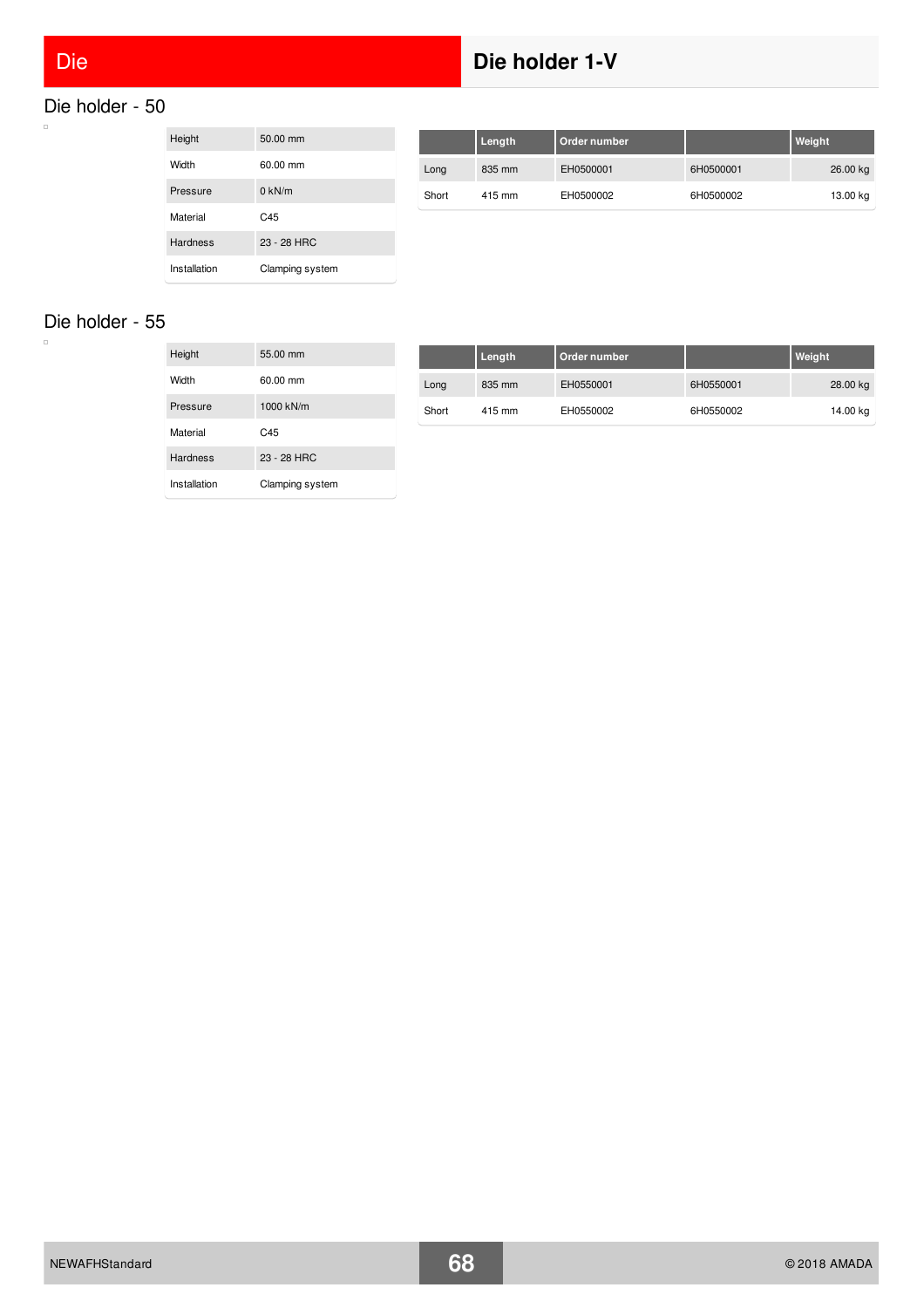# Die

## Die holder 1-V

### Die holder - 50

| Height | 50.00 mm |
|---|---|
| Width | 60.00 mm |
| Pressure | 0 kN/m |
| Material | C45 |
| Hardness | 23 - 28 HRC |
| Installation | Clamping system |

| | Length | Order number | | Weight |
|---|---|---|---|---|
| Long | 835 mm | EH0500001 | 6H0500001 | 26.00 kg |
| Short | 415 mm | EH0500002 | 6H0500002 | 13.00 kg |

### Die holder - 55

| Height | 55.00 mm |
|---|---|
| Width | 60.00 mm |
| Pressure | 1000 kN/m |
| Material | C45 |
| Hardness | 23 - 28 HRC |
| Installation | Clamping system |

| | Length | Order number | | Weight |
|---|---|---|---|---|
| Long | 835 mm | EH0550001 | 6H0550001 | 28.00 kg |
| Short | 415 mm | EH0550002 | 6H0550002 | 14.00 kg |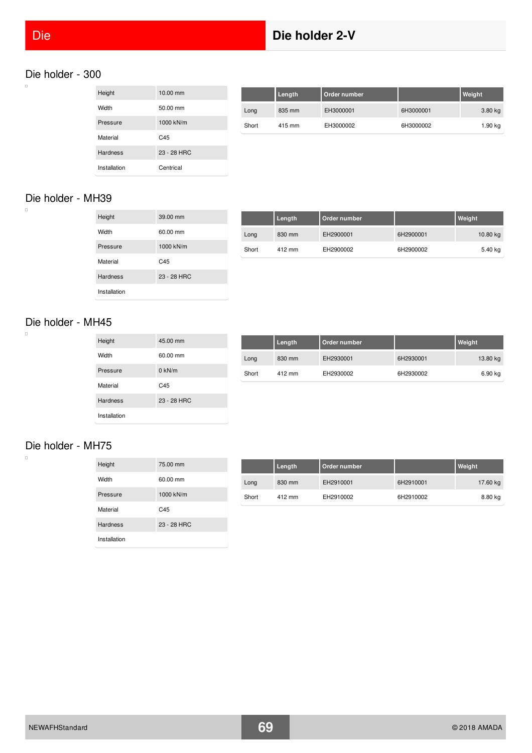# Die holder 2-V

## Die holder - 300

| Height | 10.00 mm |
|---|---|
| Width | 50.00 mm |
| Pressure | 1000 kN/m |
| Material | C45 |
| Hardness | 23 - 28 HRC |
| Installation | Centrical |

| | Length | Order number | | Weight |
|---|---|---|---|---|
| Long | 835 mm | EH3000001 | 6H3000001 | 3.80 kg |
| Short | 415 mm | EH3000002 | 6H3000002 | 1.90 kg |

## Die holder - MH39

| Height | 39.00 mm |
|---|---|
| Width | 60.00 mm |
| Pressure | 1000 kN/m |
| Material | C45 |
| Hardness | 23 - 28 HRC |
| Installation | |

| | Length | Order number | | Weight |
|---|---|---|---|---|
| Long | 830 mm | EH2900001 | 6H2900001 | 10.80 kg |
| Short | 412 mm | EH2900002 | 6H2900002 | 5.40 kg |

## Die holder - MH45

| Height | 45.00 mm |
|---|---|
| Width | 60.00 mm |
| Pressure | 0 kN/m |
| Material | C45 |
| Hardness | 23 - 28 HRC |
| Installation | |

| | Length | Order number | | Weight |
|---|---|---|---|---|
| Long | 830 mm | EH2930001 | 6H2930001 | 13.80 kg |
| Short | 412 mm | EH2930002 | 6H2930002 | 6.90 kg |

## Die holder - MH75

| Height | 75.00 mm |
|---|---|
| Width | 60.00 mm |
| Pressure | 1000 kN/m |
| Material | C45 |
| Hardness | 23 - 28 HRC |
| Installation | |

| | Length | Order number | | Weight |
|---|---|---|---|---|
| Long | 830 mm | EH2910001 | 6H2910001 | 17.60 kg |
| Short | 412 mm | EH2910002 | 6H2910002 | 8.80 kg |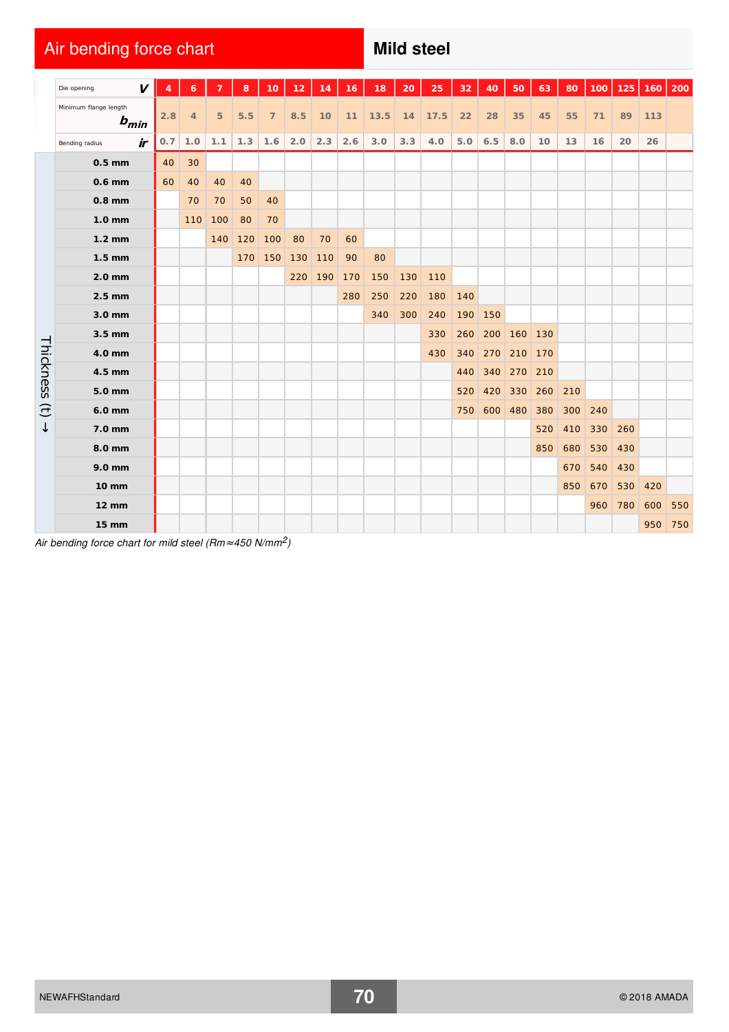# Air bending force chart

## Mild steel

| Die opening $V$ | 4 | 6 | 7 | 8 | 10 | 12 | 14 | 16 | 18 | 20 | 25 | 32 | 40 | 50 | 63 | 80 | 100 | 125 | 160 | 200 |
|---|---|---|---|---|---|---|---|---|---|---|---|---|---|---|---|---|---|---|---|---|
| Minimum flange length $b_{min}$ | 2.8 | 4 | 5 | 5.5 | 7 | 8.5 | 10 | 11 | 13.5 | 14 | 17.5 | 22 | 28 | 35 | 45 | 55 | 71 | 89 | 113 | |
| Bending radius $ir$ | 0.7 | 1.0 | 1.1 | 1.3 | 1.6 | 2.0 | 2.3 | 2.6 | 3.0 | 3.3 | 4.0 | 5.0 | 6.5 | 8.0 | 10 | 13 | 16 | 20 | 26 | |
| **Thickness (t)** | | | | | | | | | | | | | | | | | | | | |
| 0.5 mm | 40 | 30 | | | | | | | | | | | | | | | | | | |
| 0.6 mm | 60 | 40 | 40 | 40 | | | | | | | | | | | | | | | | |
| 0.8 mm | | 70 | 70 | 50 | 40 | | | | | | | | | | | | | | | |
| 1.0 mm | | 110 | 100 | 80 | 70 | | | | | | | | | | | | | | | |
| 1.2 mm | | | 140 | 120 | 100 | 80 | 70 | 60 | | | | | | | | | | | | |
| 1.5 mm | | | | 170 | 150 | 130 | 110 | 90 | 80 | | | | | | | | | | | |
| 2.0 mm | | | | | | 220 | 190 | 170 | 150 | 130 | 110 | | | | | | | | | |
| 2.5 mm | | | | | | | | 280 | 250 | 220 | 180 | 140 | | | | | | | | |
| 3.0 mm | | | | | | | | | 340 | 300 | 240 | 190 | 150 | | | | | | | |
| 3.5 mm | | | | | | | | | | | 330 | 260 | 200 | 160 | 130 | | | | | |
| 4.0 mm | | | | | | | | | | | 430 | 340 | 270 | 210 | 170 | | | | | |
| 4.5 mm | | | | | | | | | | | | 440 | 340 | 270 | 210 | | | | | |
| 5.0 mm | | | | | | | | | | | | 520 | 420 | 330 | 260 | 210 | | | | |
| 6.0 mm | | | | | | | | | | | | 750 | 600 | 480 | 380 | 300 | 240 | | | |
| 7.0 mm | | | | | | | | | | | | | | | 520 | 410 | 330 | 260 | | |
| 8.0 mm | | | | | | | | | | | | | | | 850 | 680 | 530 | 430 | | |
| 9.0 mm | | | | | | | | | | | | | | | | 670 | 540 | 430 | | |
| 10 mm | | | | | | | | | | | | | | | | 850 | 670 | 530 | 420 | |
| 12 mm | | | | | | | | | | | | | | | | | 960 | 780 | 600 | 550 |
| 15 mm | | | | | | | | | | | | | | | | | | | 950 | 750 |

*Air bending force chart for mild steel ($Rm \approx 450$ N/mm$^2$)*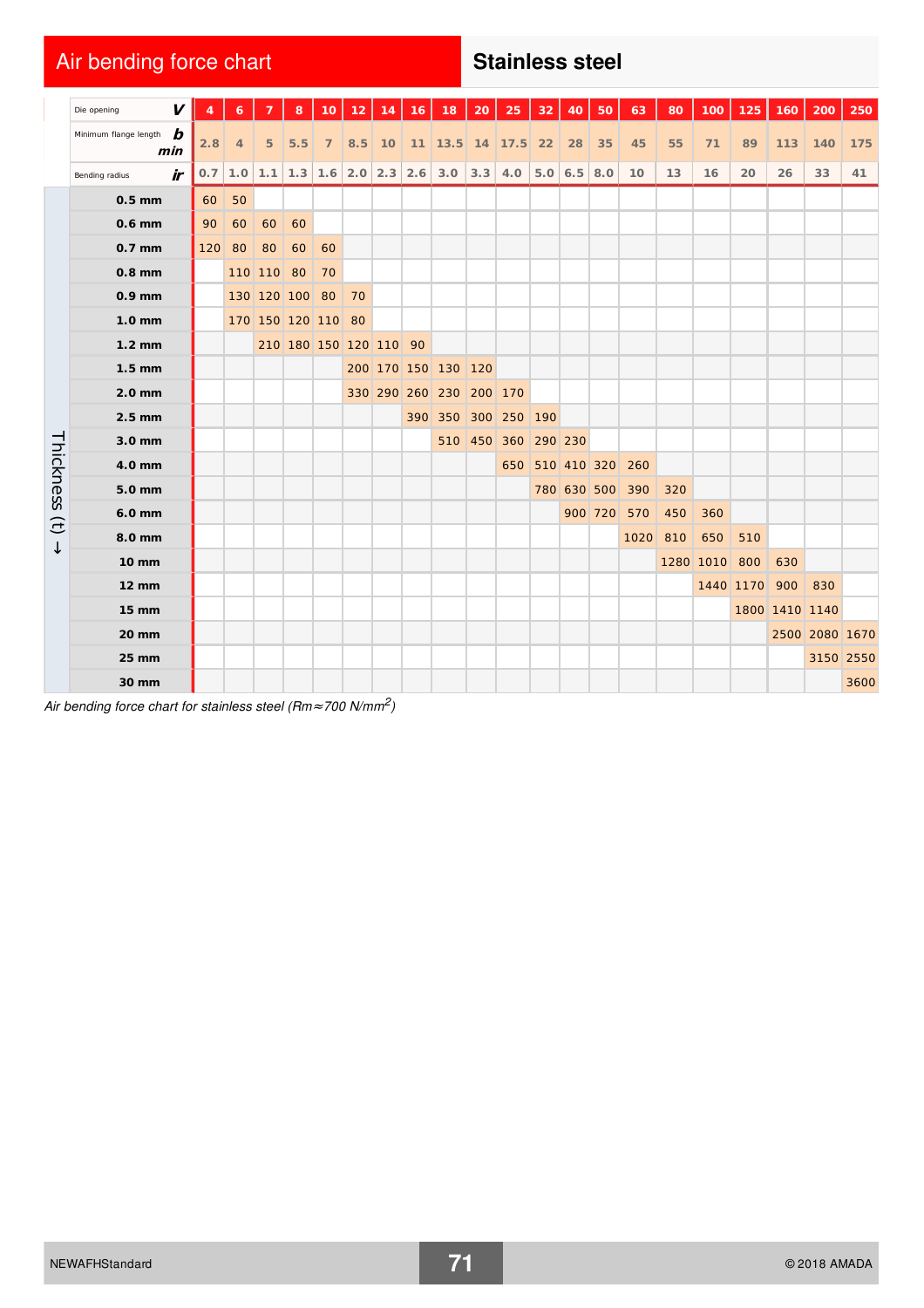# Air bending force chart

## Stainless steel

| Die opening *V* | 4 | 6 | 7 | 8 | 10 | 12 | 14 | 16 | 18 | 20 | 25 | 32 | 40 | 50 | 63 | 80 | 100 | 125 | 160 | 200 | 250 |
|---|---|---|---|---|---|---|---|---|---|---|---|---|---|---|---|---|---|---|---|---|---|
| Minimum flange length *b min* | 2.8 | 4 | 5 | 5.5 | 7 | 8.5 | 10 | 11 | 13.5 | 14 | 17.5 | 22 | 28 | 35 | 45 | 55 | 71 | 89 | 113 | 140 | 175 |
| Bending radius *ir* | 0.7 | 1.0 | 1.1 | 1.3 | 1.6 | 2.0 | 2.3 | 2.6 | 3.0 | 3.3 | 4.0 | 5.0 | 6.5 | 8.0 | 10 | 13 | 16 | 20 | 26 | 33 | 41 |
| **Thickness (t) ↓** | | | | | | | | | | | | | | | | | | | | | |
| **0.5 mm** | 60 | 50 | | | | | | | | | | | | | | | | | | | |
| **0.6 mm** | 90 | 60 | 60 | 60 | | | | | | | | | | | | | | | | | |
| **0.7 mm** | 120 | 80 | 80 | 60 | 60 | | | | | | | | | | | | | | | | |
| **0.8 mm** | | 110 | 110 | 80 | 70 | | | | | | | | | | | | | | | | |
| **0.9 mm** | | 130 | 120 | 100 | 80 | 70 | | | | | | | | | | | | | | | |
| **1.0 mm** | | 170 | 150 | 120 | 110 | 80 | | | | | | | | | | | | | | | |
| **1.2 mm** | | | 210 | 180 | 150 | 120 | 110 | 90 | | | | | | | | | | | | | |
| **1.5 mm** | | | | | | 200 | 170 | 150 | 130 | 120 | | | | | | | | | | | |
| **2.0 mm** | | | | | | 330 | 290 | 260 | 230 | 200 | 170 | | | | | | | | | | |
| **2.5 mm** | | | | | | | | 390 | 350 | 300 | 250 | 190 | | | | | | | | | |
| **3.0 mm** | | | | | | | | | 510 | 450 | 360 | 290 | 230 | | | | | | | | |
| **4.0 mm** | | | | | | | | | | | 650 | 510 | 410 | 320 | 260 | | | | | | |
| **5.0 mm** | | | | | | | | | | | | 780 | 630 | 500 | 390 | 320 | | | | | |
| **6.0 mm** | | | | | | | | | | | | | 900 | 720 | 570 | 450 | 360 | | | | |
| **8.0 mm** | | | | | | | | | | | | | | | 1020 | 810 | 650 | 510 | | | |
| **10 mm** | | | | | | | | | | | | | | | | 1280 | 1010 | 800 | 630 | | |
| **12 mm** | | | | | | | | | | | | | | | | | 1440 | 1170 | 900 | 830 | |
| **15 mm** | | | | | | | | | | | | | | | | | | 1800 | 1410 | 1140 | |
| **20 mm** | | | | | | | | | | | | | | | | | | | 2500 | 2080 | 1670 |
| **25 mm** | | | | | | | | | | | | | | | | | | | | 3150 | 2550 |
| **30 mm** | | | | | | | | | | | | | | | | | | | | | 3600 |

*Air bending force chart for stainless steel ($Rm \approx 700$ N/mm$^2$)*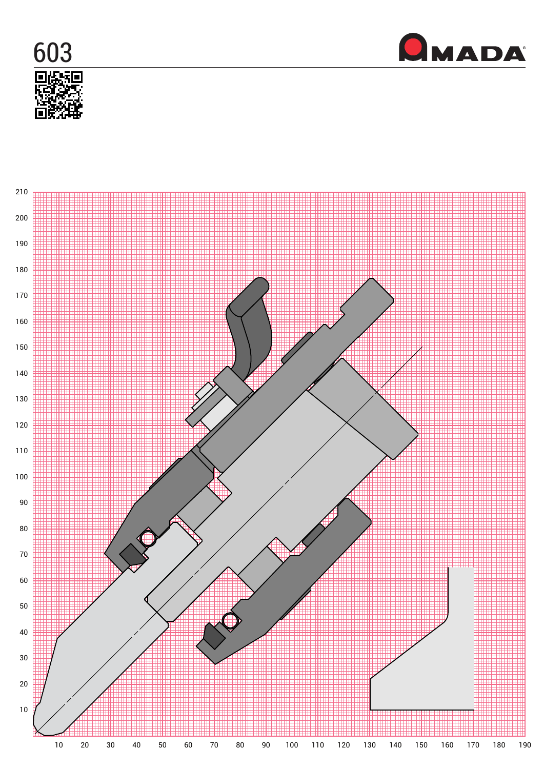# 603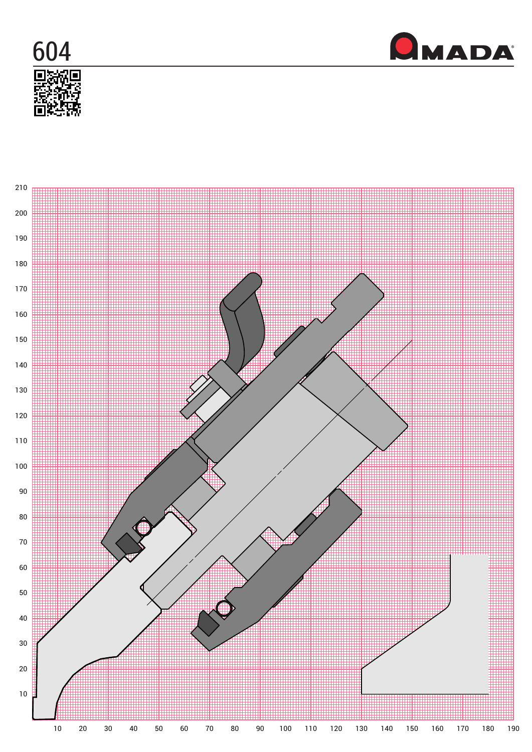# 604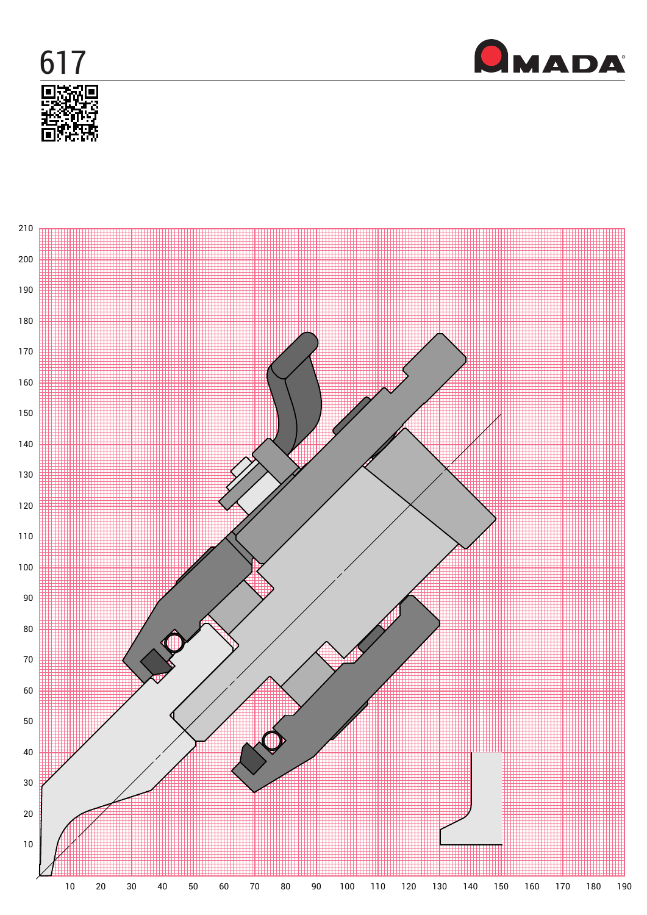# 617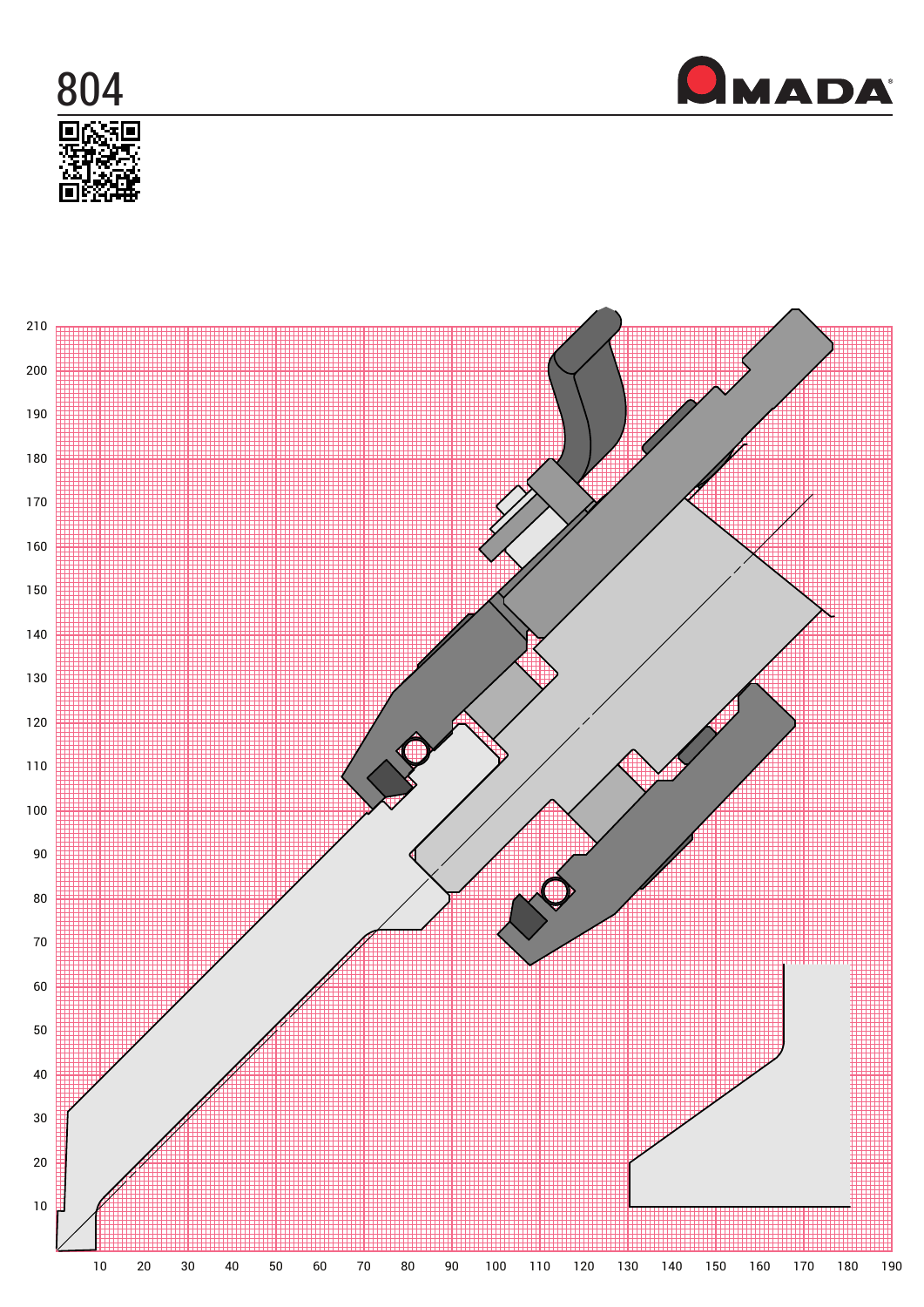# 804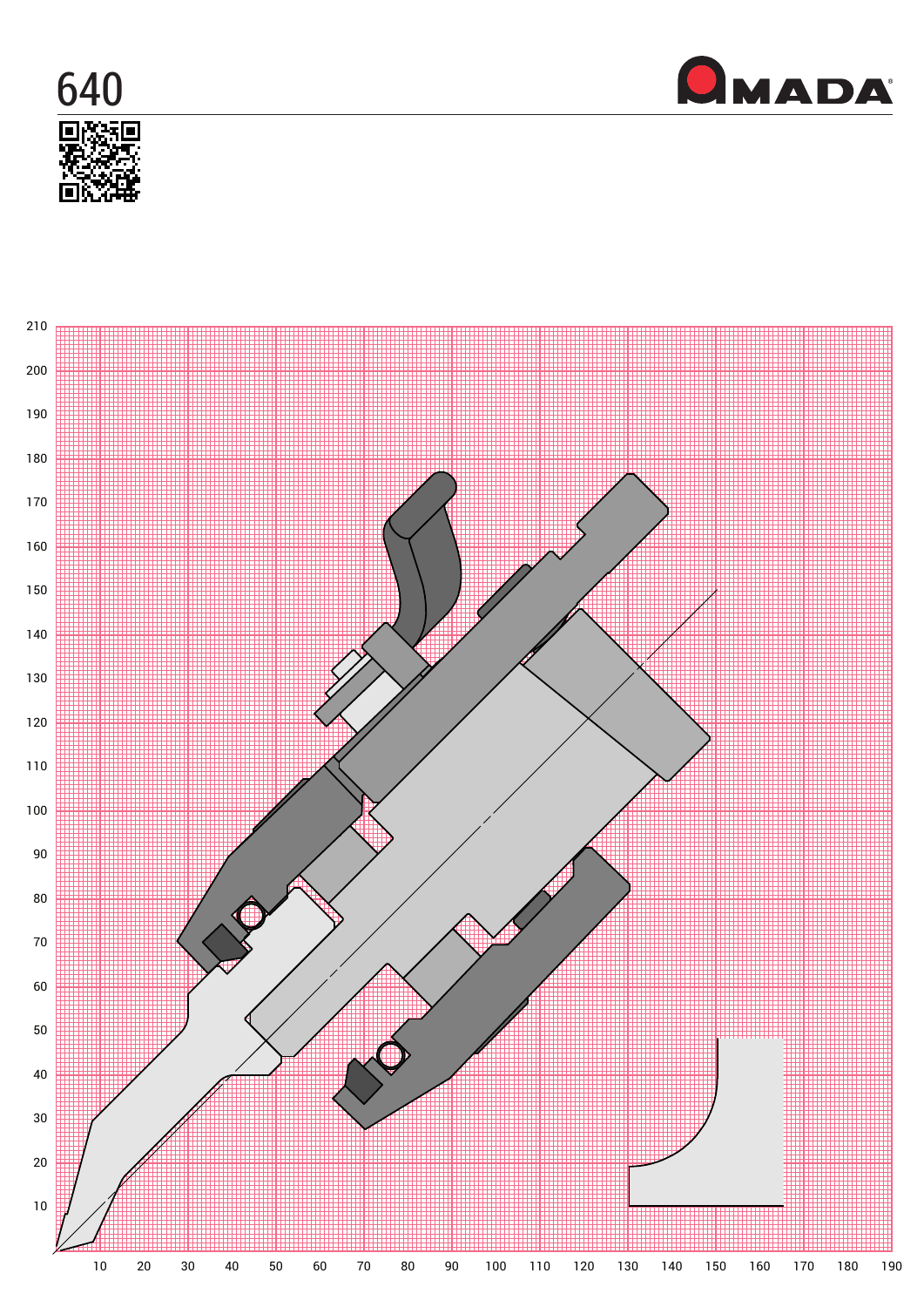# 640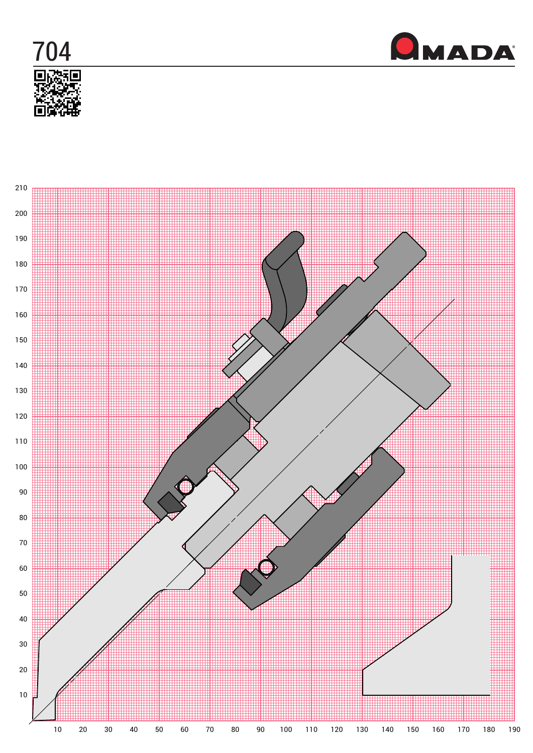# 704

AMADA

210
200
190
180
170
160
150
140
130
120
110
100
90
80
70
60
50
40
30
20
10

10 20 30 40 50 60 70 80 90 100 110 120 130 140 150 160 170 180 190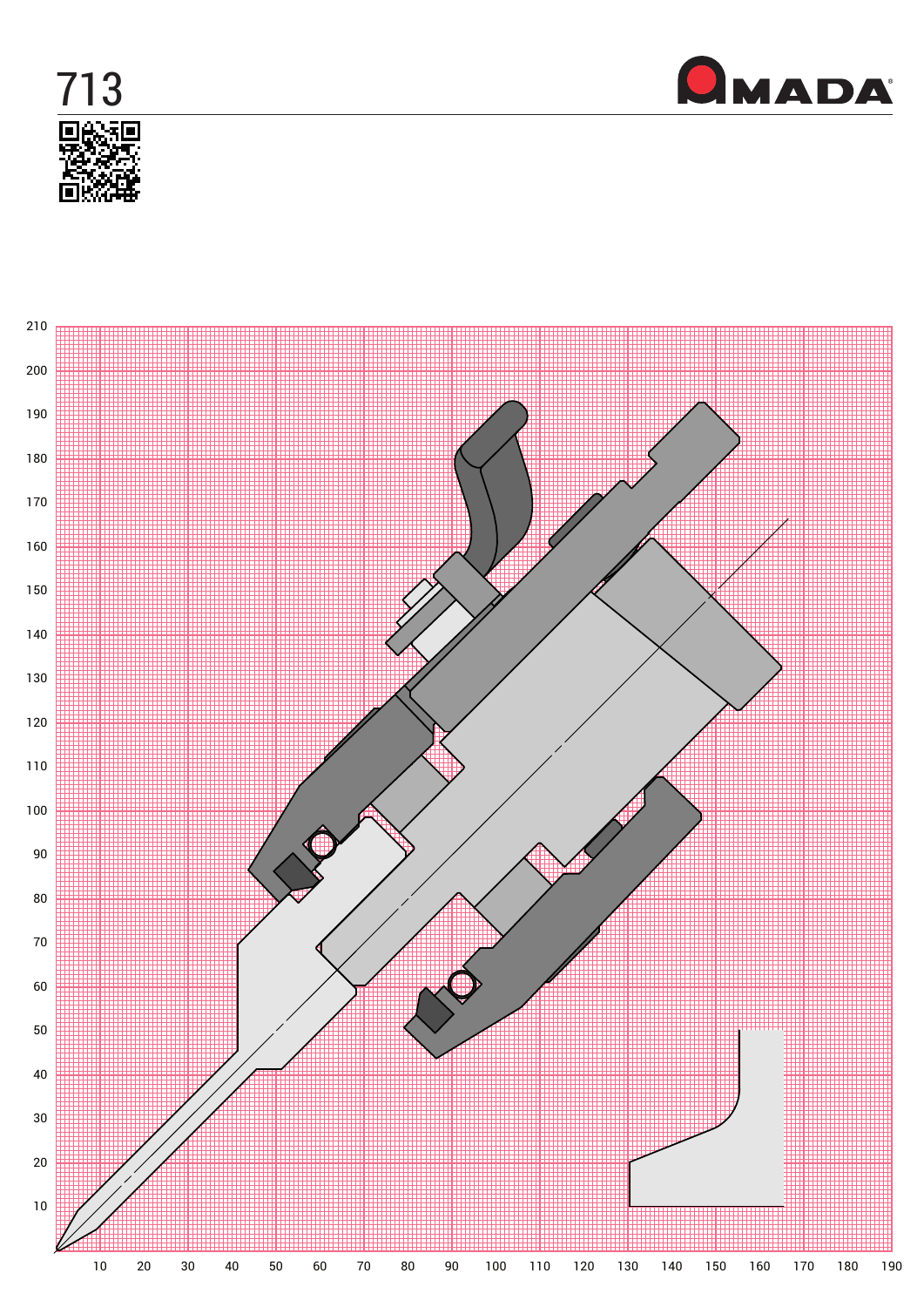# 713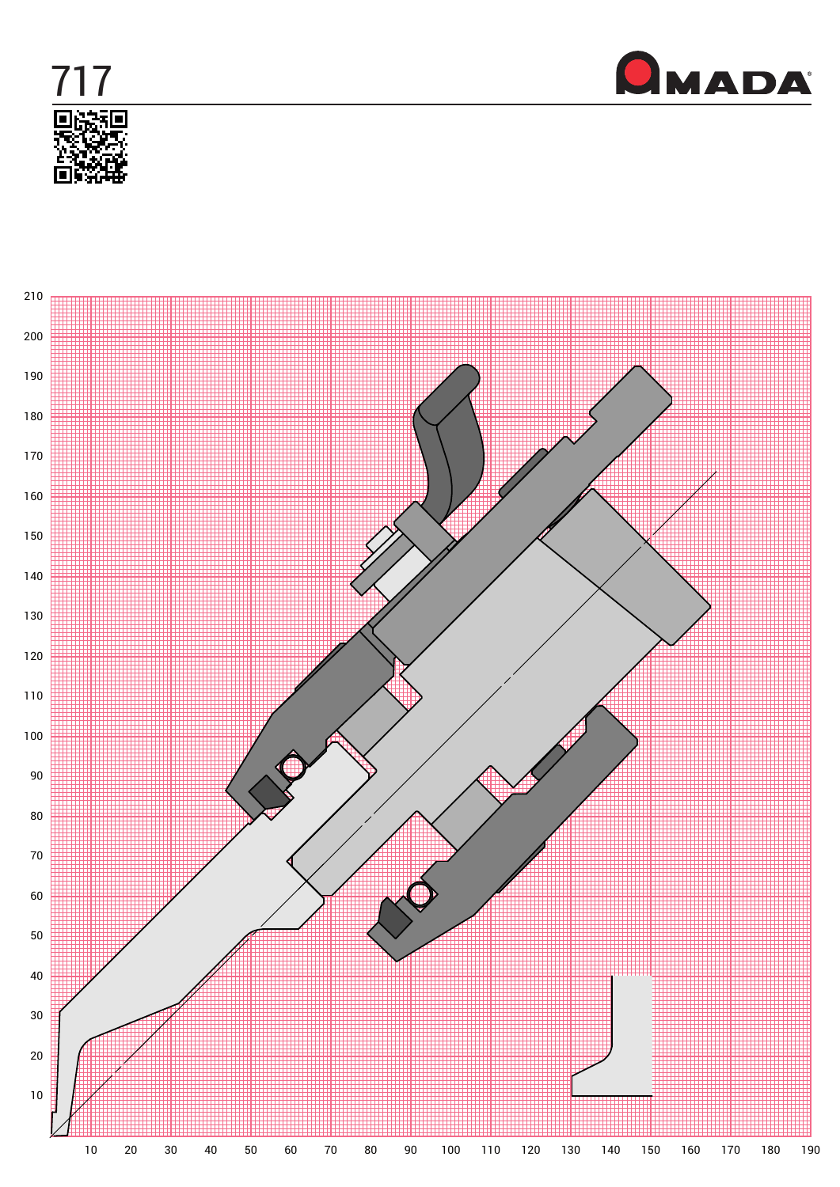# 717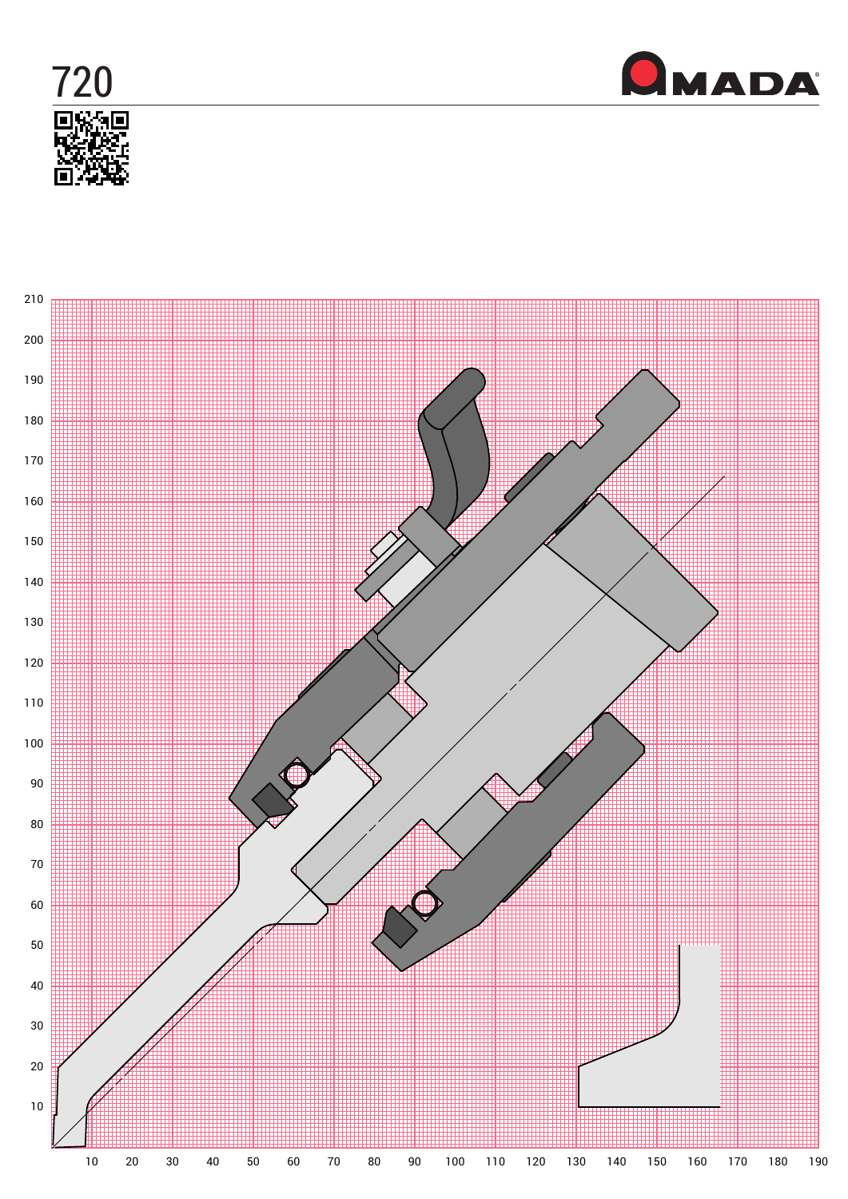# 720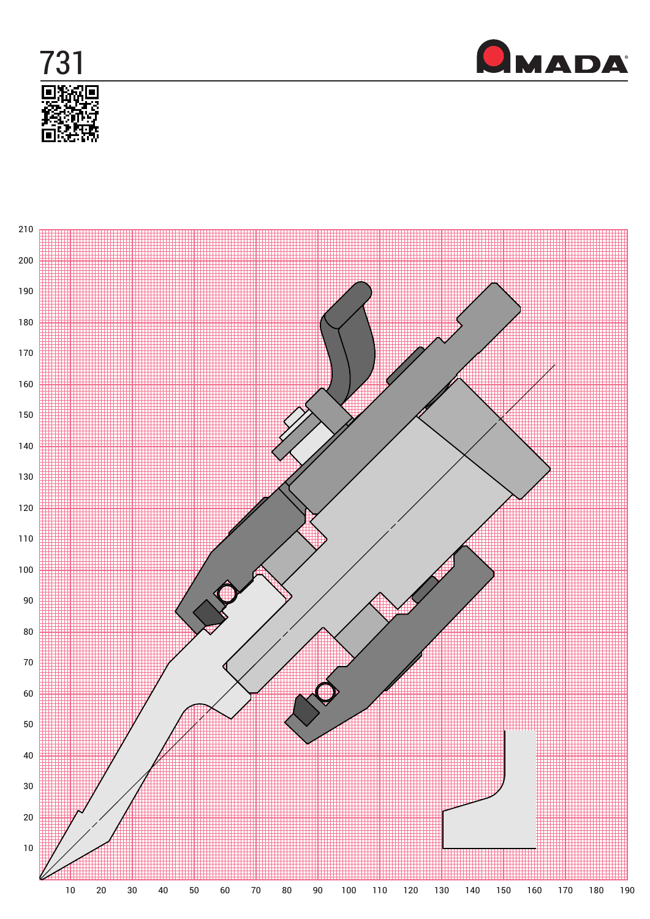# 731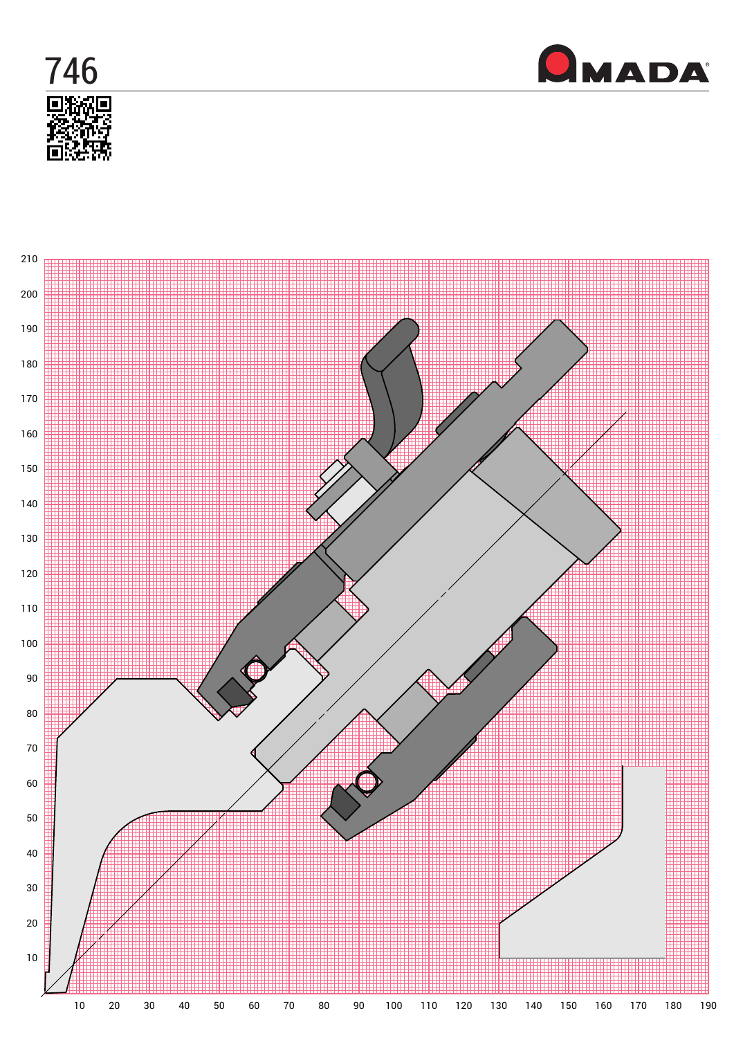# 746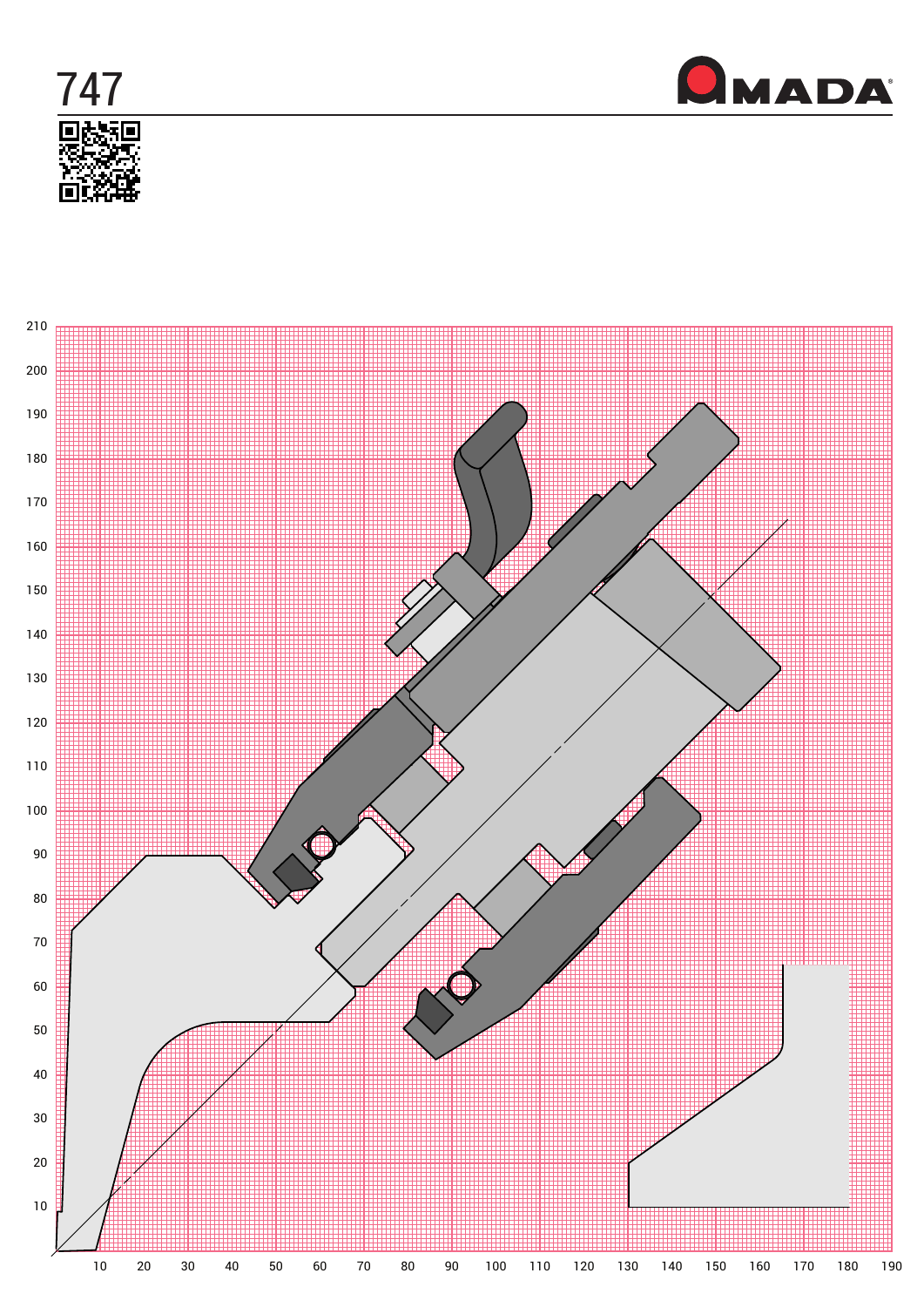# 747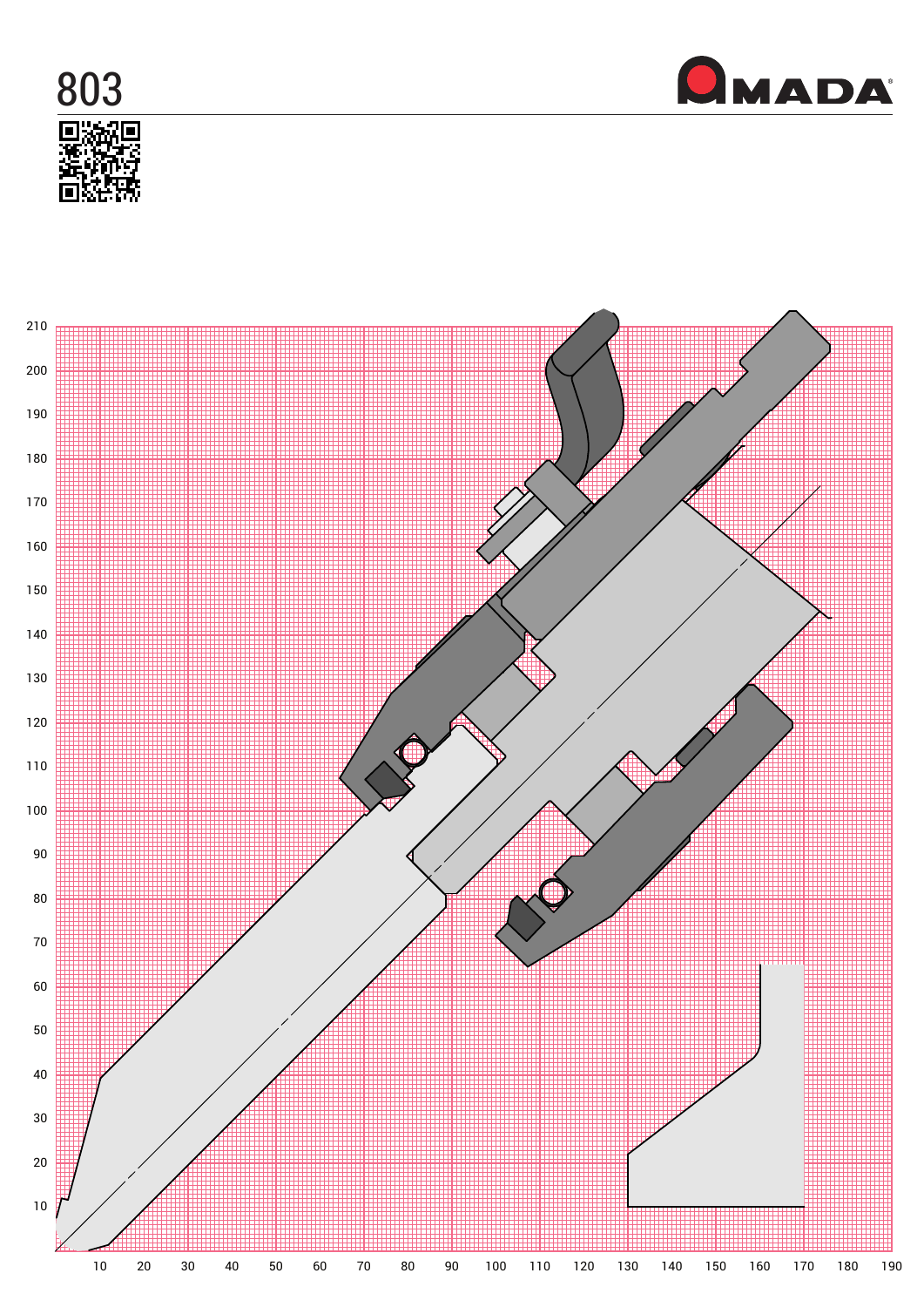# 803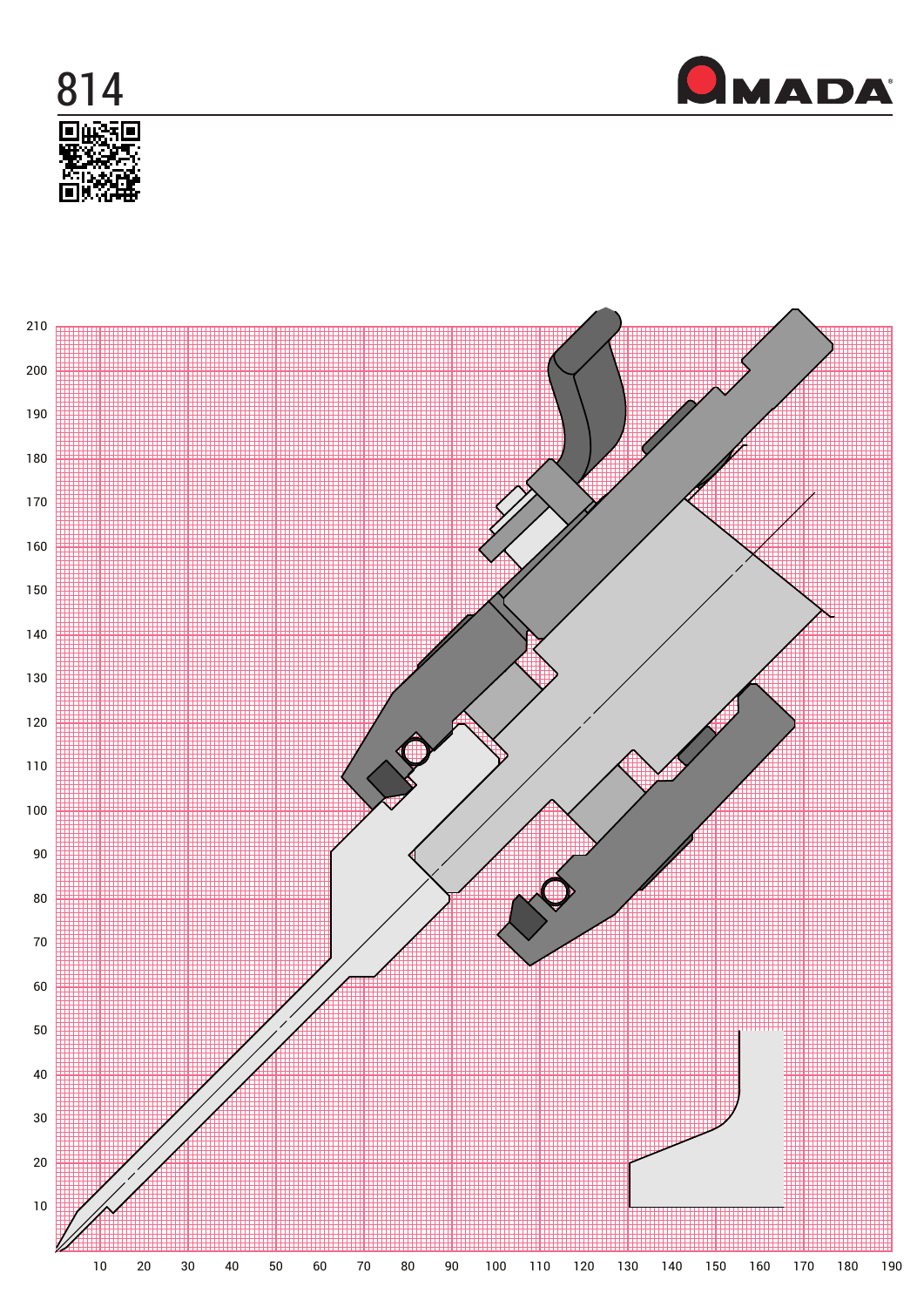# 814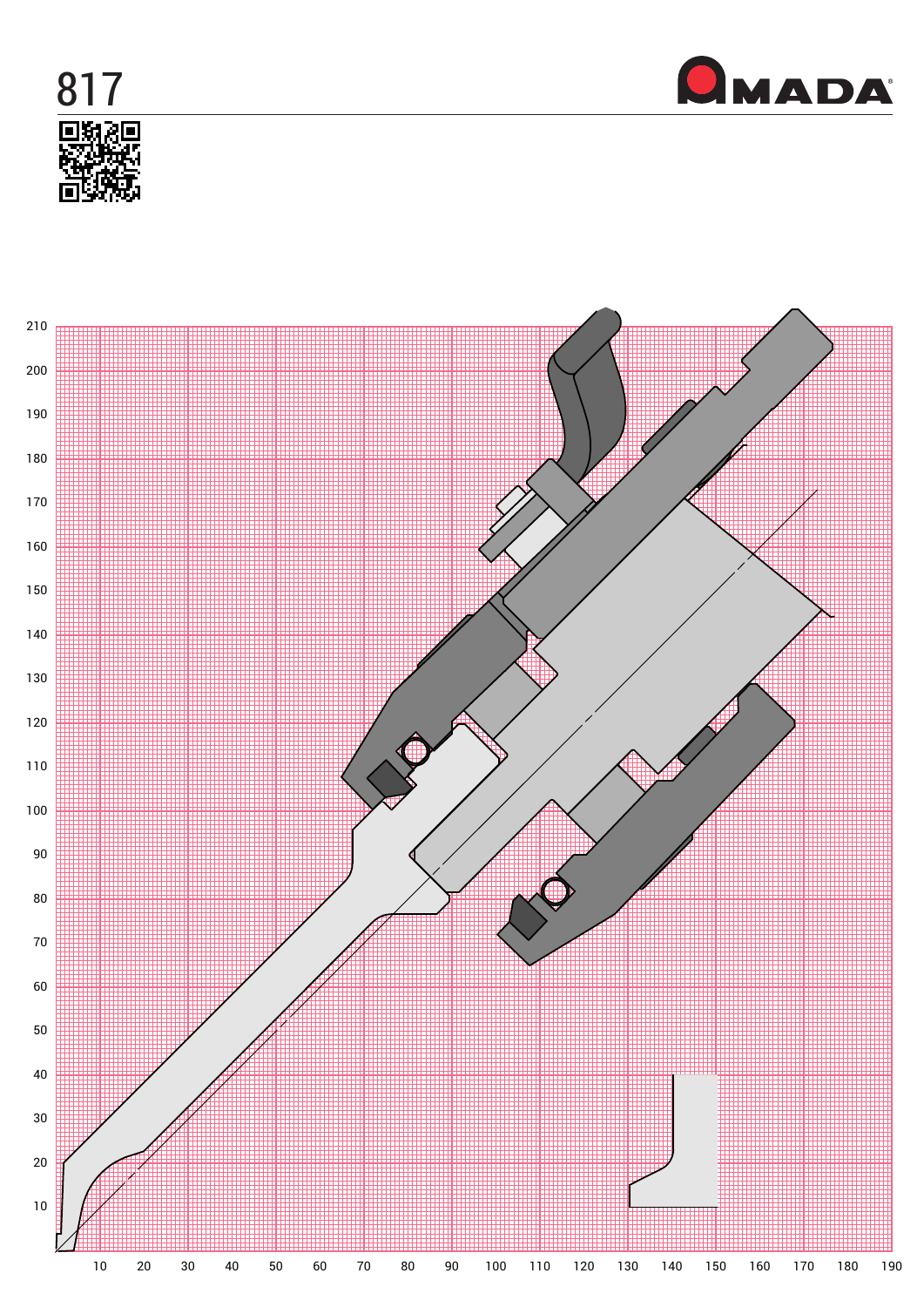# 817

AMADA

210
200
190
180
170
160
150
140
130
120
110
100
90
80
70
60
50
40
30
20
10

10 20 30 40 50 60 70 80 90 100 110 120 130 140 150 160 170 180 190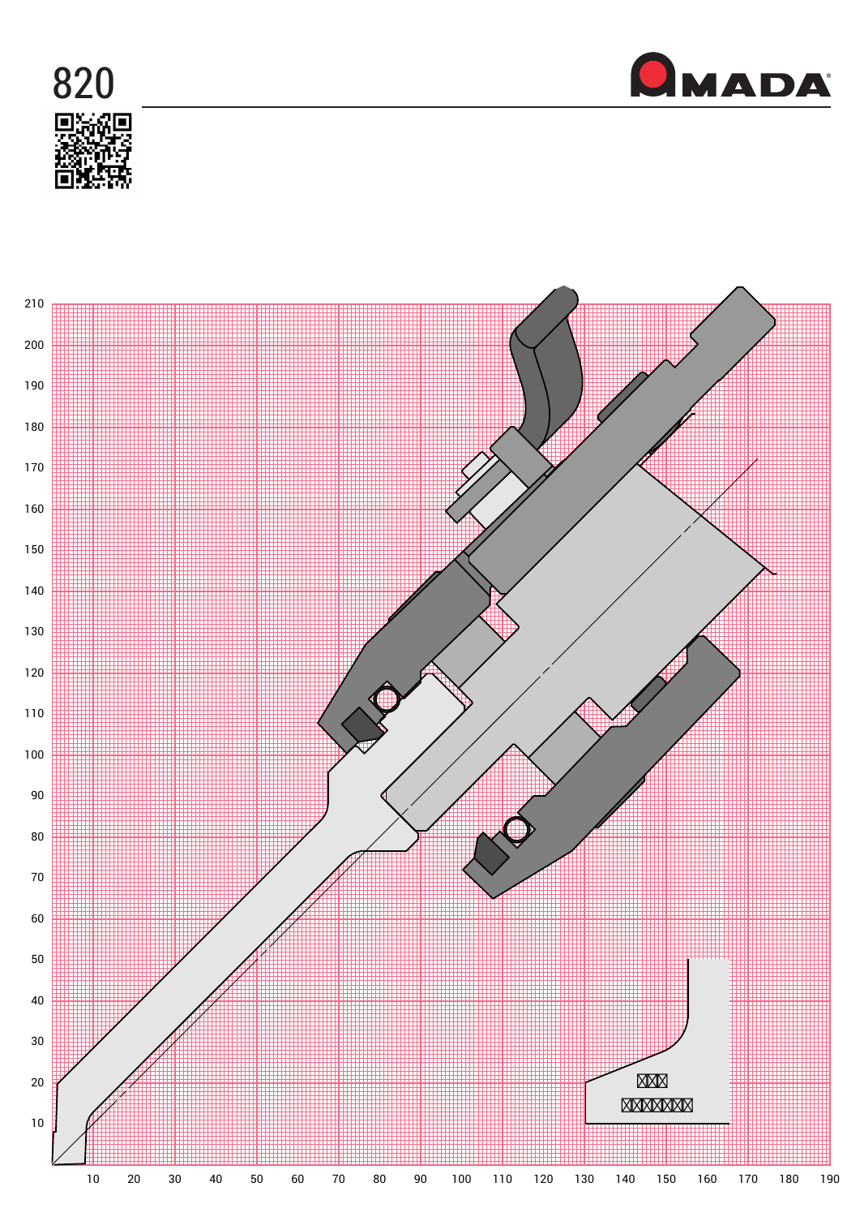# 820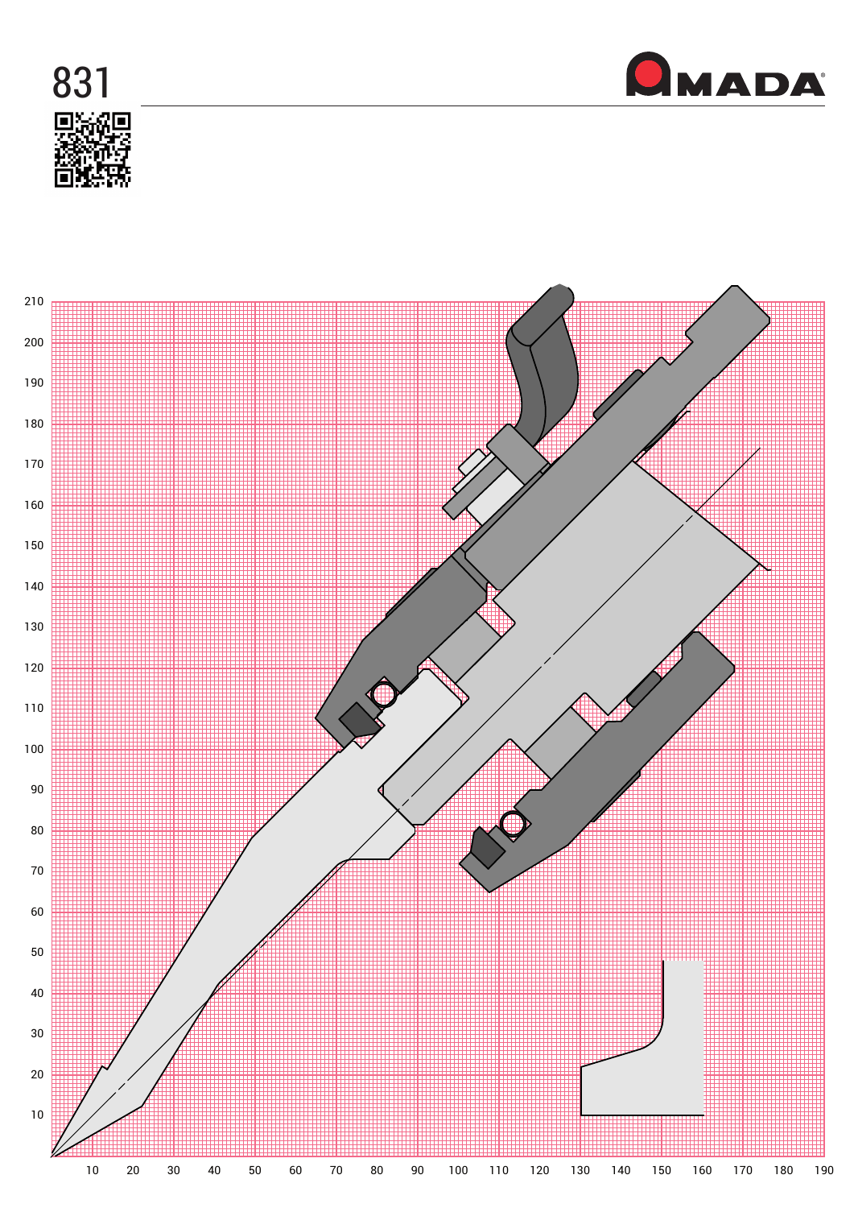# 831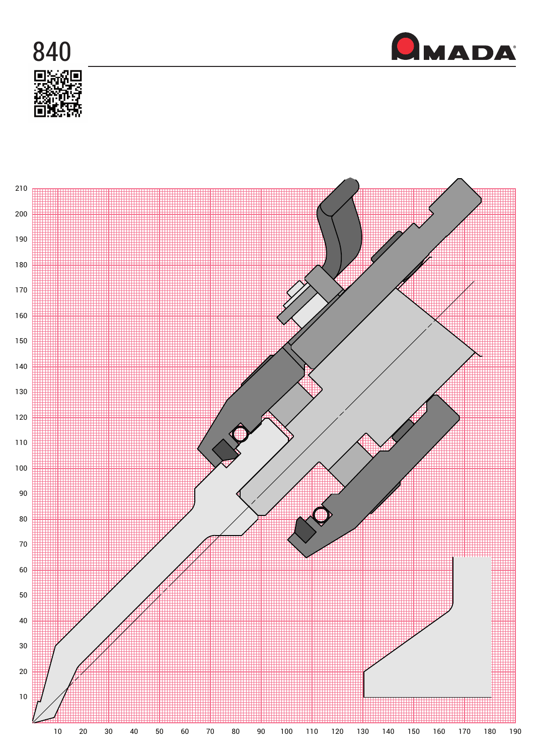# 840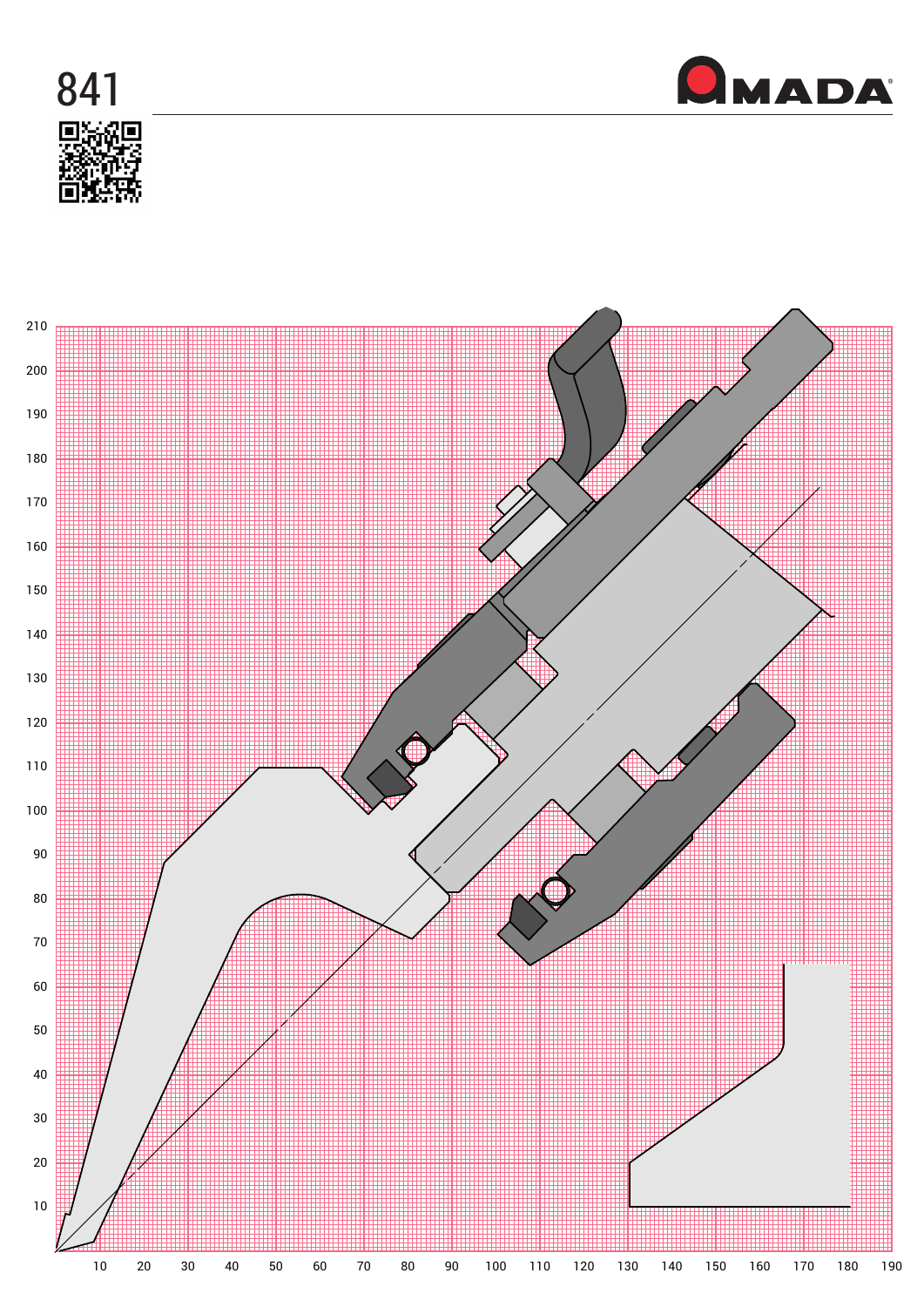# 841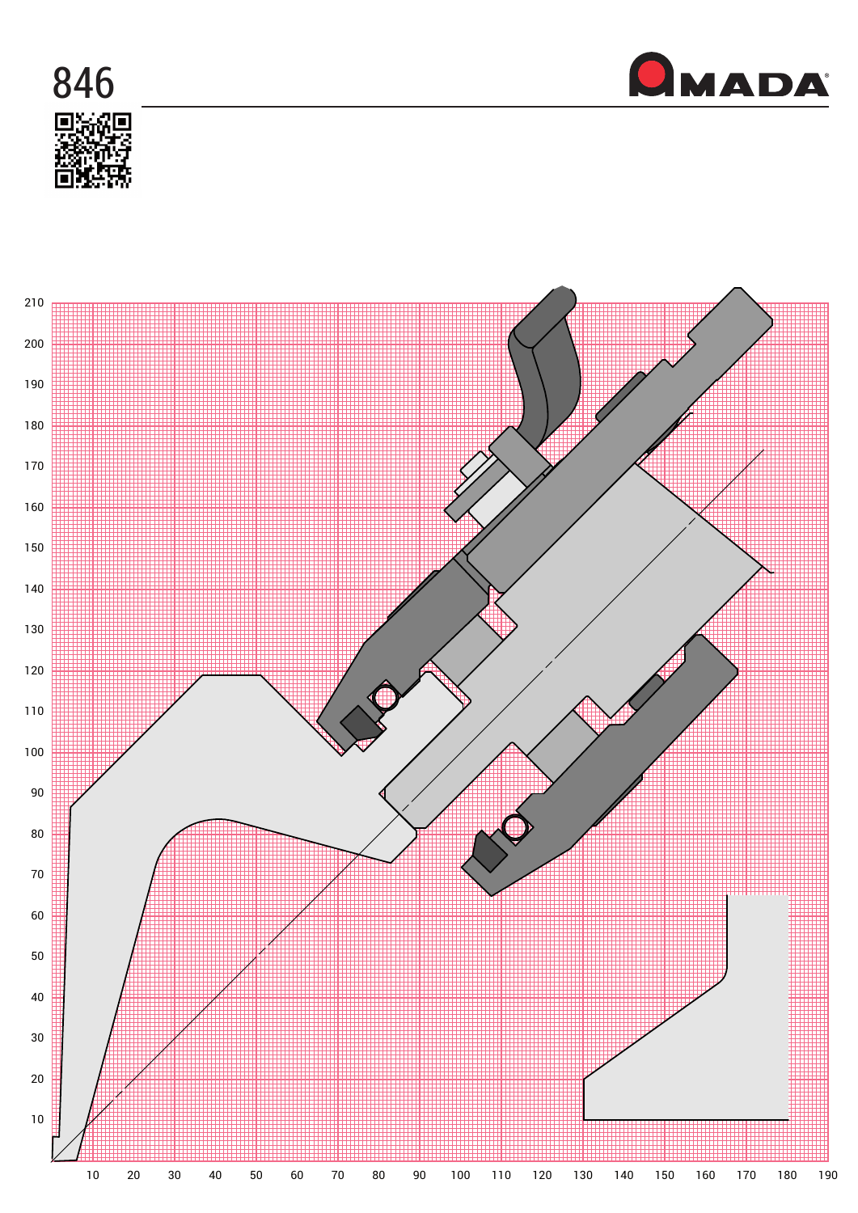# 846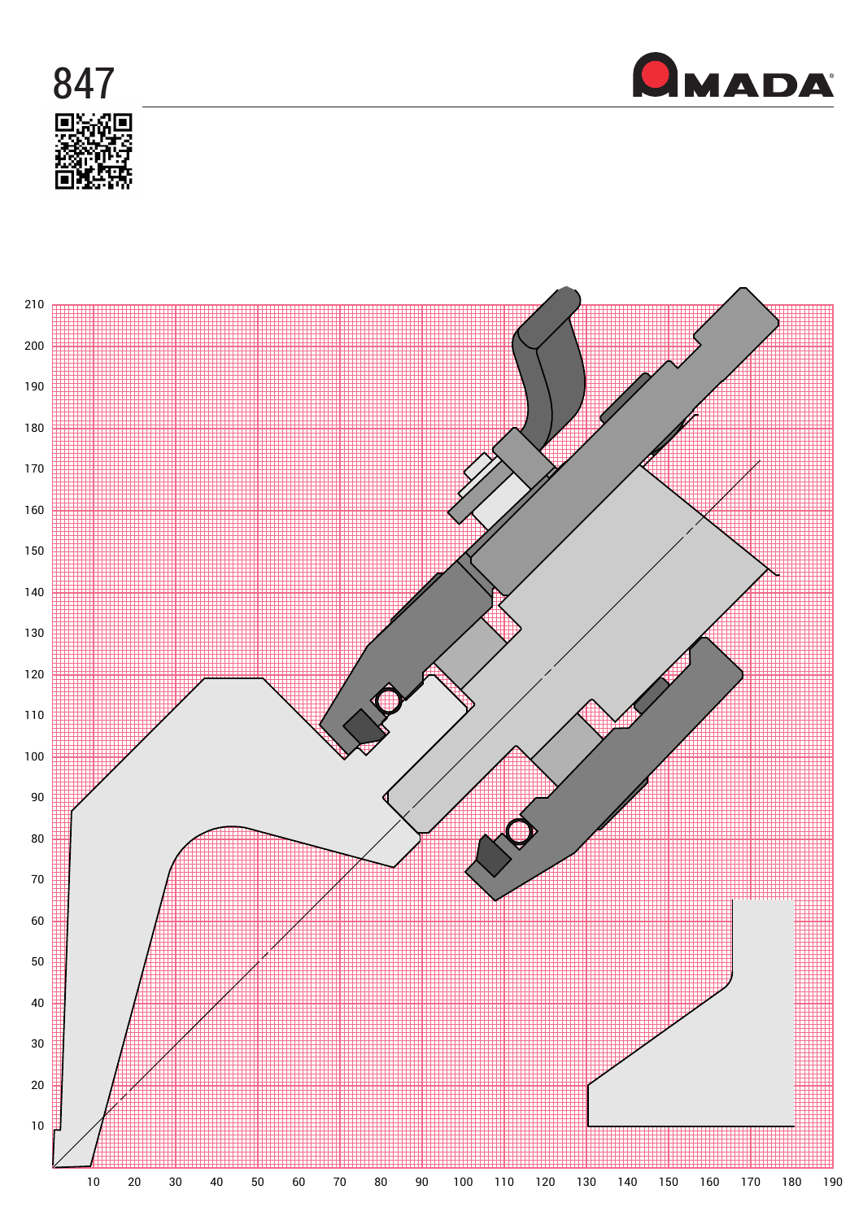# 847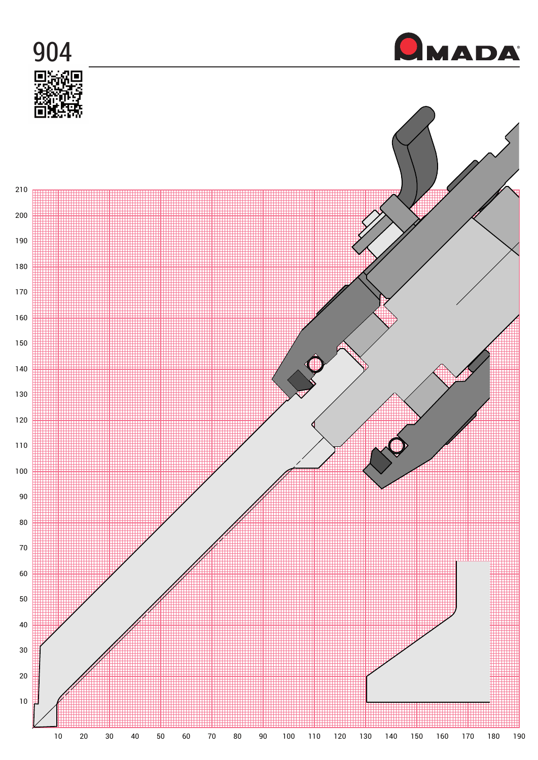# 904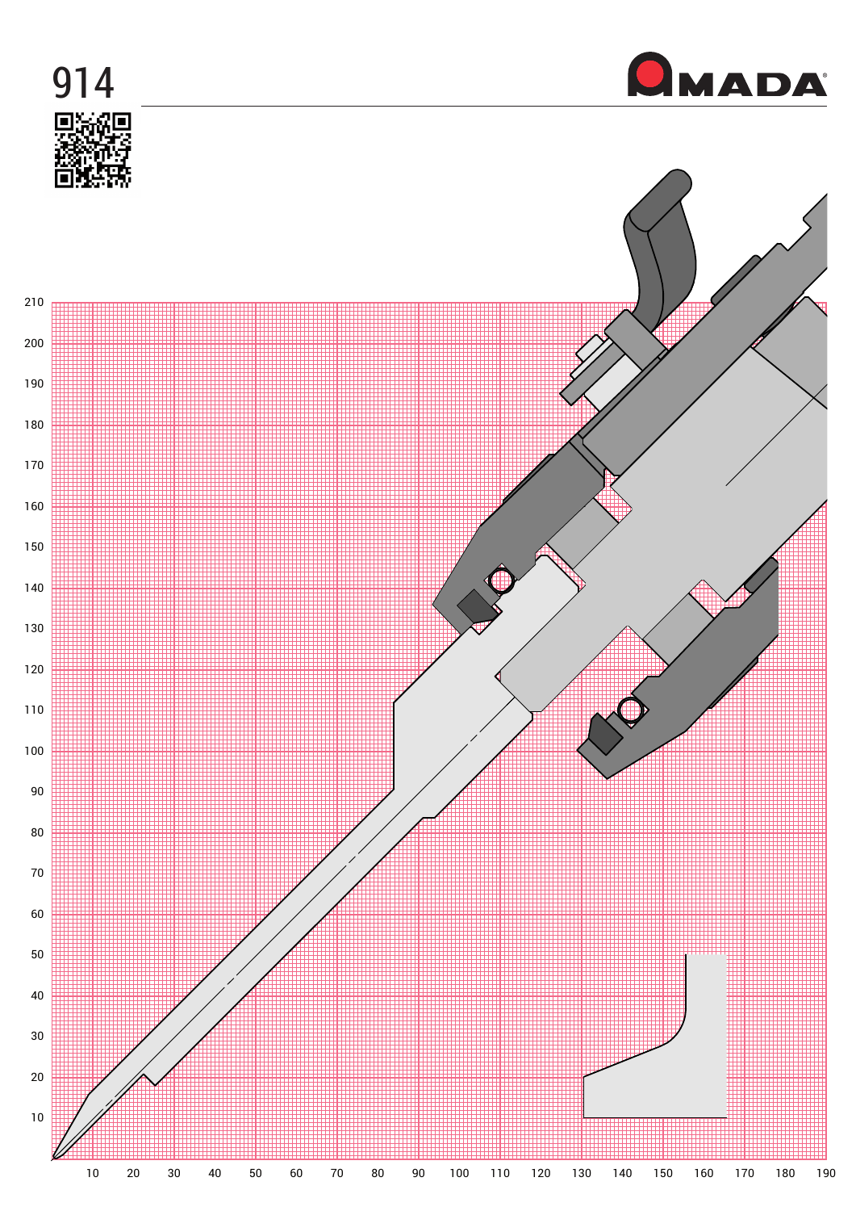# 914

AMADA

210
200
190
180
170
160
150
140
130
120
110
100
90
80
70
60
50
40
30
20
10

10 20 30 40 50 60 70 80 90 100 110 120 130 140 150 160 170 180 190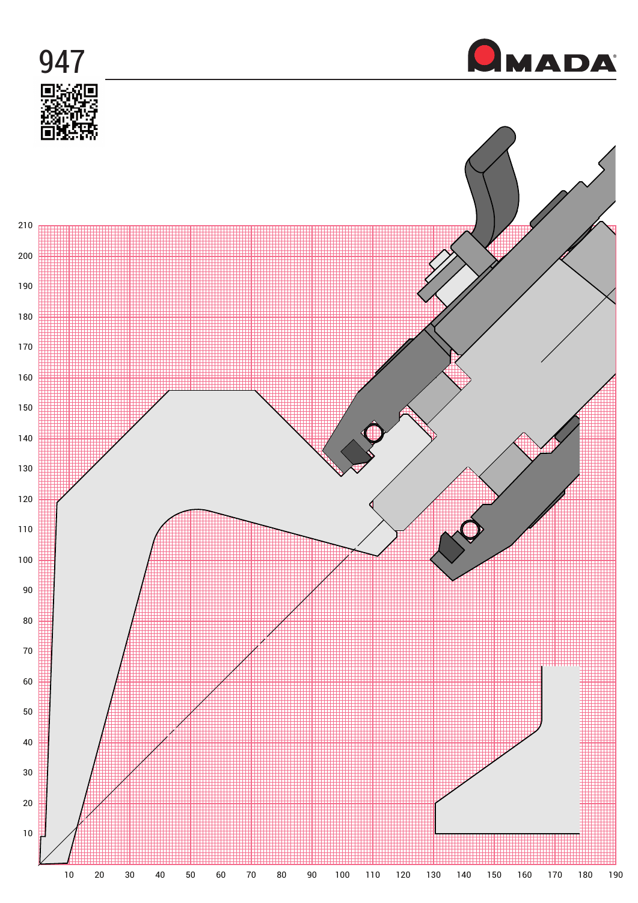# 947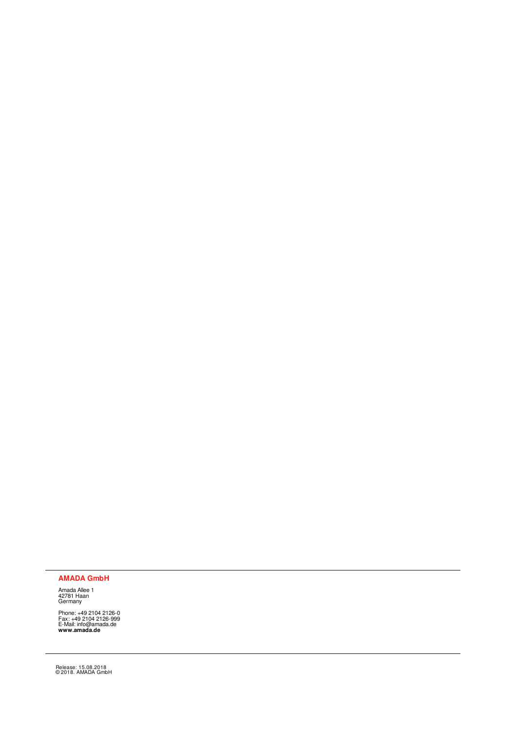**AMADA GmbH**

Amada Allee 1
42781 Haan
Germany

Phone: +49 2104 2126-0
Fax: +49 2104 2126-999
E-Mail: info@amada.de
**www.amada.de**

Release: 15.08.2018
© 2018. AMADA GmbH